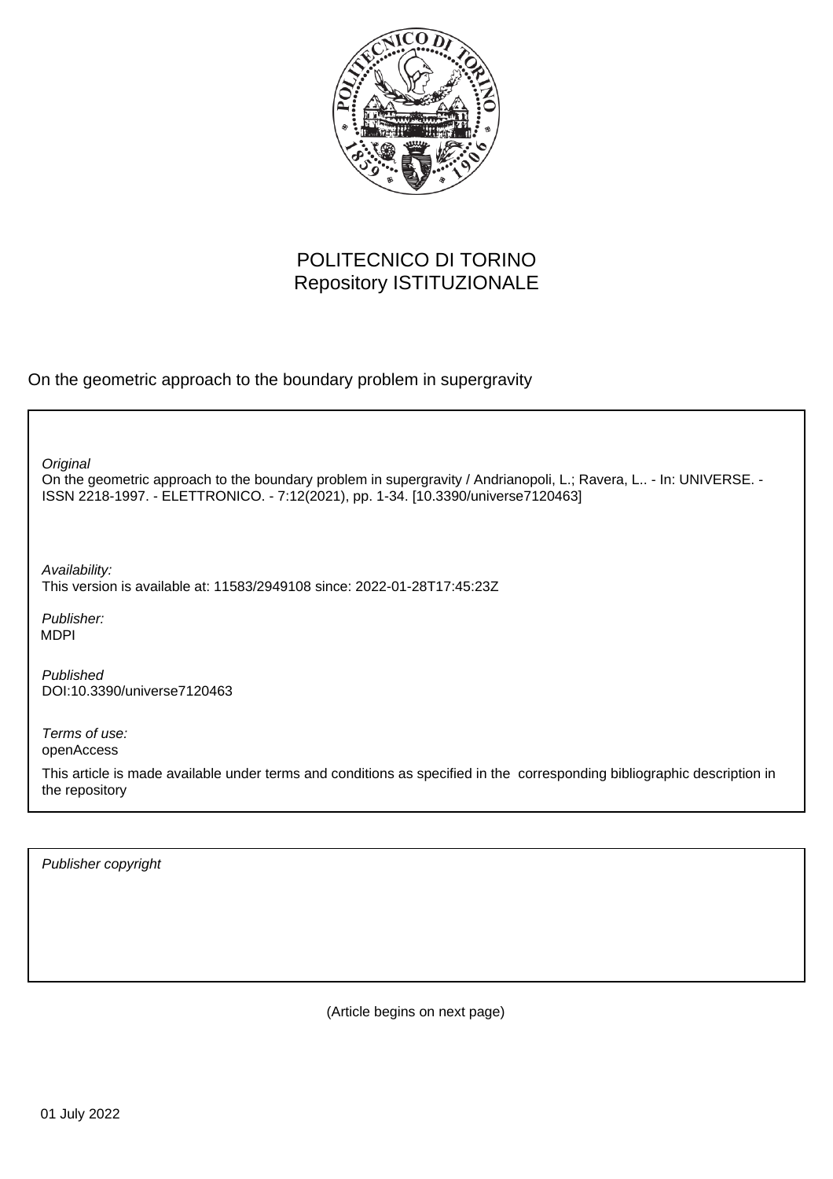POLITECNICO DI TORINO
Repository ISTITUZIONALE

On the geometric approach to the boundary problem in supergravity

*Original*
On the geometric approach to the boundary problem in supergravity / Andrianopoli, L.; Ravera, L.. - In: UNIVERSE. - ISSN 2218-1997. - ELETTRONICO. - 7:12(2021), pp. 1-34. [10.3390/universe7120463]

*Availability:*
This version is available at: 11583/2949108 since: 2022-01-28T17:45:23Z

*Publisher:*
MDPI

*Published*
DOI:10.3390/universe7120463

*Terms of use:*
openAccess

This article is made available under terms and conditions as specified in the corresponding bibliographic description in the repository

*Publisher copyright*

(Article begins on next page)

01 July 2022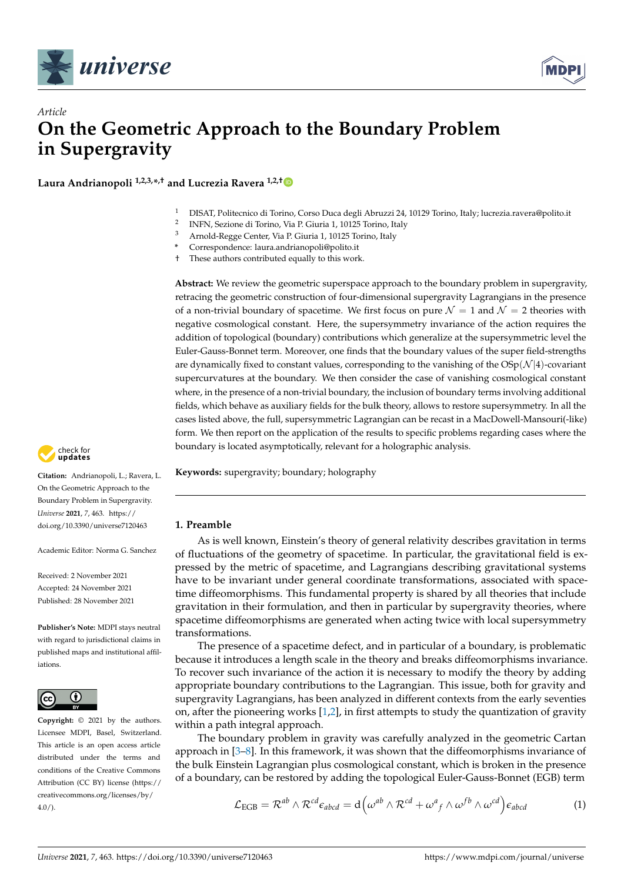## Article

# On the Geometric Approach to the Boundary Problem in Supergravity

**Laura Andrianopoli [1,2,3,*,†] and Lucrezia Ravera [1,2,†]**

1. DISAT, Politecnico di Torino, Corso Duca degli Abruzzi 24, 10129 Torino, Italy; lucrezia.ravera@polito.it
2. INFN, Sezione di Torino, Via P. Giuria 1, 10125 Torino, Italy
3. Arnold-Regge Center, Via P. Giuria 1, 10125 Torino, Italy

\* Correspondence: laura.andrianopoli@polito.it
† These authors contributed equally to this work.

**Abstract:** We review the geometric superspace approach to the boundary problem in supergravity, retracing the geometric construction of four-dimensional supergravity Lagrangians in the presence of a non-trivial boundary of spacetime. We first focus on pure $\mathcal{N}=1$ and $\mathcal{N}=2$ theories with negative cosmological constant. Here, the supersymmetry invariance of the action requires the addition of topological (boundary) contributions which generalize at the supersymmetric level the Euler-Gauss-Bonnet term. Moreover, one finds that the boundary values of the super field-strengths are dynamically fixed to constant values, corresponding to the vanishing of the $\mathrm{OSp}(\mathcal{N}|4)$-covariant supercurvatures at the boundary. We then consider the case of vanishing cosmological constant where, in the presence of a non-trivial boundary, the inclusion of boundary terms involving additional fields, which behave as auxiliary fields for the bulk theory, allows to restore supersymmetry. In all the cases listed above, the full, supersymmetric Lagrangian can be recast in a MacDowell-Mansouri(-like) form. We then report on the application of the results to specific problems regarding cases where the boundary is located asymptotically, relevant for a holographic analysis.

**Keywords:** supergravity; boundary; holography

**Citation:** Andrianopoli, L.; Ravera, L. On the Geometric Approach to the Boundary Problem in Supergravity. *Universe* **2021**, *7*, 463. https://doi.org/10.3390/universe7120463

Academic Editor: Norma G. Sanchez

Received: 2 November 2021
Accepted: 24 November 2021
Published: 28 November 2021

**Publisher's Note:** MDPI stays neutral with regard to jurisdictional claims in published maps and institutional affiliations.

**Copyright:** © 2021 by the authors. Licensee MDPI, Basel, Switzerland. This article is an open access article distributed under the terms and conditions of the Creative Commons Attribution (CC BY) license (https://creativecommons.org/licenses/by/4.0/).

## 1. Preamble

As is well known, Einstein's theory of general relativity describes gravitation in terms of fluctuations of the geometry of spacetime. In particular, the gravitational field is expressed by the metric of spacetime, and Lagrangians describing gravitational systems have to be invariant under general coordinate transformations, associated with spacetime diffeomorphisms. This fundamental property is shared by all theories that include gravitation in their formulation, and then in particular by supergravity theories, where spacetime diffeomorphisms are generated when acting twice with local supersymmetry transformations.

The presence of a spacetime defect, and in particular of a boundary, is problematic because it introduces a length scale in the theory and breaks diffeomorphisms invariance. To recover such invariance of the action it is necessary to modify the theory by adding appropriate boundary contributions to the Lagrangian. This issue, both for gravity and supergravity Lagrangians, has been analyzed in different contexts from the early seventies on, after the pioneering works [1,2], in first attempts to study the quantization of gravity within a path integral approach.

The boundary problem in gravity was carefully analyzed in the geometric Cartan approach in [3–8]. In this framework, it was shown that the diffeomorphisms invariance of the bulk Einstein Lagrangian plus cosmological constant, which is broken in the presence of a boundary, can be restored by adding the topological Euler-Gauss-Bonnet (EGB) term

$$\mathcal{L}_{\rm EGB} = \mathcal{R}^{ab} \wedge \mathcal{R}^{cd} \epsilon_{abcd} = \mathrm{d}\left(\omega^{ab} \wedge \mathcal{R}^{cd} + \omega^{a}{}_{f} \wedge \omega^{fb} \wedge \omega^{cd}\right)\epsilon_{abcd} \tag{1}$$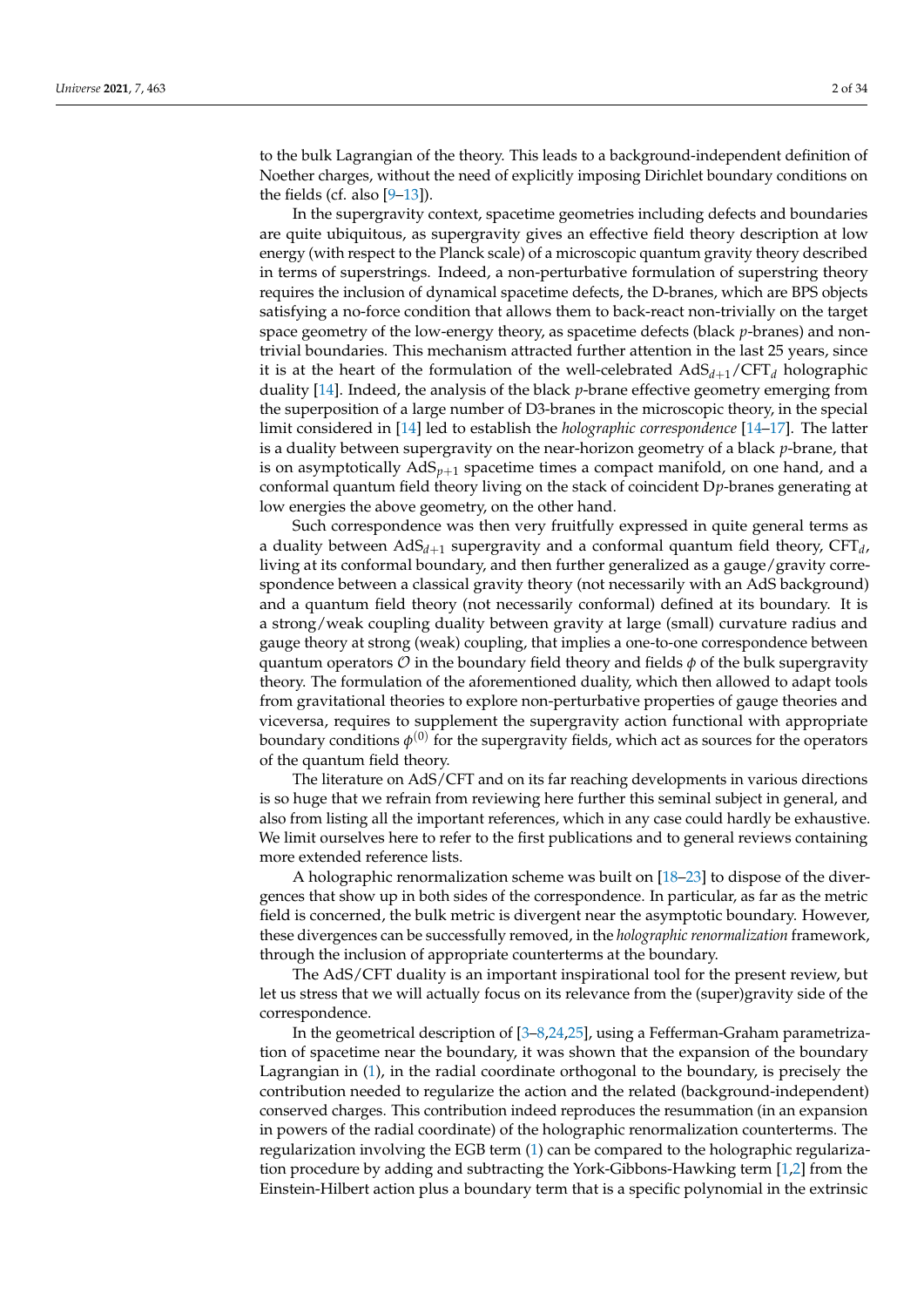to the bulk Lagrangian of the theory. This leads to a background-independent definition of Noether charges, without the need of explicitly imposing Dirichlet boundary conditions on the fields (cf. also [9–13]).

In the supergravity context, spacetime geometries including defects and boundaries are quite ubiquitous, as supergravity gives an effective field theory description at low energy (with respect to the Planck scale) of a microscopic quantum gravity theory described in terms of superstrings. Indeed, a non-perturbative formulation of superstring theory requires the inclusion of dynamical spacetime defects, the D-branes, which are BPS objects satisfying a no-force condition that allows them to back-react non-trivially on the target space geometry of the low-energy theory, as spacetime defects (black $p$-branes) and non-trivial boundaries. This mechanism attracted further attention in the last 25 years, since it is at the heart of the formulation of the well-celebrated $\mathrm{AdS}_{d+1}/\mathrm{CFT}_d$ holographic duality [14]. Indeed, the analysis of the black $p$-brane effective geometry emerging from the superposition of a large number of D3-branes in the microscopic theory, in the special limit considered in [14] led to establish the *holographic correspondence* [14–17]. The latter is a duality between supergravity on the near-horizon geometry of a black $p$-brane, that is on asymptotically $\mathrm{AdS}_{p+1}$ spacetime times a compact manifold, on one hand, and a conformal quantum field theory living on the stack of coincident D$p$-branes generating at low energies the above geometry, on the other hand.

Such correspondence was then very fruitfully expressed in quite general terms as a duality between $\mathrm{AdS}_{d+1}$ supergravity and a conformal quantum field theory, $\mathrm{CFT}_d$, living at its conformal boundary, and then further generalized as a gauge/gravity correspondence between a classical gravity theory (not necessarily with an AdS background) and a quantum field theory (not necessarily conformal) defined at its boundary. It is a strong/weak coupling duality between gravity at large (small) curvature radius and gauge theory at strong (weak) coupling, that implies a one-to-one correspondence between quantum operators $\mathcal{O}$ in the boundary field theory and fields $\phi$ of the bulk supergravity theory. The formulation of the aforementioned duality, which then allowed to adapt tools from gravitational theories to explore non-perturbative properties of gauge theories and viceversa, requires to supplement the supergravity action functional with appropriate boundary conditions $\phi^{(0)}$ for the supergravity fields, which act as sources for the operators of the quantum field theory.

The literature on AdS/CFT and on its far reaching developments in various directions is so huge that we refrain from reviewing here further this seminal subject in general, and also from listing all the important references, which in any case could hardly be exhaustive. We limit ourselves here to refer to the first publications and to general reviews containing more extended reference lists.

A holographic renormalization scheme was built on [18–23] to dispose of the divergences that show up in both sides of the correspondence. In particular, as far as the metric field is concerned, the bulk metric is divergent near the asymptotic boundary. However, these divergences can be successfully removed, in the *holographic renormalization* framework, through the inclusion of appropriate counterterms at the boundary.

The AdS/CFT duality is an important inspirational tool for the present review, but let us stress that we will actually focus on its relevance from the (super)gravity side of the correspondence.

In the geometrical description of [3–8,24,25], using a Fefferman-Graham parametrization of spacetime near the boundary, it was shown that the expansion of the boundary Lagrangian in (1), in the radial coordinate orthogonal to the boundary, is precisely the contribution needed to regularize the action and the related (background-independent) conserved charges. This contribution indeed reproduces the resummation (in an expansion in powers of the radial coordinate) of the holographic renormalization counterterms. The regularization involving the EGB term (1) can be compared to the holographic regularization procedure by adding and subtracting the York-Gibbons-Hawking term [1,2] from the Einstein-Hilbert action plus a boundary term that is a specific polynomial in the extrinsic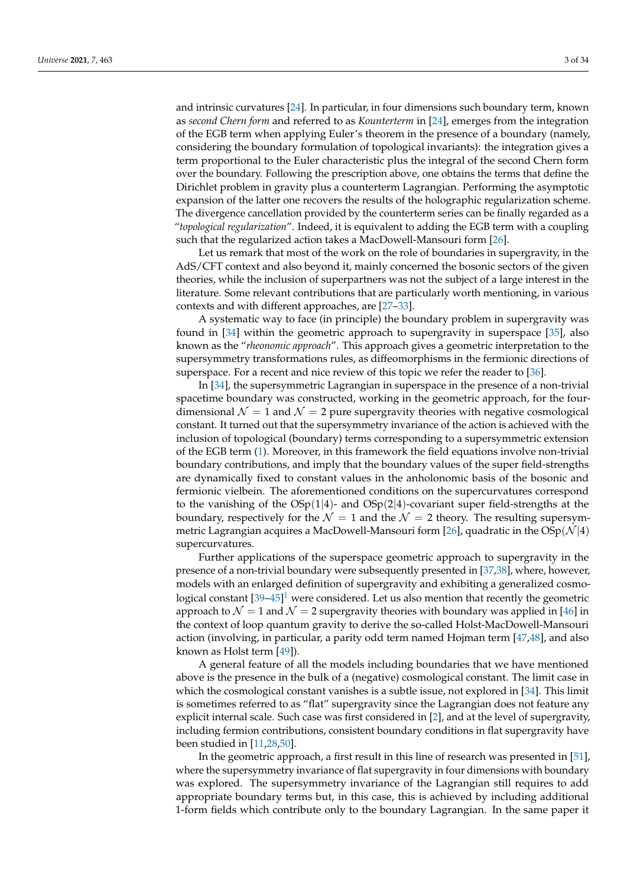and intrinsic curvatures [24]. In particular, in four dimensions such boundary term, known as *second Chern form* and referred to as *Kounterterm* in [24], emerges from the integration of the EGB term when applying Euler's theorem in the presence of a boundary (namely, considering the boundary formulation of topological invariants): the integration gives a term proportional to the Euler characteristic plus the integral of the second Chern form over the boundary. Following the prescription above, one obtains the terms that define the Dirichlet problem in gravity plus a counterterm Lagrangian. Performing the asymptotic expansion of the latter one recovers the results of the holographic regularization scheme. The divergence cancellation provided by the counterterm series can be finally regarded as a "*topological regularization*". Indeed, it is equivalent to adding the EGB term with a coupling such that the regularized action takes a MacDowell-Mansouri form [26].

Let us remark that most of the work on the role of boundaries in supergravity, in the AdS/CFT context and also beyond it, mainly concerned the bosonic sectors of the given theories, while the inclusion of superpartners was not the subject of a large interest in the literature. Some relevant contributions that are particularly worth mentioning, in various contexts and with different approaches, are [27–33].

A systematic way to face (in principle) the boundary problem in supergravity was found in [34] within the geometric approach to supergravity in superspace [35], also known as the "*rheonomic approach*". This approach gives a geometric interpretation to the supersymmetry transformations rules, as diffeomorphisms in the fermionic directions of superspace. For a recent and nice review of this topic we refer the reader to [36].

In [34], the supersymmetric Lagrangian in superspace in the presence of a non-trivial spacetime boundary was constructed, working in the geometric approach, for the four-dimensional $\mathcal{N} = 1$ and $\mathcal{N} = 2$ pure supergravity theories with negative cosmological constant. It turned out that the supersymmetry invariance of the action is achieved with the inclusion of topological (boundary) terms corresponding to a supersymmetric extension of the EGB term (1). Moreover, in this framework the field equations involve non-trivial boundary contributions, and imply that the boundary values of the super field-strengths are dynamically fixed to constant values in the anholonomic basis of the bosonic and fermionic vielbein. The aforementioned conditions on the supercurvatures correspond to the vanishing of the $\mathrm{OSp}(1|4)$- and $\mathrm{OSp}(2|4)$-covariant super field-strengths at the boundary, respectively for the $\mathcal{N} = 1$ and the $\mathcal{N} = 2$ theory. The resulting supersymmetric Lagrangian acquires a MacDowell-Mansouri form [26], quadratic in the $\mathrm{OSp}(\mathcal{N}|4)$ supercurvatures.

Further applications of the superspace geometric approach to supergravity in the presence of a non-trivial boundary were subsequently presented in [37,38], where, however, models with an enlarged definition of supergravity and exhibiting a generalized cosmological constant [39–45][1] were considered. Let us also mention that recently the geometric approach to $\mathcal{N} = 1$ and $\mathcal{N} = 2$ supergravity theories with boundary was applied in [46] in the context of loop quantum gravity to derive the so-called Holst-MacDowell-Mansouri action (involving, in particular, a parity odd term named Hojman term [47,48], and also known as Holst term [49]).

A general feature of all the models including boundaries that we have mentioned above is the presence in the bulk of a (negative) cosmological constant. The limit case in which the cosmological constant vanishes is a subtle issue, not explored in [34]. This limit is sometimes referred to as "flat" supergravity since the Lagrangian does not feature any explicit internal scale. Such case was first considered in [2], and at the level of supergravity, including fermion contributions, consistent boundary conditions in flat supergravity have been studied in [11,28,50].

In the geometric approach, a first result in this line of research was presented in [51], where the supersymmetry invariance of flat supergravity in four dimensions with boundary was explored. The supersymmetry invariance of the Lagrangian still requires to add appropriate boundary terms but, in this case, this is achieved by including additional 1-form fields which contribute only to the boundary Lagrangian. In the same paper it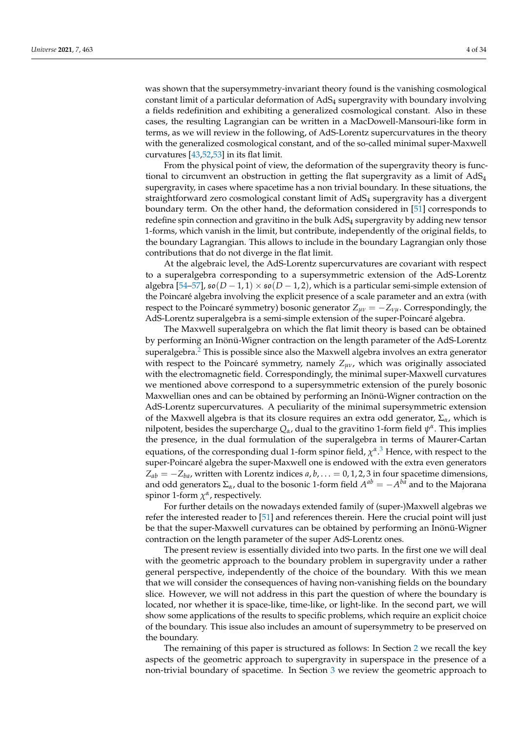was shown that the supersymmetry-invariant theory found is the vanishing cosmological constant limit of a particular deformation of $AdS_4$ supergravity with boundary involving a fields redefinition and exhibiting a generalized cosmological constant. Also in these cases, the resulting Lagrangian can be written in a MacDowell-Mansouri-like form in terms, as we will review in the following, of AdS-Lorentz supercurvatures in the theory with the generalized cosmological constant, and of the so-called minimal super-Maxwell curvatures [43,52,53] in its flat limit.

From the physical point of view, the deformation of the supergravity theory is functional to circumvent an obstruction in getting the flat supergravity as a limit of $AdS_4$ supergravity, in cases where spacetime has a non trivial boundary. In these situations, the straightforward zero cosmological constant limit of $AdS_4$ supergravity has a divergent boundary term. On the other hand, the deformation considered in [51] corresponds to redefine spin connection and gravitino in the bulk $AdS_4$ supergravity by adding new tensor 1-forms, which vanish in the limit, but contribute, independently of the original fields, to the boundary Lagrangian. This allows to include in the boundary Lagrangian only those contributions that do not diverge in the flat limit.

At the algebraic level, the AdS-Lorentz supercurvatures are covariant with respect to a superalgebra corresponding to a supersymmetric extension of the AdS-Lorentz algebra [54–57], $\mathfrak{so}(D-1,1) \times \mathfrak{so}(D-1,2)$, which is a particular semi-simple extension of the Poincaré algebra involving the explicit presence of a scale parameter and an extra (with respect to the Poincaré symmetry) bosonic generator $Z_{\mu\nu} = -Z_{\nu\mu}$. Correspondingly, the AdS-Lorentz superalgebra is a semi-simple extension of the super-Poincaré algebra.

The Maxwell superalgebra on which the flat limit theory is based can be obtained by performing an Inönü-Wigner contraction on the length parameter of the AdS-Lorentz superalgebra.[2] This is possible since also the Maxwell algebra involves an extra generator with respect to the Poincaré symmetry, namely $Z_{\mu\nu}$, which was originally associated with the electromagnetic field. Correspondingly, the minimal super-Maxwell curvatures we mentioned above correspond to a supersymmetric extension of the purely bosonic Maxwellian ones and can be obtained by performing an Inönü-Wigner contraction on the AdS-Lorentz supercurvatures. A peculiarity of the minimal supersymmetric extension of the Maxwell algebra is that its closure requires an extra odd generator, $\Sigma_\alpha$, which is nilpotent, besides the supercharge $Q_\alpha$, dual to the gravitino 1-form field $\psi^\alpha$. This implies the presence, in the dual formulation of the superalgebra in terms of Maurer-Cartan equations, of the corresponding dual 1-form spinor field, $\chi^\alpha$.[3] Hence, with respect to the super-Poincaré algebra the super-Maxwell one is endowed with the extra even generators $Z_{ab} = -Z_{ba}$, written with Lorentz indices $a, b, \ldots = 0, 1, 2, 3$ in four spacetime dimensions, and odd generators $\Sigma_\alpha$, dual to the bosonic 1-form field $A^{ab} = -A^{ba}$ and to the Majorana spinor 1-form $\chi^\alpha$, respectively.

For further details on the nowadays extended family of (super-)Maxwell algebras we refer the interested reader to [51] and references therein. Here the crucial point will just be that the super-Maxwell curvatures can be obtained by performing an Inönü-Wigner contraction on the length parameter of the super AdS-Lorentz ones.

The present review is essentially divided into two parts. In the first one we will deal with the geometric approach to the boundary problem in supergravity under a rather general perspective, independently of the choice of the boundary. With this we mean that we will consider the consequences of having non-vanishing fields on the boundary slice. However, we will not address in this part the question of where the boundary is located, nor whether it is space-like, time-like, or light-like. In the second part, we will show some applications of the results to specific problems, which require an explicit choice of the boundary. This issue also includes an amount of supersymmetry to be preserved on the boundary.

The remaining of this paper is structured as follows: In Section 2 we recall the key aspects of the geometric approach to supergravity in superspace in the presence of a non-trivial boundary of spacetime. In Section 3 we review the geometric approach to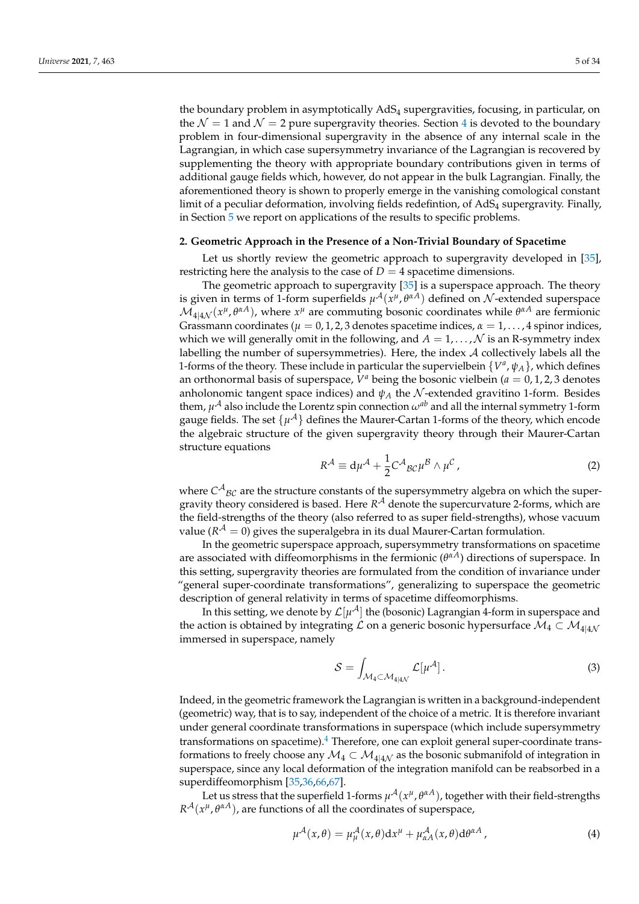the boundary problem in asymptotically $\mathrm{AdS}_4$ supergravities, focusing, in particular, on the $\mathcal{N}=1$ and $\mathcal{N}=2$ pure supergravity theories. Section 4 is devoted to the boundary problem in four-dimensional supergravity in the absence of any internal scale in the Lagrangian, in which case supersymmetry invariance of the Lagrangian is recovered by supplementing the theory with appropriate boundary contributions given in terms of additional gauge fields which, however, do not appear in the bulk Lagrangian. Finally, the aforementioned theory is shown to properly emerge in the vanishing comological constant limit of a peculiar deformation, involving fields redefintion, of $\mathrm{AdS}_4$ supergravity. Finally, in Section 5 we report on applications of the results to specific problems.

## 2. Geometric Approach in the Presence of a Non-Trivial Boundary of Spacetime

Let us shortly review the geometric approach to supergravity developed in [35], restricting here the analysis to the case of $D=4$ spacetime dimensions.

The geometric approach to supergravity [35] is a superspace approach. The theory is given in terms of 1-form superfields $\mu^{\mathcal{A}}(x^\mu,\theta^{\alpha A})$ defined on $\mathcal{N}$-extended superspace $\mathcal{M}_{4|4\mathcal{N}}(x^\mu,\theta^{\alpha A})$, where $x^\mu$ are commuting bosonic coordinates while $\theta^{\alpha A}$ are fermionic Grassmann coordinates ($\mu=0,1,2,3$ denotes spacetime indices, $\alpha=1,\dots,4$ spinor indices, which we will generally omit in the following, and $A=1,\dots,\mathcal{N}$ is an R-symmetry index labelling the number of supersymmetries). Here, the index $\mathcal{A}$ collectively labels all the 1-forms of the theory. These include in particular the supervielbein $\{V^a,\psi_A\}$, which defines an orthonormal basis of superspace, $V^a$ being the bosonic vielbein ($a=0,1,2,3$ denotes anholonomic tangent space indices) and $\psi_A$ the $\mathcal{N}$-extended gravitino 1-form. Besides them, $\mu^{\mathcal{A}}$ also include the Lorentz spin connection $\omega^{ab}$ and all the internal symmetry 1-form gauge fields. The set $\{\mu^{\mathcal{A}}\}$ defines the Maurer-Cartan 1-forms of the theory, which encode the algebraic structure of the given supergravity theory through their Maurer-Cartan structure equations

$$R^{\mathcal{A}} \equiv \mathrm{d}\mu^{\mathcal{A}} + \frac{1}{2}C^{\mathcal{A}}{}_{\mathcal{BC}}\mu^{\mathcal{B}}\wedge\mu^{\mathcal{C}}\,, \tag{2}$$

where $C^{\mathcal{A}}{}_{\mathcal{BC}}$ are the structure constants of the supersymmetry algebra on which the supergravity theory considered is based. Here $R^{\mathcal{A}}$ denote the supercurvature 2-forms, which are the field-strengths of the theory (also referred to as super field-strengths), whose vacuum value ($R^{\mathcal{A}}=0$) gives the superalgebra in its dual Maurer-Cartan formulation.

In the geometric superspace approach, supersymmetry transformations on spacetime are associated with diffeomorphisms in the fermionic ($\theta^{\alpha A}$) directions of superspace. In this setting, supergravity theories are formulated from the condition of invariance under "general super-coordinate transformations", generalizing to superspace the geometric description of general relativity in terms of spacetime diffeomorphisms.

In this setting, we denote by $\mathcal{L}[\mu^{\mathcal{A}}]$ the (bosonic) Lagrangian 4-form in superspace and the action is obtained by integrating $\mathcal{L}$ on a generic bosonic hypersurface $\mathcal{M}_4\subset\mathcal{M}_{4|4\mathcal{N}}$ immersed in superspace, namely

$$\mathcal{S} = \int_{\mathcal{M}_4\subset\mathcal{M}_{4|4\mathcal{N}}}\mathcal{L}[\mu^{\mathcal{A}}]\,. \tag{3}$$

Indeed, in the geometric framework the Lagrangian is written in a background-independent (geometric) way, that is to say, independent of the choice of a metric. It is therefore invariant under general coordinate transformations in superspace (which include supersymmetry transformations on spacetime).[4] Therefore, one can exploit general super-coordinate transformations to freely choose any $\mathcal{M}_4\subset\mathcal{M}_{4|4\mathcal{N}}$ as the bosonic submanifold of integration in superspace, since any local deformation of the integration manifold can be reabsorbed in a superdiffeomorphism [35,36,66,67].

Let us stress that the superfield 1-forms $\mu^{\mathcal{A}}(x^\mu,\theta^{\alpha A})$, together with their field-strengths $R^{\mathcal{A}}(x^\mu,\theta^{\alpha A})$, are functions of all the coordinates of superspace,

$$\mu^{\mathcal{A}}(x,\theta) = \mu^{\mathcal{A}}_\mu(x,\theta)\mathrm{d}x^\mu + \mu^{\mathcal{A}}_{\alpha A}(x,\theta)\mathrm{d}\theta^{\alpha A}\,, \tag{4}$$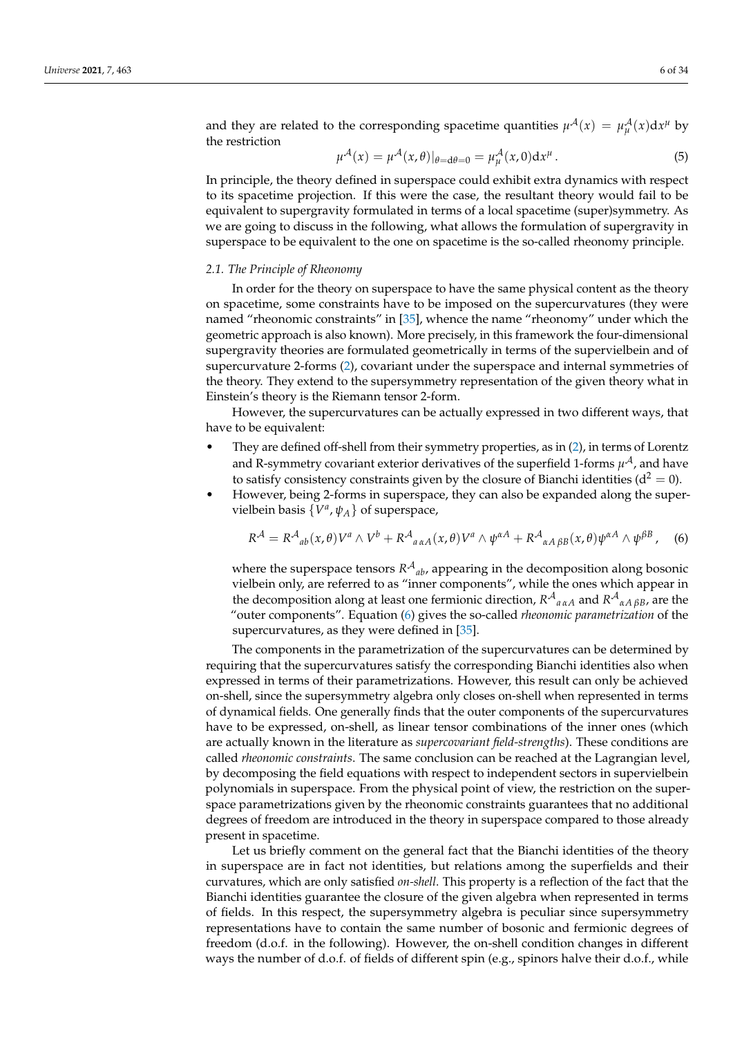and they are related to the corresponding spacetime quantities $\mu^{\mathcal{A}}(x) = \mu^{\mathcal{A}}_{\mu}(x)\mathrm{d}x^{\mu}$ by the restriction

$$\mu^{\mathcal{A}}(x) = \mu^{\mathcal{A}}(x,\theta)|_{\theta=\mathrm{d}\theta=0} = \mu^{\mathcal{A}}_{\mu}(x,0)\mathrm{d}x^{\mu}\,. \tag{5}$$

In principle, the theory defined in superspace could exhibit extra dynamics with respect to its spacetime projection. If this were the case, the resultant theory would fail to be equivalent to supergravity formulated in terms of a local spacetime (super)symmetry. As we are going to discuss in the following, what allows the formulation of supergravity in superspace to be equivalent to the one on spacetime is the so-called rheonomy principle.

### 2.1. The Principle of Rheonomy

In order for the theory on superspace to have the same physical content as the theory on spacetime, some constraints have to be imposed on the supercurvatures (they were named "rheonomic constraints" in [35], whence the name "rheonomy" under which the geometric approach is also known). More precisely, in this framework the four-dimensional supergravity theories are formulated geometrically in terms of the supervielbein and of supercurvature 2-forms (2), covariant under the superspace and internal symmetries of the theory. They extend to the supersymmetry representation of the given theory what in Einstein's theory is the Riemann tensor 2-form.

However, the supercurvatures can be actually expressed in two different ways, that have to be equivalent:

- They are defined off-shell from their symmetry properties, as in (2), in terms of Lorentz and R-symmetry covariant exterior derivatives of the superfield 1-forms $\mu^{\mathcal{A}}$, and have to satisfy consistency constraints given by the closure of Bianchi identities ($\mathrm{d}^2 = 0$).
- However, being 2-forms in superspace, they can also be expanded along the supervielbein basis $\{V^a, \psi_A\}$ of superspace,

$$R^{\mathcal{A}} = R^{\mathcal{A}}{}_{ab}(x,\theta)V^a \wedge V^b + R^{\mathcal{A}}{}_{a\,\alpha A}(x,\theta)V^a \wedge \psi^{\alpha A} + R^{\mathcal{A}}{}_{\alpha A\,\beta B}(x,\theta)\psi^{\alpha A} \wedge \psi^{\beta B}\,, \tag{6}$$

  where the superspace tensors $R^{\mathcal{A}}{}_{ab}$, appearing in the decomposition along bosonic vielbein only, are referred to as "inner components", while the ones which appear in the decomposition along at least one fermionic direction, $R^{\mathcal{A}}{}_{a\,\alpha A}$ and $R^{\mathcal{A}}{}_{\alpha A\,\beta B}$, are the "outer components". Equation (6) gives the so-called *rheonomic parametrization* of the supercurvatures, as they were defined in [35].

The components in the parametrization of the supercurvatures can be determined by requiring that the supercurvatures satisfy the corresponding Bianchi identities also when expressed in terms of their parametrizations. However, this result can only be achieved on-shell, since the supersymmetry algebra only closes on-shell when represented in terms of dynamical fields. One generally finds that the outer components of the supercurvatures have to be expressed, on-shell, as linear tensor combinations of the inner ones (which are actually known in the literature as *supercovariant field-strengths*). These conditions are called *rheonomic constraints*. The same conclusion can be reached at the Lagrangian level, by decomposing the field equations with respect to independent sectors in supervielbein polynomials in superspace. From the physical point of view, the restriction on the superspace parametrizations given by the rheonomic constraints guarantees that no additional degrees of freedom are introduced in the theory in superspace compared to those already present in spacetime.

Let us briefly comment on the general fact that the Bianchi identities of the theory in superspace are in fact not identities, but relations among the superfields and their curvatures, which are only satisfied *on-shell*. This property is a reflection of the fact that the Bianchi identities guarantee the closure of the given algebra when represented in terms of fields. In this respect, the supersymmetry algebra is peculiar since supersymmetry representations have to contain the same number of bosonic and fermionic degrees of freedom (d.o.f. in the following). However, the on-shell condition changes in different ways the number of d.o.f. of fields of different spin (e.g., spinors halve their d.o.f., while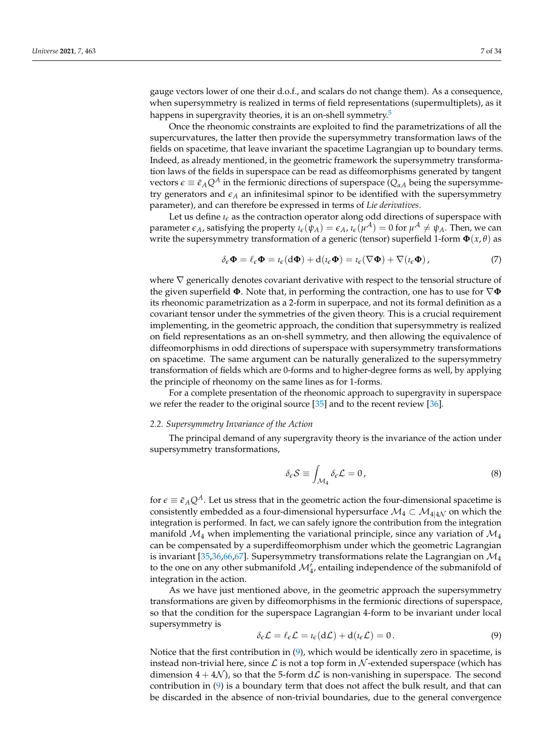gauge vectors lower of one their d.o.f., and scalars do not change them). As a consequence, when supersymmetry is realized in terms of field representations (supermultiplets), as it happens in supergravity theories, it is an on-shell symmetry.[5]

Once the rheonomic constraints are exploited to find the parametrizations of all the supercurvatures, the latter then provide the supersymmetry transformation laws of the fields on spacetime, that leave invariant the spacetime Lagrangian up to boundary terms. Indeed, as already mentioned, in the geometric framework the supersymmetry transformation laws of the fields in superspace can be read as diffeomorphisms generated by tangent vectors $\epsilon \equiv \bar{\epsilon}_A Q^A$ in the fermionic directions of superspace ($Q_{\alpha A}$ being the supersymmetry generators and $\epsilon_A$ an infinitesimal spinor to be identified with the supersymmetry parameter), and can therefore be expressed in terms of *Lie derivatives*.

Let us define $\imath_\epsilon$ as the contraction operator along odd directions of superspace with parameter $\epsilon_A$, satisfying the property $\imath_\epsilon(\psi_A) = \epsilon_A$, $\imath_\epsilon(\mu^{\mathcal{A}}) = 0$ for $\mu^{\mathcal{A}} \neq \psi_A$. Then, we can write the supersymmetry transformation of a generic (tensor) superfield 1-form $\mathbf{\Phi}(x,\theta)$ as

$$\delta_\epsilon \mathbf{\Phi} = \ell_\epsilon \mathbf{\Phi} = \imath_\epsilon(\mathrm{d}\mathbf{\Phi}) + \mathrm{d}(\imath_\epsilon \mathbf{\Phi}) = \imath_\epsilon(\nabla \mathbf{\Phi}) + \nabla(\imath_\epsilon \mathbf{\Phi}), \tag{7}$$

where $\nabla$ generically denotes covariant derivative with respect to the tensorial structure of the given superfield $\mathbf{\Phi}$. Note that, in performing the contraction, one has to use for $\nabla \mathbf{\Phi}$ its rheonomic parametrization as a 2-form in superpace, and not its formal definition as a covariant tensor under the symmetries of the given theory. This is a crucial requirement implementing, in the geometric approach, the condition that supersymmetry is realized on field representations as an on-shell symmetry, and then allowing the equivalence of diffeomorphisms in odd directions of superspace with supersymmetry transformations on spacetime. The same argument can be naturally generalized to the supersymmetry transformation of fields which are 0-forms and to higher-degree forms as well, by applying the principle of rheonomy on the same lines as for 1-forms.

For a complete presentation of the rheonomic approach to supergravity in superspace we refer the reader to the original source [35] and to the recent review [36].

### 2.2. Supersymmetry Invariance of the Action

The principal demand of any supergravity theory is the invariance of the action under supersymmetry transformations,

$$\delta_\epsilon \mathcal{S} \equiv \int_{\mathcal{M}_4} \delta_\epsilon \mathcal{L} = 0, \tag{8}$$

for $\epsilon \equiv \bar{\epsilon}_A Q^A$. Let us stress that in the geometric action the four-dimensional spacetime is consistently embedded as a four-dimensional hypersurface $\mathcal{M}_4 \subset \mathcal{M}_{4|4\mathcal{N}}$ on which the integration is performed. In fact, we can safely ignore the contribution from the integration manifold $\mathcal{M}_4$ when implementing the variational principle, since any variation of $\mathcal{M}_4$ can be compensated by a superdiffeomorphism under which the geometric Lagrangian is invariant [35,36,66,67]. Supersymmetry transformations relate the Lagrangian on $\mathcal{M}_4$ to the one on any other submanifold $\mathcal{M}'_4$, entailing independence of the submanifold of integration in the action.

As we have just mentioned above, in the geometric approach the supersymmetry transformations are given by diffeomorphisms in the fermionic directions of superspace, so that the condition for the superspace Lagrangian 4-form to be invariant under local supersymmetry is

$$\delta_\epsilon \mathcal{L} = \ell_\epsilon \mathcal{L} = \imath_\epsilon(\mathrm{d}\mathcal{L}) + \mathrm{d}(\imath_\epsilon \mathcal{L}) = 0. \tag{9}$$

Notice that the first contribution in (9), which would be identically zero in spacetime, is instead non-trivial here, since $\mathcal{L}$ is not a top form in $\mathcal{N}$-extended superspace (which has dimension $4 + 4\mathcal{N}$), so that the 5-form $\mathrm{d}\mathcal{L}$ is non-vanishing in superspace. The second contribution in (9) is a boundary term that does not affect the bulk result, and that can be discarded in the absence of non-trivial boundaries, due to the general convergence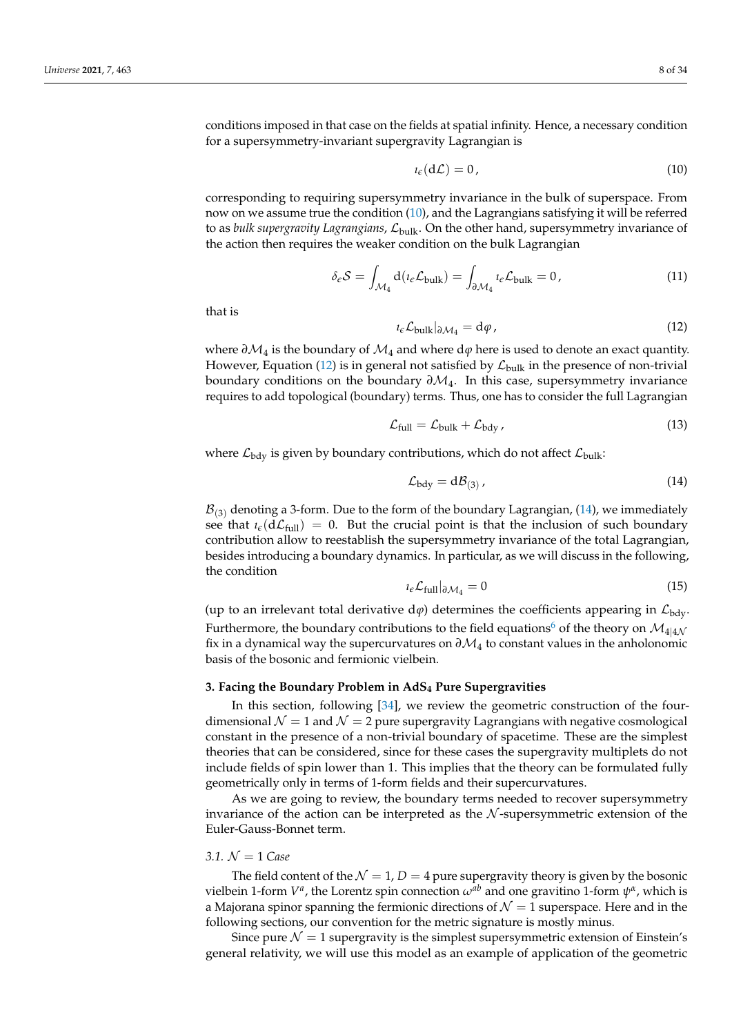conditions imposed in that case on the fields at spatial infinity. Hence, a necessary condition for a supersymmetry-invariant supergravity Lagrangian is

$$\imath_\epsilon(\mathrm{d}\mathcal{L}) = 0\,, \tag{10}$$

corresponding to requiring supersymmetry invariance in the bulk of superspace. From now on we assume true the condition (10), and the Lagrangians satisfying it will be referred to as *bulk supergravity Lagrangians*, $\mathcal{L}_{\text{bulk}}$. On the other hand, supersymmetry invariance of the action then requires the weaker condition on the bulk Lagrangian

$$\delta_\epsilon \mathcal{S} = \int_{\mathcal{M}_4} \mathrm{d}(\imath_\epsilon \mathcal{L}_{\text{bulk}}) = \int_{\partial\mathcal{M}_4} \imath_\epsilon \mathcal{L}_{\text{bulk}} = 0\,, \tag{11}$$

that is

$$\imath_\epsilon \mathcal{L}_{\text{bulk}}|_{\partial\mathcal{M}_4} = \mathrm{d}\varphi\,, \tag{12}$$

where $\partial\mathcal{M}_4$ is the boundary of $\mathcal{M}_4$ and where $\mathrm{d}\varphi$ here is used to denote an exact quantity. However, Equation (12) is in general not satisfied by $\mathcal{L}_{\text{bulk}}$ in the presence of non-trivial boundary conditions on the boundary $\partial\mathcal{M}_4$. In this case, supersymmetry invariance requires to add topological (boundary) terms. Thus, one has to consider the full Lagrangian

$$\mathcal{L}_{\text{full}} = \mathcal{L}_{\text{bulk}} + \mathcal{L}_{\text{bdy}}\,, \tag{13}$$

where $\mathcal{L}_{\text{bdy}}$ is given by boundary contributions, which do not affect $\mathcal{L}_{\text{bulk}}$:

$$\mathcal{L}_{\text{bdy}} = \mathrm{d}\mathcal{B}_{(3)}\,, \tag{14}$$

$\mathcal{B}_{(3)}$ denoting a 3-form. Due to the form of the boundary Lagrangian, (14), we immediately see that $\imath_\epsilon(\mathrm{d}\mathcal{L}_{\text{full}}) = 0$. But the crucial point is that the inclusion of such boundary contribution allow to reestablish the supersymmetry invariance of the total Lagrangian, besides introducing a boundary dynamics. In particular, as we will discuss in the following, the condition

$$\imath_\epsilon \mathcal{L}_{\text{full}}|_{\partial\mathcal{M}_4} = 0 \tag{15}$$

(up to an irrelevant total derivative $\mathrm{d}\varphi$) determines the coefficients appearing in $\mathcal{L}_{\text{bdy}}$. Furthermore, the boundary contributions to the field equations[6] of the theory on $\mathcal{M}_{4|4\mathcal{N}}$ fix in a dynamical way the supercurvatures on $\partial\mathcal{M}_4$ to constant values in the anholonomic basis of the bosonic and fermionic vielbein.

## 3. Facing the Boundary Problem in AdS$_4$ Pure Supergravities

In this section, following [34], we review the geometric construction of the four-dimensional $\mathcal{N} = 1$ and $\mathcal{N} = 2$ pure supergravity Lagrangians with negative cosmological constant in the presence of a non-trivial boundary of spacetime. These are the simplest theories that can be considered, since for these cases the supergravity multiplets do not include fields of spin lower than 1. This implies that the theory can be formulated fully geometrically only in terms of 1-form fields and their supercurvatures.

As we are going to review, the boundary terms needed to recover supersymmetry invariance of the action can be interpreted as the $\mathcal{N}$-supersymmetric extension of the Euler-Gauss-Bonnet term.

### 3.1. $\mathcal{N} = 1$ Case

The field content of the $\mathcal{N} = 1$, $D = 4$ pure supergravity theory is given by the bosonic vielbein 1-form $V^a$, the Lorentz spin connection $\omega^{ab}$ and one gravitino 1-form $\psi^\alpha$, which is a Majorana spinor spanning the fermionic directions of $\mathcal{N} = 1$ superspace. Here and in the following sections, our convention for the metric signature is mostly minus.

Since pure $\mathcal{N} = 1$ supergravity is the simplest supersymmetric extension of Einstein's general relativity, we will use this model as an example of application of the geometric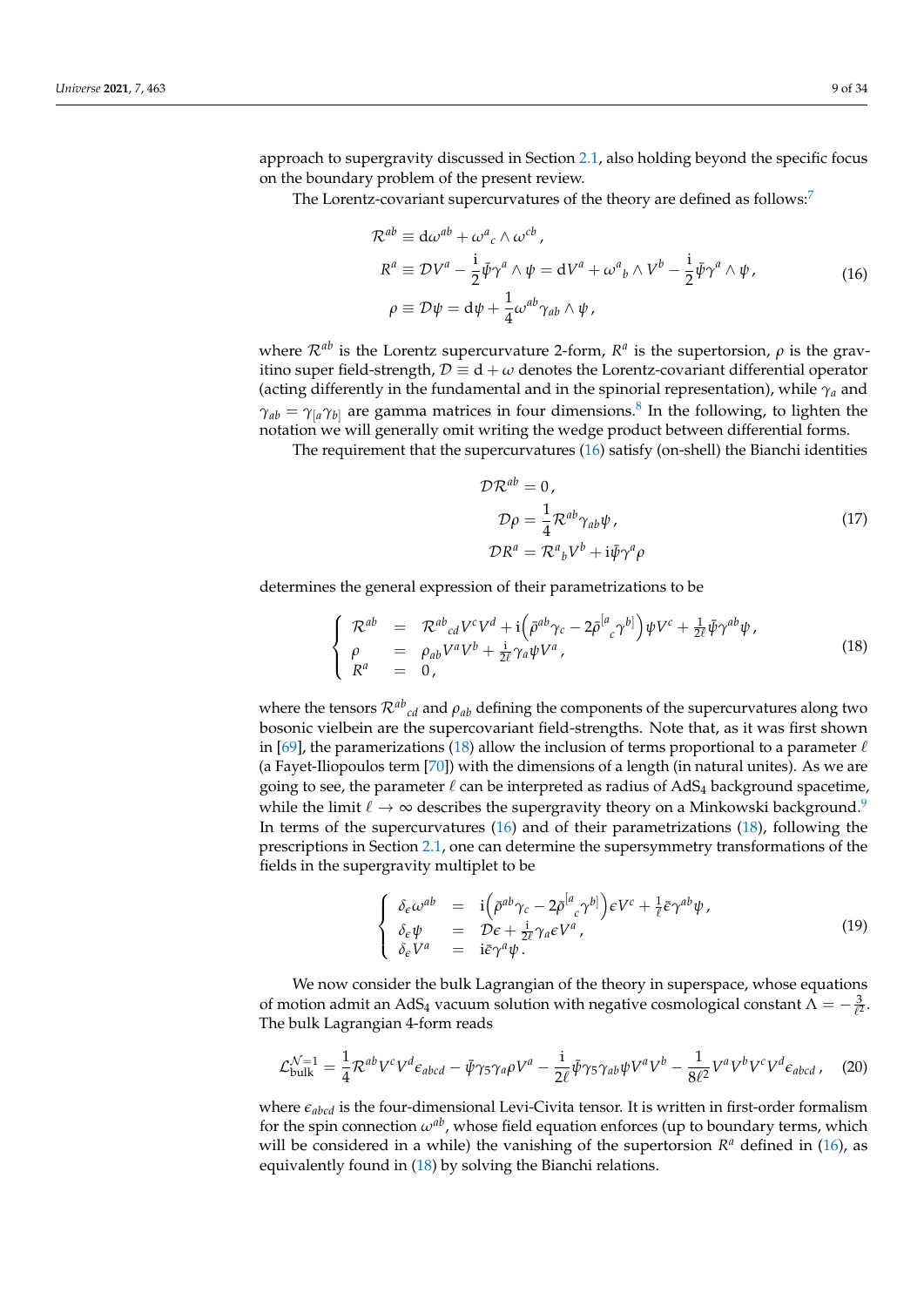approach to supergravity discussed in Section 2.1, also holding beyond the specific focus on the boundary problem of the present review.

The Lorentz-covariant supercurvatures of the theory are defined as follows:[7]

$$
\begin{aligned}
\mathcal{R}^{ab} &\equiv \mathrm{d}\omega^{ab} + \omega^{a}{}_{c} \wedge \omega^{cb}\,, \\
R^{a} &\equiv \mathcal{D}V^{a} - \frac{\mathrm{i}}{2}\bar{\psi}\gamma^{a} \wedge \psi = \mathrm{d}V^{a} + \omega^{a}{}_{b} \wedge V^{b} - \frac{\mathrm{i}}{2}\bar{\psi}\gamma^{a} \wedge \psi\,, \\
\rho &\equiv \mathcal{D}\psi = \mathrm{d}\psi + \frac{1}{4}\omega^{ab}\gamma_{ab} \wedge \psi\,,
\end{aligned}
\tag{16}
$$

where $\mathcal{R}^{ab}$ is the Lorentz supercurvature 2-form, $R^{a}$ is the supertorsion, $\rho$ is the gravitino super field-strength, $\mathcal{D} \equiv \mathrm{d} + \omega$ denotes the Lorentz-covariant differential operator (acting differently in the fundamental and in the spinorial representation), while $\gamma_{a}$ and $\gamma_{ab} = \gamma_{[a}\gamma_{b]}$ are gamma matrices in four dimensions.[8] In the following, to lighten the notation we will generally omit writing the wedge product between differential forms.

The requirement that the supercurvatures (16) satisfy (on-shell) the Bianchi identities

$$
\begin{aligned}
\mathcal{D}\mathcal{R}^{ab} &= 0\,, \\
\mathcal{D}\rho &= \frac{1}{4}\mathcal{R}^{ab}\gamma_{ab}\psi\,, \\
\mathcal{D}R^{a} &= \mathcal{R}^{a}{}_{b}V^{b} + \mathrm{i}\bar{\psi}\gamma^{a}\rho
\end{aligned}
\tag{17}
$$

determines the general expression of their parametrizations to be

$$
\left\{
\begin{array}{lcl}
\mathcal{R}^{ab} &=& \mathcal{R}^{ab}{}_{cd}V^{c}V^{d} + \mathrm{i}\left(\bar{\rho}^{ab}\gamma_{c} - 2\bar{\rho}^{[a}{}_{c}\gamma^{b]}\right)\psi V^{c} + \frac{1}{2\ell}\bar{\psi}\gamma^{ab}\psi\,, \\
\rho &=& \rho_{ab}V^{a}V^{b} + \frac{\mathrm{i}}{2\ell}\gamma_{a}\psi V^{a}\,, \\
R^{a} &=& 0\,,
\end{array}
\right.
\tag{18}
$$

where the tensors $\mathcal{R}^{ab}{}_{cd}$ and $\rho_{ab}$ defining the components of the supercurvatures along two bosonic vielbein are the supercovariant field-strengths. Note that, as it was first shown in [69], the paramerizations (18) allow the inclusion of terms proportional to a parameter $\ell$ (a Fayet-Iliopoulos term [70]) with the dimensions of a length (in natural unites). As we are going to see, the parameter $\ell$ can be interpreted as radius of $\mathrm{AdS}_4$ background spacetime, while the limit $\ell \to \infty$ describes the supergravity theory on a Minkowski background.[9] In terms of the supercurvatures (16) and of their parametrizations (18), following the prescriptions in Section 2.1, one can determine the supersymmetry transformations of the fields in the supergravity multiplet to be

$$
\left\{
\begin{array}{lcl}
\delta_{\epsilon}\omega^{ab} &=& \mathrm{i}\left(\bar{\rho}^{ab}\gamma_{c} - 2\bar{\rho}^{[a}{}_{c}\gamma^{b]}\right)\epsilon V^{c} + \frac{1}{\ell}\bar{\epsilon}\gamma^{ab}\psi\,, \\
\delta_{\epsilon}\psi &=& \mathcal{D}\epsilon + \frac{\mathrm{i}}{2\ell}\gamma_{a}\epsilon V^{a}\,, \\
\delta_{\epsilon}V^{a} &=& \mathrm{i}\bar{\epsilon}\gamma^{a}\psi\,.
\end{array}
\right.
\tag{19}
$$

We now consider the bulk Lagrangian of the theory in superspace, whose equations of motion admit an $\mathrm{AdS}_4$ vacuum solution with negative cosmological constant $\Lambda = -\frac{3}{\ell^2}$. The bulk Lagrangian 4-form reads

$$
\mathcal{L}^{\mathcal{N}=1}_{\text{bulk}} = \frac{1}{4}\mathcal{R}^{ab}V^{c}V^{d}\epsilon_{abcd} - \bar{\psi}\gamma_{5}\gamma_{a}\rho V^{a} - \frac{\mathrm{i}}{2\ell}\bar{\psi}\gamma_{5}\gamma_{ab}\psi V^{a}V^{b} - \frac{1}{8\ell^{2}}V^{a}V^{b}V^{c}V^{d}\epsilon_{abcd}\,,
\tag{20}
$$

where $\epsilon_{abcd}$ is the four-dimensional Levi-Civita tensor. It is written in first-order formalism for the spin connection $\omega^{ab}$, whose field equation enforces (up to boundary terms, which will be considered in a while) the vanishing of the supertorsion $R^{a}$ defined in (16), as equivalently found in (18) by solving the Bianchi relations.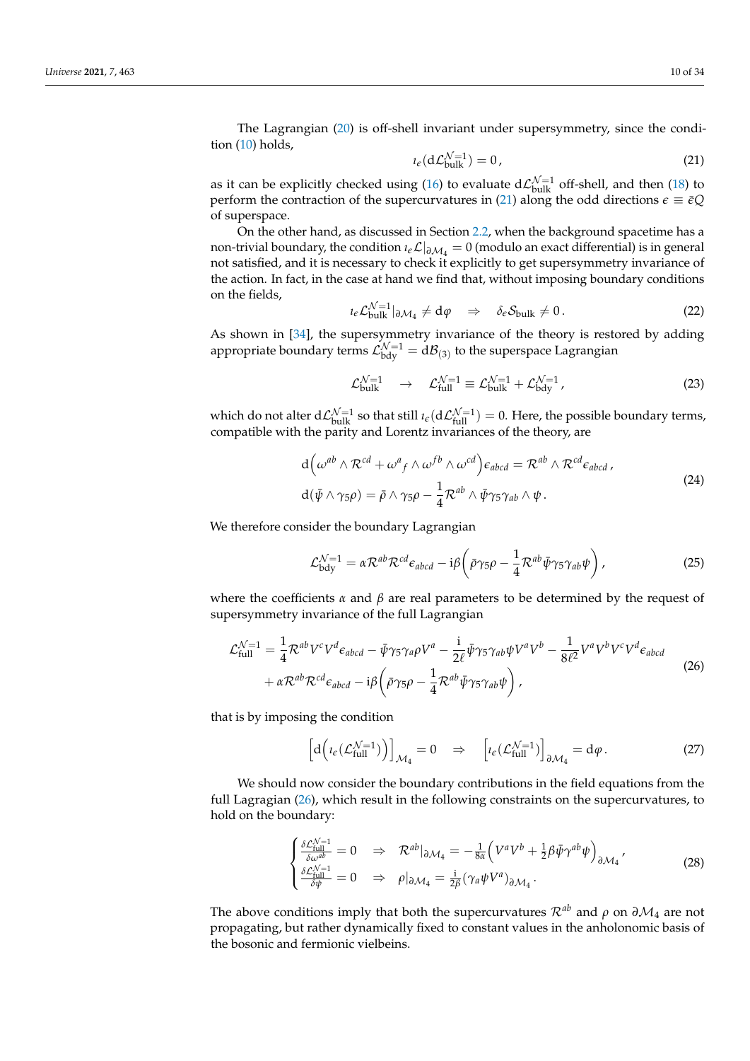The Lagrangian (20) is off-shell invariant under supersymmetry, since the condition (10) holds,

$$\imath_\epsilon(\mathrm{d}\mathcal{L}^{\mathcal{N}=1}_{\text{bulk}}) = 0\,, \tag{21}$$

as it can be explicitly checked using (16) to evaluate $\mathrm{d}\mathcal{L}^{\mathcal{N}=1}_{\text{bulk}}$ off-shell, and then (18) to perform the contraction of the supercurvatures in (21) along the odd directions $\epsilon \equiv \bar{\epsilon}Q$ of superspace.

On the other hand, as discussed in Section 2.2, when the background spacetime has a non-trivial boundary, the condition $\imath_\epsilon \mathcal{L}|_{\partial\mathcal{M}_4} = 0$ (modulo an exact differential) is in general not satisfied, and it is necessary to check it explicitly to get supersymmetry invariance of the action. In fact, in the case at hand we find that, without imposing boundary conditions on the fields,

$$\imath_\epsilon \mathcal{L}^{\mathcal{N}=1}_{\text{bulk}}|_{\partial\mathcal{M}_4} \neq \mathrm{d}\varphi \quad \Rightarrow \quad \delta_\epsilon \mathcal{S}_{\text{bulk}} \neq 0\,. \tag{22}$$

As shown in [34], the supersymmetry invariance of the theory is restored by adding appropriate boundary terms $\mathcal{L}^{\mathcal{N}=1}_{\text{bdy}} = \mathrm{d}\mathcal{B}_{(3)}$ to the superspace Lagrangian

$$\mathcal{L}^{\mathcal{N}=1}_{\text{bulk}} \quad \to \quad \mathcal{L}^{\mathcal{N}=1}_{\text{full}} \equiv \mathcal{L}^{\mathcal{N}=1}_{\text{bulk}} + \mathcal{L}^{\mathcal{N}=1}_{\text{bdy}}\,, \tag{23}$$

which do not alter $\mathrm{d}\mathcal{L}^{\mathcal{N}=1}_{\text{bulk}}$ so that still $\imath_\epsilon(\mathrm{d}\mathcal{L}^{\mathcal{N}=1}_{\text{full}}) = 0$. Here, the possible boundary terms, compatible with the parity and Lorentz invariances of the theory, are

$$\begin{aligned}
&\mathrm{d}\Big(\omega^{ab}\wedge\mathcal{R}^{cd} + \omega^a{}_f \wedge \omega^{fb}\wedge\omega^{cd}\Big)\epsilon_{abcd} = \mathcal{R}^{ab}\wedge\mathcal{R}^{cd}\epsilon_{abcd}\,,\\
&\mathrm{d}(\bar{\psi}\wedge\gamma_5\rho) = \bar{\rho}\wedge\gamma_5\rho - \frac{1}{4}\mathcal{R}^{ab}\wedge\bar{\psi}\gamma_5\gamma_{ab}\wedge\psi\,.
\end{aligned} \tag{24}$$

We therefore consider the boundary Lagrangian

$$\mathcal{L}^{\mathcal{N}=1}_{\text{bdy}} = \alpha\mathcal{R}^{ab}\mathcal{R}^{cd}\epsilon_{abcd} - \mathrm{i}\beta\Big(\bar{\rho}\gamma_5\rho - \frac{1}{4}\mathcal{R}^{ab}\bar{\psi}\gamma_5\gamma_{ab}\psi\Big)\,, \tag{25}$$

where the coefficients $\alpha$ and $\beta$ are real parameters to be determined by the request of supersymmetry invariance of the full Lagrangian

$$\begin{aligned}
\mathcal{L}^{\mathcal{N}=1}_{\text{full}} = {}& \frac{1}{4}\mathcal{R}^{ab}V^cV^d\epsilon_{abcd} - \bar{\psi}\gamma_5\gamma_a\rho V^a - \frac{\mathrm{i}}{2\ell}\bar{\psi}\gamma_5\gamma_{ab}\psi V^aV^b - \frac{1}{8\ell^2}V^aV^bV^cV^d\epsilon_{abcd}\\
&+ \alpha\mathcal{R}^{ab}\mathcal{R}^{cd}\epsilon_{abcd} - \mathrm{i}\beta\Big(\bar{\rho}\gamma_5\rho - \frac{1}{4}\mathcal{R}^{ab}\bar{\psi}\gamma_5\gamma_{ab}\psi\Big)\,,
\end{aligned} \tag{26}$$

that is by imposing the condition

$$\Big[\mathrm{d}\Big(\imath_\epsilon(\mathcal{L}^{\mathcal{N}=1}_{\text{full}})\Big)\Big]_{\mathcal{M}_4} = 0 \quad \Rightarrow \quad \Big[\imath_\epsilon(\mathcal{L}^{\mathcal{N}=1}_{\text{full}})\Big]_{\partial\mathcal{M}_4} = \mathrm{d}\varphi\,. \tag{27}$$

We should now consider the boundary contributions in the field equations from the full Lagrangian (26), which result in the following constraints on the supercurvatures, to hold on the boundary:

$$\begin{cases}
\frac{\delta\mathcal{L}^{\mathcal{N}=1}_{\text{full}}}{\delta\omega^{ab}} = 0 \quad \Rightarrow \quad \mathcal{R}^{ab}|_{\partial\mathcal{M}_4} = -\frac{1}{8\alpha}\Big(V^aV^b + \frac{1}{2}\beta\bar{\psi}\gamma^{ab}\psi\Big)_{\partial\mathcal{M}_4}\,,\\
\frac{\delta\mathcal{L}^{\mathcal{N}=1}_{\text{full}}}{\delta\bar{\psi}} = 0 \quad \Rightarrow \quad \rho|_{\partial\mathcal{M}_4} = \frac{\mathrm{i}}{2\beta}(\gamma_a\psi V^a)_{\partial\mathcal{M}_4}\,.
\end{cases} \tag{28}$$

The above conditions imply that both the supercurvatures $\mathcal{R}^{ab}$ and $\rho$ on $\partial\mathcal{M}_4$ are not propagating, but rather dynamically fixed to constant values in the anholonomic basis of the bosonic and fermionic vielbeins.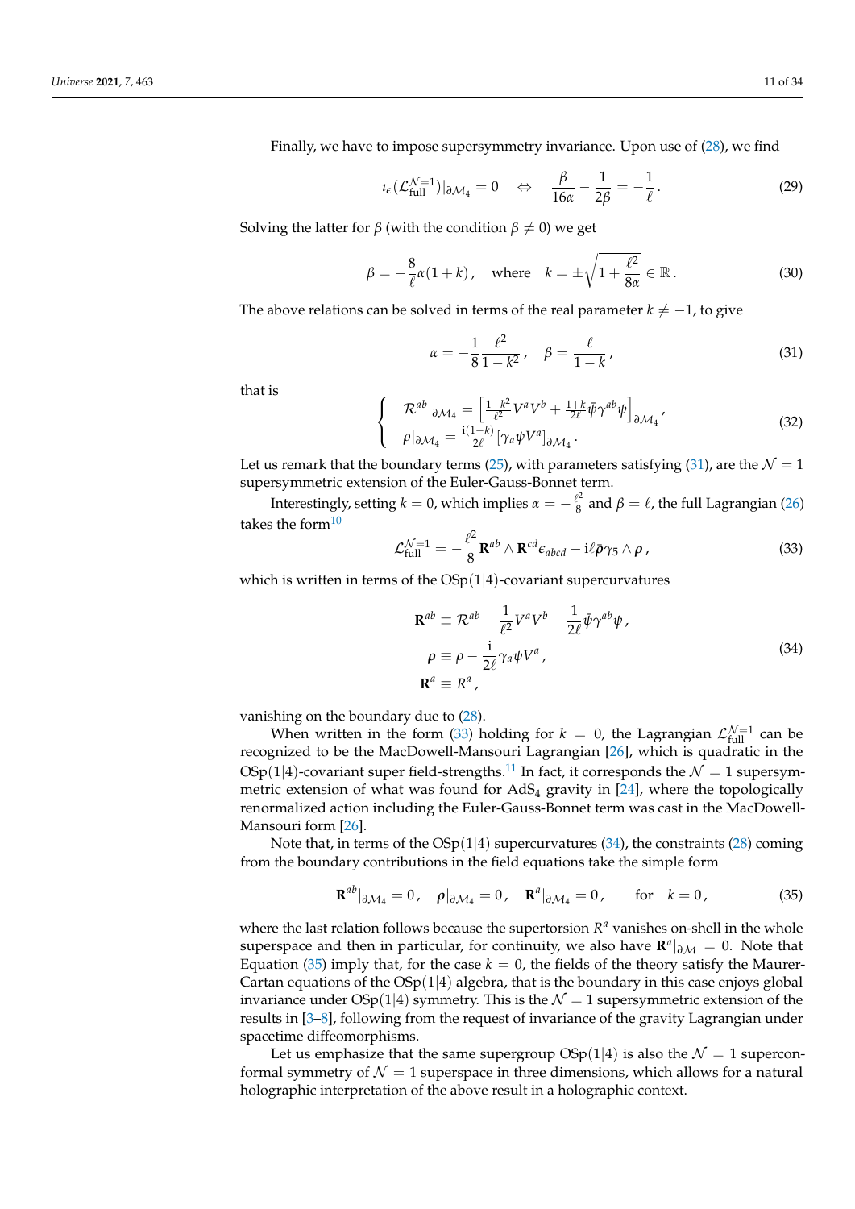Finally, we have to impose supersymmetry invariance. Upon use of (28), we find

$$\imath_\epsilon(\mathcal{L}^{\mathcal{N}=1}_{\text{full}})|_{\partial\mathcal{M}_4} = 0 \quad \Leftrightarrow \quad \frac{\beta}{16\alpha} - \frac{1}{2\beta} = -\frac{1}{\ell}\,. \tag{29}$$

Solving the latter for $\beta$ (with the condition $\beta \neq 0$) we get

$$\beta = -\frac{8}{\ell}\alpha(1+k)\,, \quad \text{where} \quad k = \pm\sqrt{1+\frac{\ell^2}{8\alpha}} \in \mathbb{R}\,. \tag{30}$$

The above relations can be solved in terms of the real parameter $k \neq -1$, to give

$$\alpha = -\frac{1}{8}\frac{\ell^2}{1-k^2}\,, \quad \beta = \frac{\ell}{1-k}\,, \tag{31}$$

that is

$$\begin{cases} \mathcal{R}^{ab}|_{\partial\mathcal{M}_4} = \left[\frac{1-k^2}{\ell^2}V^aV^b + \frac{1+k}{2\ell}\bar{\psi}\gamma^{ab}\psi\right]_{\partial\mathcal{M}_4}, \\ \rho|_{\partial\mathcal{M}_4} = \frac{\mathrm{i}(1-k)}{2\ell}[\gamma_a\psi V^a]_{\partial\mathcal{M}_4}\,. \end{cases} \tag{32}$$

Let us remark that the boundary terms (25), with parameters satisfying (31), are the $\mathcal{N}=1$ supersymmetric extension of the Euler-Gauss-Bonnet term.

Interestingly, setting $k=0$, which implies $\alpha = -\frac{\ell^2}{8}$ and $\beta = \ell$, the full Lagrangian (26) takes the form[10]

$$\mathcal{L}^{\mathcal{N}=1}_{\text{full}} = -\frac{\ell^2}{8}\mathbf{R}^{ab}\wedge\mathbf{R}^{cd}\epsilon_{abcd} - \mathrm{i}\ell\bar{\boldsymbol{\rho}}\gamma_5\wedge\boldsymbol{\rho}\,, \tag{33}$$

which is written in terms of the $\mathrm{OSp}(1|4)$-covariant supercurvatures

$$\begin{aligned} \mathbf{R}^{ab} &\equiv \mathcal{R}^{ab} - \frac{1}{\ell^2}V^aV^b - \frac{1}{2\ell}\bar{\psi}\gamma^{ab}\psi\,, \\ \boldsymbol{\rho} &\equiv \rho - \frac{\mathrm{i}}{2\ell}\gamma_a\psi V^a\,, \\ \mathbf{R}^a &\equiv R^a\,, \end{aligned} \tag{34}$$

vanishing on the boundary due to (28).

When written in the form (33) holding for $k=0$, the Lagrangian $\mathcal{L}^{\mathcal{N}=1}_{\text{full}}$ can be recognized to be the MacDowell-Mansouri Lagrangian [26], which is quadratic in the $\mathrm{OSp}(1|4)$-covariant super field-strengths.[11] In fact, it corresponds the $\mathcal{N}=1$ supersymmetric extension of what was found for $\mathrm{AdS}_4$ gravity in [24], where the topologically renormalized action including the Euler-Gauss-Bonnet term was cast in the MacDowell-Mansouri form [26].

Note that, in terms of the $\mathrm{OSp}(1|4)$ supercurvatures (34), the constraints (28) coming from the boundary contributions in the field equations take the simple form

$$\mathbf{R}^{ab}|_{\partial\mathcal{M}_4} = 0\,, \quad \boldsymbol{\rho}|_{\partial\mathcal{M}_4} = 0\,, \quad \mathbf{R}^a|_{\partial\mathcal{M}_4} = 0\,, \qquad \text{for} \quad k=0\,, \tag{35}$$

where the last relation follows because the supertorsion $R^a$ vanishes on-shell in the whole superspace and then in particular, for continuity, we also have $\mathbf{R}^a|_{\partial\mathcal{M}} = 0$. Note that Equation (35) imply that, for the case $k=0$, the fields of the theory satisfy the Maurer-Cartan equations of the $\mathrm{OSp}(1|4)$ algebra, that is the boundary in this case enjoys global invariance under $\mathrm{OSp}(1|4)$ symmetry. This is the $\mathcal{N}=1$ supersymmetric extension of the results in [3–8], following from the request of invariance of the gravity Lagrangian under spacetime diffeomorphisms.

Let us emphasize that the same supergroup $\mathrm{OSp}(1|4)$ is also the $\mathcal{N}=1$ superconformal symmetry of $\mathcal{N}=1$ superspace in three dimensions, which allows for a natural holographic interpretation of the above result in a holographic context.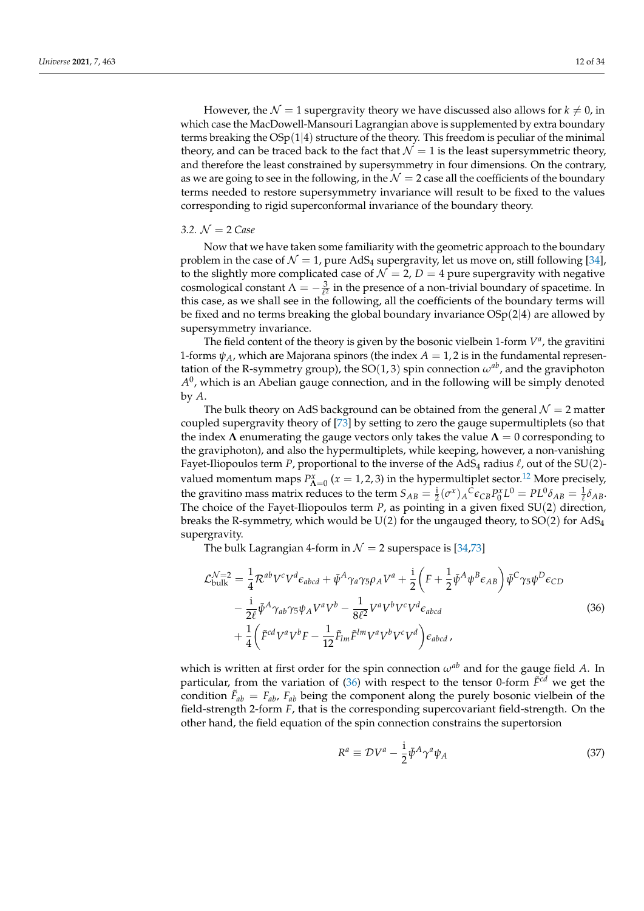However, the $\mathcal{N}=1$ supergravity theory we have discussed also allows for $k \neq 0$, in which case the MacDowell-Mansouri Lagrangian above is supplemented by extra boundary terms breaking the $\mathrm{OSp}(1|4)$ structure of the theory. This freedom is peculiar of the minimal theory, and can be traced back to the fact that $\mathcal{N}=1$ is the least supersymmetric theory, and therefore the least constrained by supersymmetry in four dimensions. On the contrary, as we are going to see in the following, in the $\mathcal{N}=2$ case all the coefficients of the boundary terms needed to restore supersymmetry invariance will result to be fixed to the values corresponding to rigid superconformal invariance of the boundary theory.

### 3.2. $\mathcal{N}=2$ Case

Now that we have taken some familiarity with the geometric approach to the boundary problem in the case of $\mathcal{N}=1$, pure $\mathrm{AdS}_4$ supergravity, let us move on, still following [34], to the slightly more complicated case of $\mathcal{N}=2$, $D=4$ pure supergravity with negative cosmological constant $\Lambda = -\frac{3}{\ell^2}$ in the presence of a non-trivial boundary of spacetime. In this case, as we shall see in the following, all the coefficients of the boundary terms will be fixed and no terms breaking the global boundary invariance $\mathrm{OSp}(2|4)$ are allowed by supersymmetry invariance.

The field content of the theory is given by the bosonic vielbein 1-form $V^a$, the gravitini 1-forms $\psi_A$, which are Majorana spinors (the index $A=1,2$ is in the fundamental representation of the R-symmetry group), the $\mathrm{SO}(1,3)$ spin connection $\omega^{ab}$, and the graviphoton $A^0$, which is an Abelian gauge connection, and in the following will be simply denoted by $A$.

The bulk theory on AdS background can be obtained from the general $\mathcal{N}=2$ matter coupled supergravity theory of [73] by setting to zero the gauge supermultiplets (so that the index $\mathbf{\Lambda}$ enumerating the gauge vectors only takes the value $\mathbf{\Lambda}=0$ corresponding to the graviphoton), and also the hypermultiplets, while keeping, however, a non-vanishing Fayet-Iliopoulos term $P$, proportional to the inverse of the $\mathrm{AdS}_4$ radius $\ell$, out of the $\mathrm{SU}(2)$-valued momentum maps $P^x_{\mathbf{\Lambda}=0}$ $(x=1,2,3)$ in the hypermultiplet sector.[12] More precisely, the gravitino mass matrix reduces to the term $S_{AB} = \frac{\mathrm{i}}{2}(\sigma^x)_A{}^C \epsilon_{CB} P^x_0 L^0 = P L^0 \delta_{AB} = \frac{1}{\ell}\delta_{AB}$. The choice of the Fayet-Iliopoulos term $P$, as pointing in a given fixed $\mathrm{SU}(2)$ direction, breaks the R-symmetry, which would be $\mathrm{U}(2)$ for the ungauged theory, to $\mathrm{SO}(2)$ for $\mathrm{AdS}_4$ supergravity.

The bulk Lagrangian 4-form in $\mathcal{N}=2$ superspace is [34,73]

$$
\begin{aligned}
\mathcal{L}^{\mathcal{N}=2}_{\text{bulk}} = &\frac{1}{4}\mathcal{R}^{ab}V^cV^d\epsilon_{abcd} + \bar{\psi}^A\gamma_a\gamma_5\rho_A V^a + \frac{\mathrm{i}}{2}\left(F + \frac{1}{2}\bar{\psi}^A\psi^B\epsilon_{AB}\right)\bar{\psi}^C\gamma_5\psi^D\epsilon_{CD} \\
&- \frac{\mathrm{i}}{2\ell}\bar{\psi}^A\gamma_{ab}\gamma_5\psi_A V^aV^b - \frac{1}{8\ell^2}V^aV^bV^cV^d\epsilon_{abcd} \\
&+ \frac{1}{4}\left(\tilde{F}^{cd}V^aV^bF - \frac{1}{12}\tilde{F}_{lm}\tilde{F}^{lm}V^aV^bV^cV^d\right)\epsilon_{abcd}\,,
\end{aligned}
\tag{36}
$$

which is written at first order for the spin connection $\omega^{ab}$ and for the gauge field $A$. In particular, from the variation of (36) with respect to the tensor 0-form $\tilde{F}^{cd}$ we get the condition $\tilde{F}_{ab} = F_{ab}$, $F_{ab}$ being the component along the purely bosonic vielbein of the field-strength 2-form $F$, that is the corresponding supercovariant field-strength. On the other hand, the field equation of the spin connection constrains the supertorsion

$$
R^a \equiv \mathcal{D}V^a - \frac{\mathrm{i}}{2}\bar{\psi}^A\gamma^a\psi_A
\tag{37}
$$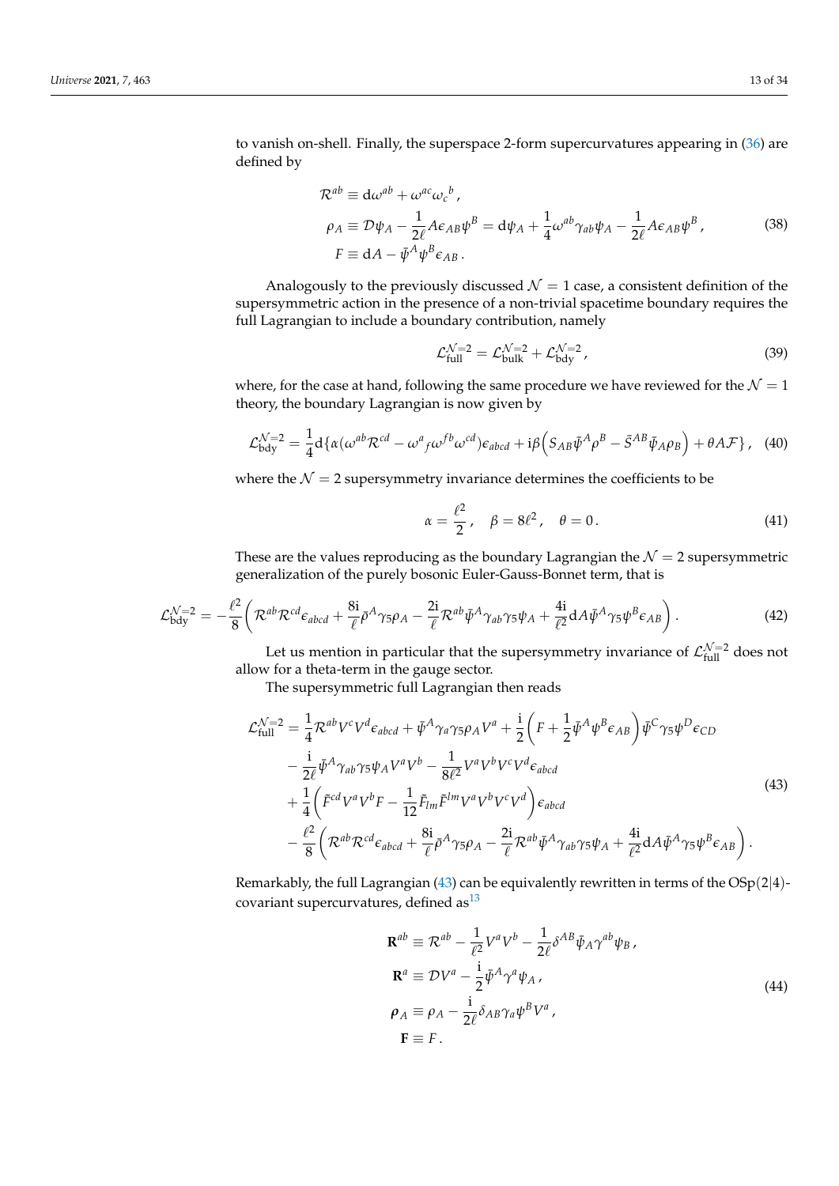to vanish on-shell. Finally, the superspace 2-form supercurvatures appearing in (36) are defined by

$$
\begin{aligned}
\mathcal{R}^{ab} &\equiv \mathrm{d}\omega^{ab} + \omega^{ac}\omega_c{}^b\,, \\
\rho_A &\equiv \mathcal{D}\psi_A - \frac{1}{2\ell}A\epsilon_{AB}\psi^B = \mathrm{d}\psi_A + \frac{1}{4}\omega^{ab}\gamma_{ab}\psi_A - \frac{1}{2\ell}A\epsilon_{AB}\psi^B\,, \\
F &\equiv \mathrm{d}A - \bar{\psi}^A\psi^B\epsilon_{AB}\,.
\end{aligned}
\tag{38}
$$

Analogously to the previously discussed $\mathcal{N}=1$ case, a consistent definition of the supersymmetric action in the presence of a non-trivial spacetime boundary requires the full Lagrangian to include a boundary contribution, namely

$$
\mathcal{L}^{\mathcal{N}=2}_{\text{full}} = \mathcal{L}^{\mathcal{N}=2}_{\text{bulk}} + \mathcal{L}^{\mathcal{N}=2}_{\text{bdy}}\,,
\tag{39}
$$

where, for the case at hand, following the same procedure we have reviewed for the $\mathcal{N}=1$ theory, the boundary Lagrangian is now given by

$$
\mathcal{L}^{\mathcal{N}=2}_{\text{bdy}} = \frac{1}{4}\mathrm{d}\left\{\alpha(\omega^{ab}\mathcal{R}^{cd} - \omega^a{}_f\omega^{fb}\omega^{cd})\epsilon_{abcd} + \mathrm{i}\beta\left(S_{AB}\bar{\psi}^A\rho^B - \bar{S}^{AB}\bar{\psi}_A\rho_B\right) + \theta A\mathcal{F}\right\},
\tag{40}
$$

where the $\mathcal{N}=2$ supersymmetry invariance determines the coefficients to be

$$
\alpha = \frac{\ell^2}{2}\,, \quad \beta = 8\ell^2\,, \quad \theta = 0\,.
\tag{41}
$$

These are the values reproducing as the boundary Lagrangian the $\mathcal{N}=2$ supersymmetric generalization of the purely bosonic Euler-Gauss-Bonnet term, that is

$$
\mathcal{L}^{\mathcal{N}=2}_{\text{bdy}} = -\frac{\ell^2}{8}\left(\mathcal{R}^{ab}\mathcal{R}^{cd}\epsilon_{abcd} + \frac{8\mathrm{i}}{\ell}\bar{\rho}^A\gamma_5\rho_A - \frac{2\mathrm{i}}{\ell}\mathcal{R}^{ab}\bar{\psi}^A\gamma_{ab}\gamma_5\psi_A + \frac{4\mathrm{i}}{\ell^2}\mathrm{d}A\bar{\psi}^A\gamma_5\psi^B\epsilon_{AB}\right).
\tag{42}
$$

Let us mention in particular that the supersymmetry invariance of $\mathcal{L}^{\mathcal{N}=2}_{\text{full}}$ does not allow for a theta-term in the gauge sector.

The supersymmetric full Lagrangian then reads

$$
\begin{aligned}
\mathcal{L}^{\mathcal{N}=2}_{\text{full}} = &\ \frac{1}{4}\mathcal{R}^{ab}V^cV^d\epsilon_{abcd} + \bar{\psi}^A\gamma_a\gamma_5\rho_AV^a + \frac{\mathrm{i}}{2}\left(F + \frac{1}{2}\bar{\psi}^A\psi^B\epsilon_{AB}\right)\bar{\psi}^C\gamma_5\psi^D\epsilon_{CD} \\
&- \frac{\mathrm{i}}{2\ell}\bar{\psi}^A\gamma_{ab}\gamma_5\psi_AV^aV^b - \frac{1}{8\ell^2}V^aV^bV^cV^d\epsilon_{abcd} \\
&+ \frac{1}{4}\left(\tilde{F}^{cd}V^aV^bF - \frac{1}{12}\tilde{F}_{lm}\tilde{F}^{lm}V^aV^bV^cV^d\right)\epsilon_{abcd} \\
&- \frac{\ell^2}{8}\left(\mathcal{R}^{ab}\mathcal{R}^{cd}\epsilon_{abcd} + \frac{8\mathrm{i}}{\ell}\bar{\rho}^A\gamma_5\rho_A - \frac{2\mathrm{i}}{\ell}\mathcal{R}^{ab}\bar{\psi}^A\gamma_{ab}\gamma_5\psi_A + \frac{4\mathrm{i}}{\ell^2}\mathrm{d}A\bar{\psi}^A\gamma_5\psi^B\epsilon_{AB}\right).
\end{aligned}
\tag{43}
$$

Remarkably, the full Lagrangian (43) can be equivalently rewritten in terms of the OSp(2|4)-covariant supercurvatures, defined as[13]

$$
\begin{aligned}
\mathbf{R}^{ab} &\equiv \mathcal{R}^{ab} - \frac{1}{\ell^2}V^aV^b - \frac{1}{2\ell}\delta^{AB}\bar{\psi}_A\gamma^{ab}\psi_B\,, \\
\mathbf{R}^a &\equiv \mathcal{D}V^a - \frac{\mathrm{i}}{2}\bar{\psi}^A\gamma^a\psi_A\,, \\
\boldsymbol{\rho}_A &\equiv \rho_A - \frac{\mathrm{i}}{2\ell}\delta_{AB}\gamma_a\psi^BV^a\,, \\
\mathbf{F} &\equiv F\,.
\end{aligned}
\tag{44}
$$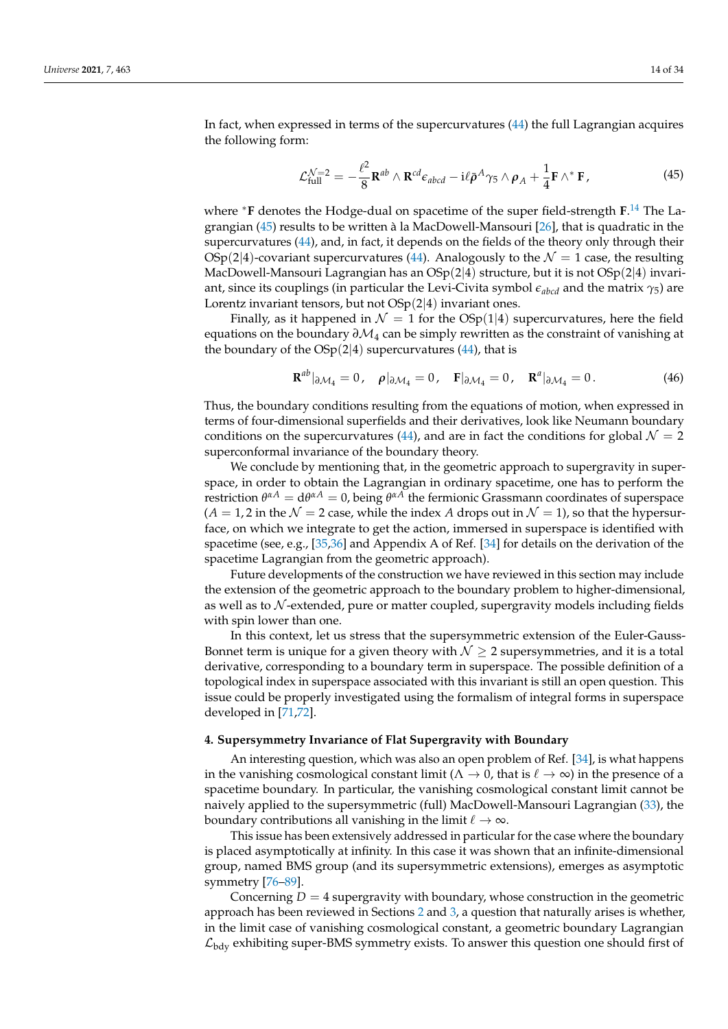In fact, when expressed in terms of the supercurvatures (44) the full Lagrangian acquires the following form:

$$\mathcal{L}^{\mathcal{N}=2}_{\text{full}} = -\frac{\ell^2}{8}\mathbf{R}^{ab} \wedge \mathbf{R}^{cd}\epsilon_{abcd} - \mathrm{i}\ell\bar{\boldsymbol{\rho}}^A\gamma_5 \wedge \boldsymbol{\rho}_A + \frac{1}{4}\mathbf{F} \wedge {}^*\mathbf{F}\,, \tag{45}$$

where ${}^*\mathbf{F}$ denotes the Hodge-dual on spacetime of the super field-strength $\mathbf{F}$.[14] The Lagrangian (45) results to be written à la MacDowell-Mansouri [26], that is quadratic in the supercurvatures (44), and, in fact, it depends on the fields of the theory only through their OSp(2|4)-covariant supercurvatures (44). Analogously to the $\mathcal{N}=1$ case, the resulting MacDowell-Mansouri Lagrangian has an OSp(2|4) structure, but it is not OSp(2|4) invariant, since its couplings (in particular the Levi-Civita symbol $\epsilon_{abcd}$ and the matrix $\gamma_5$) are Lorentz invariant tensors, but not OSp(2|4) invariant ones.

Finally, as it happened in $\mathcal{N}=1$ for the OSp(1|4) supercurvatures, here the field equations on the boundary $\partial\mathcal{M}_4$ can be simply rewritten as the constraint of vanishing at the boundary of the OSp(2|4) supercurvatures (44), that is

$$\mathbf{R}^{ab}|_{\partial\mathcal{M}_4} = 0\,, \quad \boldsymbol{\rho}|_{\partial\mathcal{M}_4} = 0\,, \quad \mathbf{F}|_{\partial\mathcal{M}_4} = 0\,, \quad \mathbf{R}^a|_{\partial\mathcal{M}_4} = 0\,. \tag{46}$$

Thus, the boundary conditions resulting from the equations of motion, when expressed in terms of four-dimensional superfields and their derivatives, look like Neumann boundary conditions on the supercurvatures (44), and are in fact the conditions for global $\mathcal{N}=2$ superconformal invariance of the boundary theory.

We conclude by mentioning that, in the geometric approach to supergravity in superspace, in order to obtain the Lagrangian in ordinary spacetime, one has to perform the restriction $\theta^{\alpha A} = \mathrm{d}\theta^{\alpha A} = 0$, being $\theta^{\alpha A}$ the fermionic Grassmann coordinates of superspace ($A = 1, 2$ in the $\mathcal{N}=2$ case, while the index $A$ drops out in $\mathcal{N}=1$), so that the hypersurface, on which we integrate to get the action, immersed in superspace is identified with spacetime (see, e.g., [35,36] and Appendix A of Ref. [34] for details on the derivation of the spacetime Lagrangian from the geometric approach).

Future developments of the construction we have reviewed in this section may include the extension of the geometric approach to the boundary problem to higher-dimensional, as well as to $\mathcal{N}$-extended, pure or matter coupled, supergravity models including fields with spin lower than one.

In this context, let us stress that the supersymmetric extension of the Euler-Gauss-Bonnet term is unique for a given theory with $\mathcal{N} \geq 2$ supersymmetries, and it is a total derivative, corresponding to a boundary term in superspace. The possible definition of a topological index in superspace associated with this invariant is still an open question. This issue could be properly investigated using the formalism of integral forms in superspace developed in [71,72].

## 4. Supersymmetry Invariance of Flat Supergravity with Boundary

An interesting question, which was also an open problem of Ref. [34], is what happens in the vanishing cosmological constant limit ($\Lambda \to 0$, that is $\ell \to \infty$) in the presence of a spacetime boundary. In particular, the vanishing cosmological constant limit cannot be naively applied to the supersymmetric (full) MacDowell-Mansouri Lagrangian (33), the boundary contributions all vanishing in the limit $\ell \to \infty$.

This issue has been extensively addressed in particular for the case where the boundary is placed asymptotically at infinity. In this case it was shown that an infinite-dimensional group, named BMS group (and its supersymmetric extensions), emerges as asymptotic symmetry [76–89].

Concerning $D = 4$ supergravity with boundary, whose construction in the geometric approach has been reviewed in Sections 2 and 3, a question that naturally arises is whether, in the limit case of vanishing cosmological constant, a geometric boundary Lagrangian $\mathcal{L}_{\text{bdy}}$ exhibiting super-BMS symmetry exists. To answer this question one should first of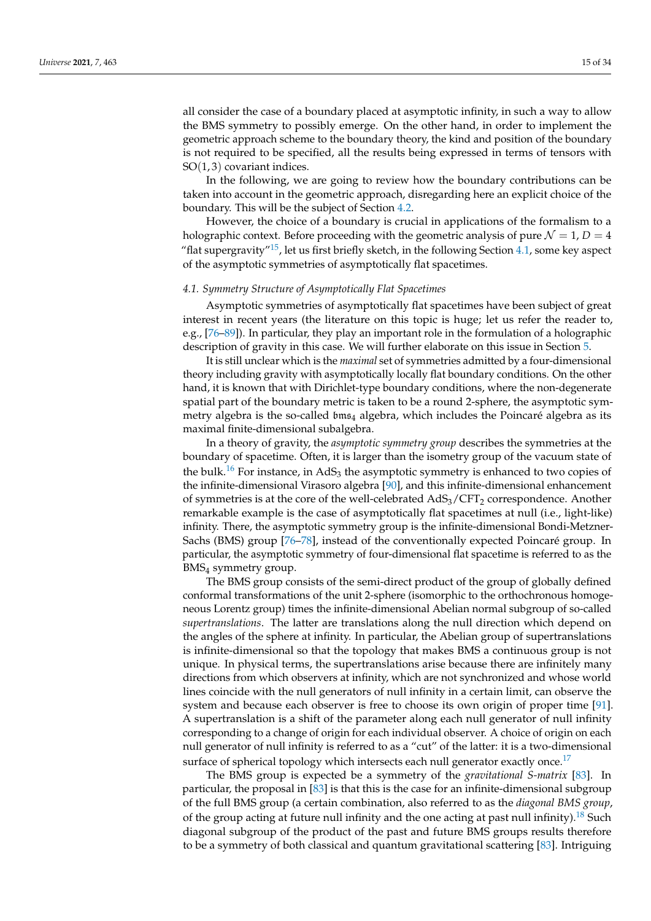all consider the case of a boundary placed at asymptotic infinity, in such a way to allow the BMS symmetry to possibly emerge. On the other hand, in order to implement the geometric approach scheme to the boundary theory, the kind and position of the boundary is not required to be specified, all the results being expressed in terms of tensors with $\mathrm{SO}(1,3)$ covariant indices.

In the following, we are going to review how the boundary contributions can be taken into account in the geometric approach, disregarding here an explicit choice of the boundary. This will be the subject of Section 4.2.

However, the choice of a boundary is crucial in applications of the formalism to a holographic context. Before proceeding with the geometric analysis of pure $\mathcal{N}=1$, $D=4$ "flat supergravity"[15], let us first briefly sketch, in the following Section 4.1, some key aspect of the asymptotic symmetries of asymptotically flat spacetimes.

### *4.1. Symmetry Structure of Asymptotically Flat Spacetimes*

Asymptotic symmetries of asymptotically flat spacetimes have been subject of great interest in recent years (the literature on this topic is huge; let us refer the reader to, e.g., [76–89]). In particular, they play an important role in the formulation of a holographic description of gravity in this case. We will further elaborate on this issue in Section 5.

It is still unclear which is the *maximal* set of symmetries admitted by a four-dimensional theory including gravity with asymptotically locally flat boundary conditions. On the other hand, it is known that with Dirichlet-type boundary conditions, where the non-degenerate spatial part of the boundary metric is taken to be a round 2-sphere, the asymptotic symmetry algebra is the so-called $\mathfrak{bms}_4$ algebra, which includes the Poincaré algebra as its maximal finite-dimensional subalgebra.

In a theory of gravity, the *asymptotic symmetry group* describes the symmetries at the boundary of spacetime. Often, it is larger than the isometry group of the vacuum state of the bulk.[16] For instance, in $\mathrm{AdS}_3$ the asymptotic symmetry is enhanced to two copies of the infinite-dimensional Virasoro algebra [90], and this infinite-dimensional enhancement of symmetries is at the core of the well-celebrated $\mathrm{AdS}_3/\mathrm{CFT}_2$ correspondence. Another remarkable example is the case of asymptotically flat spacetimes at null (i.e., light-like) infinity. There, the asymptotic symmetry group is the infinite-dimensional Bondi-Metzner-Sachs (BMS) group [76–78], instead of the conventionally expected Poincaré group. In particular, the asymptotic symmetry of four-dimensional flat spacetime is referred to as the $\mathrm{BMS}_4$ symmetry group.

The BMS group consists of the semi-direct product of the group of globally defined conformal transformations of the unit 2-sphere (isomorphic to the orthochronous homogeneous Lorentz group) times the infinite-dimensional Abelian normal subgroup of so-called *supertranslations*. The latter are translations along the null direction which depend on the angles of the sphere at infinity. In particular, the Abelian group of supertranslations is infinite-dimensional so that the topology that makes BMS a continuous group is not unique. In physical terms, the supertranslations arise because there are infinitely many directions from which observers at infinity, which are not synchronized and whose world lines coincide with the null generators of null infinity in a certain limit, can observe the system and because each observer is free to choose its own origin of proper time [91]. A supertranslation is a shift of the parameter along each null generator of null infinity corresponding to a change of origin for each individual observer. A choice of origin on each null generator of null infinity is referred to as a "cut" of the latter: it is a two-dimensional surface of spherical topology which intersects each null generator exactly once.[17]

The BMS group is expected be a symmetry of the *gravitational S-matrix* [83]. In particular, the proposal in [83] is that this is the case for an infinite-dimensional subgroup of the full BMS group (a certain combination, also referred to as the *diagonal BMS group*, of the group acting at future null infinity and the one acting at past null infinity).[18] Such diagonal subgroup of the product of the past and future BMS groups results therefore to be a symmetry of both classical and quantum gravitational scattering [83]. Intriguing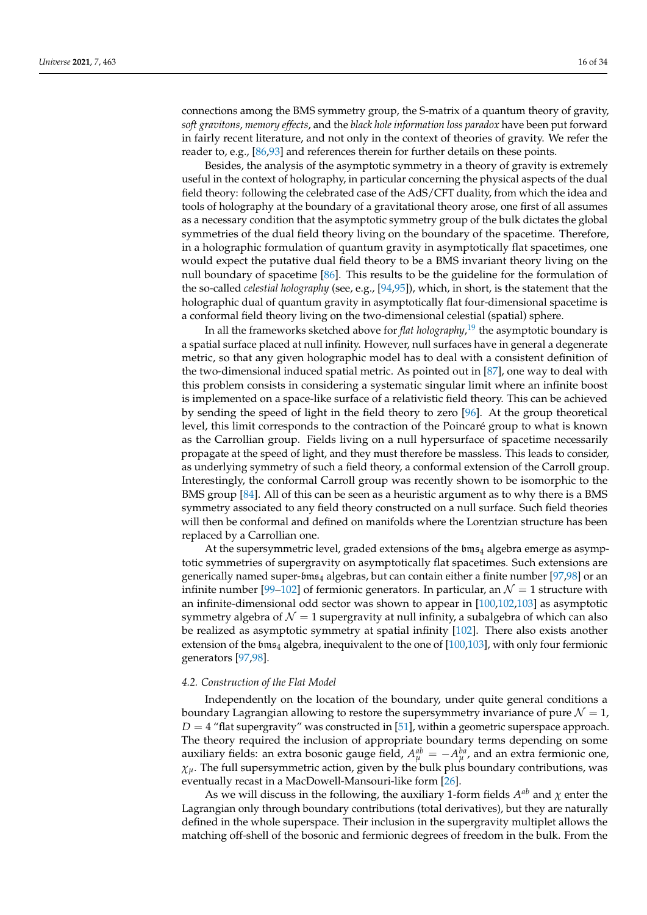connections among the BMS symmetry group, the S-matrix of a quantum theory of gravity, *soft gravitons*, *memory effects*, and the *black hole information loss paradox* have been put forward in fairly recent literature, and not only in the context of theories of gravity. We refer the reader to, e.g., [86,93] and references therein for further details on these points.

Besides, the analysis of the asymptotic symmetry in a theory of gravity is extremely useful in the context of holography, in particular concerning the physical aspects of the dual field theory: following the celebrated case of the AdS/CFT duality, from which the idea and tools of holography at the boundary of a gravitational theory arose, one first of all assumes as a necessary condition that the asymptotic symmetry group of the bulk dictates the global symmetries of the dual field theory living on the boundary of the spacetime. Therefore, in a holographic formulation of quantum gravity in asymptotically flat spacetimes, one would expect the putative dual field theory to be a BMS invariant theory living on the null boundary of spacetime [86]. This results to be the guideline for the formulation of the so-called *celestial holography* (see, e.g., [94,95]), which, in short, is the statement that the holographic dual of quantum gravity in asymptotically flat four-dimensional spacetime is a conformal field theory living on the two-dimensional celestial (spatial) sphere.

In all the frameworks sketched above for *flat holography*,[19] the asymptotic boundary is a spatial surface placed at null infinity. However, null surfaces have in general a degenerate metric, so that any given holographic model has to deal with a consistent definition of the two-dimensional induced spatial metric. As pointed out in [87], one way to deal with this problem consists in considering a systematic singular limit where an infinite boost is implemented on a space-like surface of a relativistic field theory. This can be achieved by sending the speed of light in the field theory to zero [96]. At the group theoretical level, this limit corresponds to the contraction of the Poincaré group to what is known as the Carrollian group. Fields living on a null hypersurface of spacetime necessarily propagate at the speed of light, and they must therefore be massless. This leads to consider, as underlying symmetry of such a field theory, a conformal extension of the Carroll group. Interestingly, the conformal Carroll group was recently shown to be isomorphic to the BMS group [84]. All of this can be seen as a heuristic argument as to why there is a BMS symmetry associated to any field theory constructed on a null surface. Such field theories will then be conformal and defined on manifolds where the Lorentzian structure has been replaced by a Carrollian one.

At the supersymmetric level, graded extensions of the $\mathfrak{bms}_4$ algebra emerge as asymptotic symmetries of supergravity on asymptotically flat spacetimes. Such extensions are generically named super-$\mathfrak{bms}_4$ algebras, but can contain either a finite number [97,98] or an infinite number [99–102] of fermionic generators. In particular, an $\mathcal{N}=1$ structure with an infinite-dimensional odd sector was shown to appear in [100,102,103] as asymptotic symmetry algebra of $\mathcal{N}=1$ supergravity at null infinity, a subalgebra of which can also be realized as asymptotic symmetry at spatial infinity [102]. There also exists another extension of the $\mathfrak{bms}_4$ algebra, inequivalent to the one of [100,103], with only four fermionic generators [97,98].

### 4.2. Construction of the Flat Model

Independently on the location of the boundary, under quite general conditions a boundary Lagrangian allowing to restore the supersymmetry invariance of pure $\mathcal{N}=1$, $D=4$ "flat supergravity" was constructed in [51], within a geometric superspace approach. The theory required the inclusion of appropriate boundary terms depending on some auxiliary fields: an extra bosonic gauge field, $A^{ab}_{\mu}=-A^{ba}_{\mu}$, and an extra fermionic one, $\chi_{\mu}$. The full supersymmetric action, given by the bulk plus boundary contributions, was eventually recast in a MacDowell-Mansouri-like form [26].

As we will discuss in the following, the auxiliary 1-form fields $A^{ab}$ and $\chi$ enter the Lagrangian only through boundary contributions (total derivatives), but they are naturally defined in the whole superspace. Their inclusion in the supergravity multiplet allows the matching off-shell of the bosonic and fermionic degrees of freedom in the bulk. From the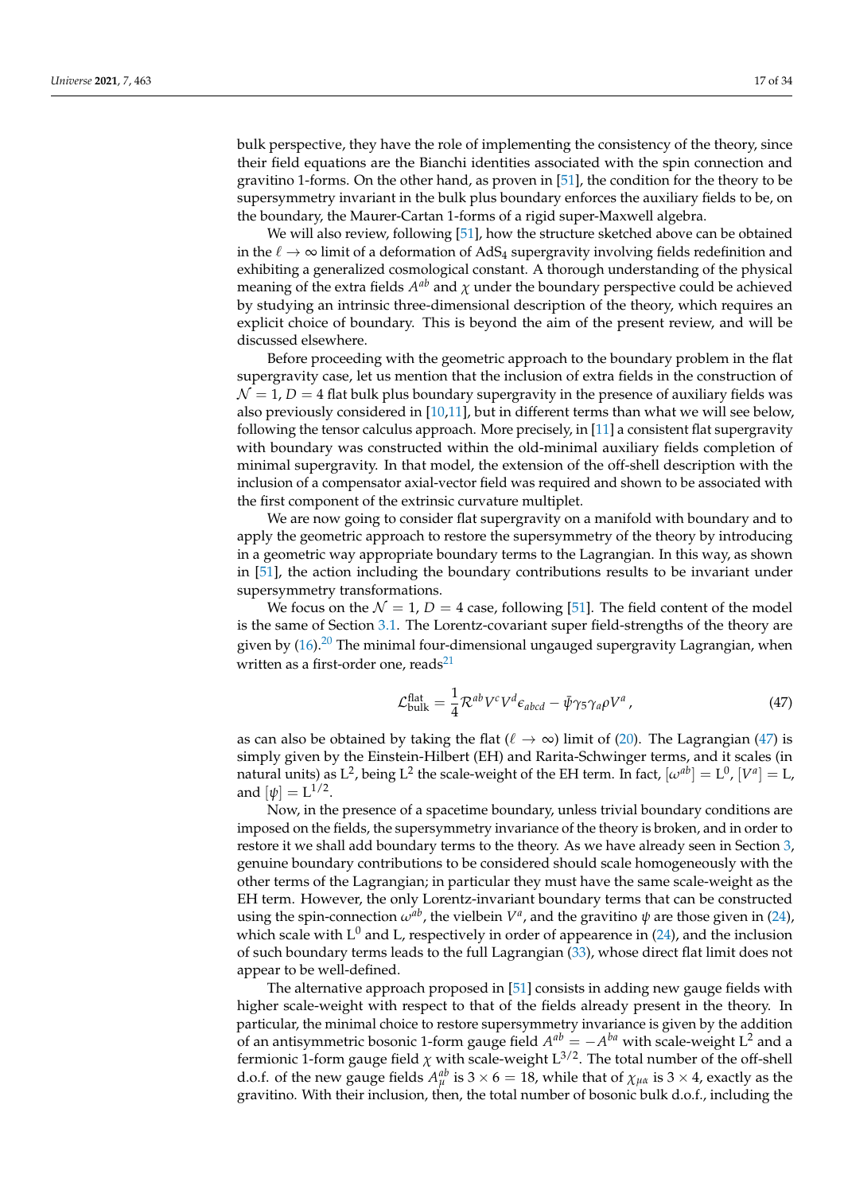bulk perspective, they have the role of implementing the consistency of the theory, since their field equations are the Bianchi identities associated with the spin connection and gravitino 1-forms. On the other hand, as proven in [51], the condition for the theory to be supersymmetry invariant in the bulk plus boundary enforces the auxiliary fields to be, on the boundary, the Maurer-Cartan 1-forms of a rigid super-Maxwell algebra.

We will also review, following [51], how the structure sketched above can be obtained in the $\ell \to \infty$ limit of a deformation of AdS$_4$ supergravity involving fields redefinition and exhibiting a generalized cosmological constant. A thorough understanding of the physical meaning of the extra fields $A^{ab}$ and $\chi$ under the boundary perspective could be achieved by studying an intrinsic three-dimensional description of the theory, which requires an explicit choice of boundary. This is beyond the aim of the present review, and will be discussed elsewhere.

Before proceeding with the geometric approach to the boundary problem in the flat supergravity case, let us mention that the inclusion of extra fields in the construction of $\mathcal{N}=1$, $D=4$ flat bulk plus boundary supergravity in the presence of auxiliary fields was also previously considered in [10,11], but in different terms than what we will see below, following the tensor calculus approach. More precisely, in [11] a consistent flat supergravity with boundary was constructed within the old-minimal auxiliary fields completion of minimal supergravity. In that model, the extension of the off-shell description with the inclusion of a compensator axial-vector field was required and shown to be associated with the first component of the extrinsic curvature multiplet.

We are now going to consider flat supergravity on a manifold with boundary and to apply the geometric approach to restore the supersymmetry of the theory by introducing in a geometric way appropriate boundary terms to the Lagrangian. In this way, as shown in [51], the action including the boundary contributions results to be invariant under supersymmetry transformations.

We focus on the $\mathcal{N}=1$, $D=4$ case, following [51]. The field content of the model is the same of Section 3.1. The Lorentz-covariant super field-strengths of the theory are given by (16).[20] The minimal four-dimensional ungauged supergravity Lagrangian, when written as a first-order one, reads[21]

$$\mathcal{L}^{\text{flat}}_{\text{bulk}} = \frac{1}{4}\mathcal{R}^{ab}V^cV^d\epsilon_{abcd} - \bar{\psi}\gamma_5\gamma_a\rho V^a\,, \tag{47}$$

as can also be obtained by taking the flat ($\ell \to \infty$) limit of (20). The Lagrangian (47) is simply given by the Einstein-Hilbert (EH) and Rarita-Schwinger terms, and it scales (in natural units) as $\mathrm{L}^2$, being $\mathrm{L}^2$ the scale-weight of the EH term. In fact, $[\omega^{ab}] = \mathrm{L}^0$, $[V^a] = \mathrm{L}$, and $[\psi] = \mathrm{L}^{1/2}$.

Now, in the presence of a spacetime boundary, unless trivial boundary conditions are imposed on the fields, the supersymmetry invariance of the theory is broken, and in order to restore it we shall add boundary terms to the theory. As we have already seen in Section 3, genuine boundary contributions to be considered should scale homogeneously with the other terms of the Lagrangian; in particular they must have the same scale-weight as the EH term. However, the only Lorentz-invariant boundary terms that can be constructed using the spin-connection $\omega^{ab}$, the vielbein $V^a$, and the gravitino $\psi$ are those given in (24), which scale with $\mathrm{L}^0$ and L, respectively in order of appearence in (24), and the inclusion of such boundary terms leads to the full Lagrangian (33), whose direct flat limit does not appear to be well-defined.

The alternative approach proposed in [51] consists in adding new gauge fields with higher scale-weight with respect to that of the fields already present in the theory. In particular, the minimal choice to restore supersymmetry invariance is given by the addition of an antisymmetric bosonic 1-form gauge field $A^{ab} = -A^{ba}$ with scale-weight $\mathrm{L}^2$ and a fermionic 1-form gauge field $\chi$ with scale-weight $\mathrm{L}^{3/2}$. The total number of the off-shell d.o.f. of the new gauge fields $A^{ab}_\mu$ is $3 \times 6 = 18$, while that of $\chi_{\mu\alpha}$ is $3 \times 4$, exactly as the gravitino. With their inclusion, then, the total number of bosonic bulk d.o.f., including the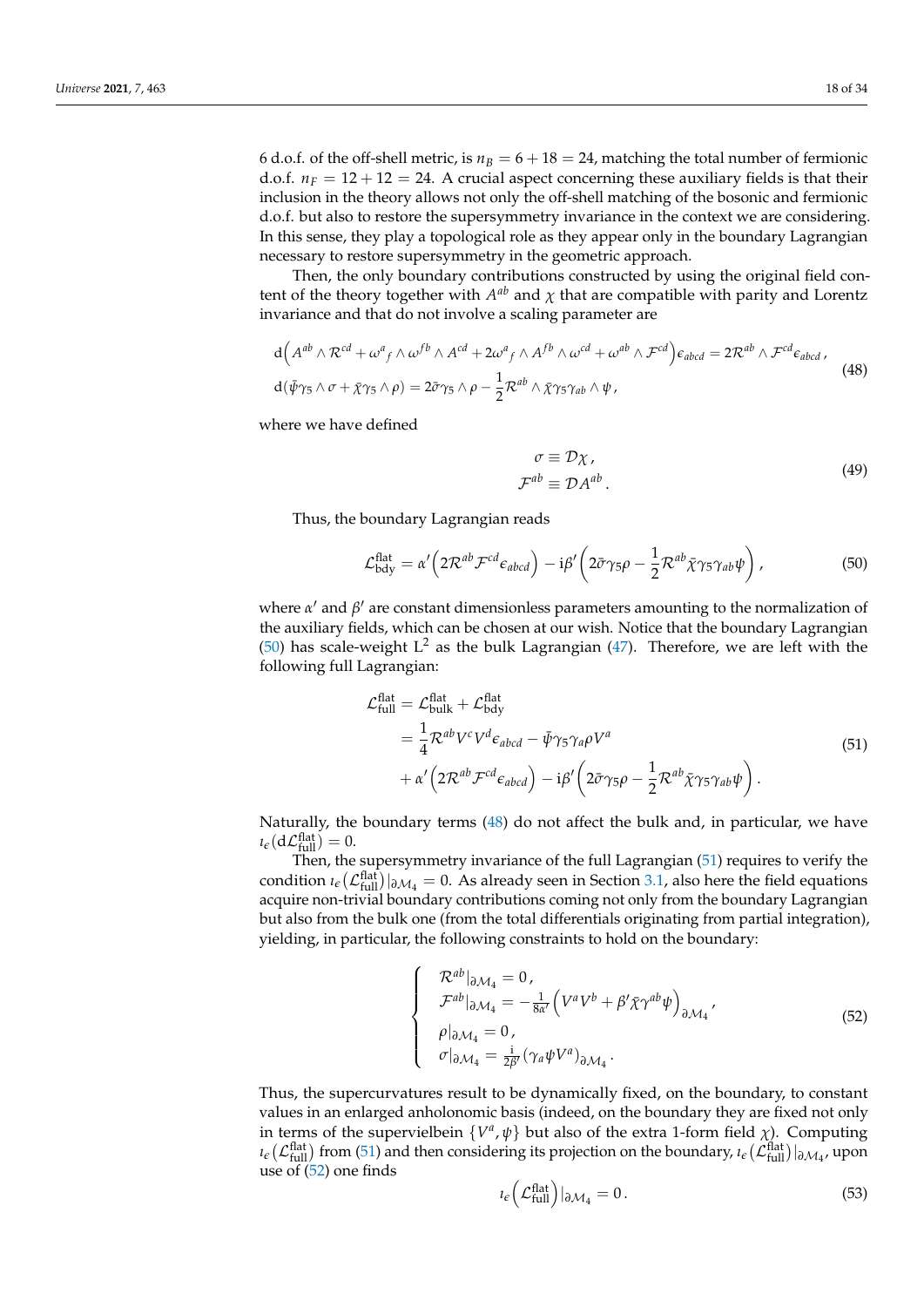6 d.o.f. of the off-shell metric, is $n_B = 6 + 18 = 24$, matching the total number of fermionic d.o.f. $n_F = 12 + 12 = 24$. A crucial aspect concerning these auxiliary fields is that their inclusion in the theory allows not only the off-shell matching of the bosonic and fermionic d.o.f. but also to restore the supersymmetry invariance in the context we are considering. In this sense, they play a topological role as they appear only in the boundary Lagrangian necessary to restore supersymmetry in the geometric approach.

Then, the only boundary contributions constructed by using the original field content of the theory together with $A^{ab}$ and $\chi$ that are compatible with parity and Lorentz invariance and that do not involve a scaling parameter are

$$
\begin{aligned}
&\mathrm{d}\Big(A^{ab} \wedge \mathcal{R}^{cd} + \omega^{a}{}_{f} \wedge \omega^{fb} \wedge A^{cd} + 2\omega^{a}{}_{f} \wedge A^{fb} \wedge \omega^{cd} + \omega^{ab} \wedge \mathcal{F}^{cd}\Big)\epsilon_{abcd} = 2\mathcal{R}^{ab} \wedge \mathcal{F}^{cd}\epsilon_{abcd}\,, \\
&\mathrm{d}(\bar{\psi}\gamma_5 \wedge \sigma + \bar{\chi}\gamma_5 \wedge \rho) = 2\bar{\sigma}\gamma_5 \wedge \rho - \frac{1}{2}\mathcal{R}^{ab} \wedge \bar{\chi}\gamma_5\gamma_{ab} \wedge \psi\,,
\end{aligned}
\tag{48}
$$

where we have defined

$$
\begin{aligned}
\sigma &\equiv \mathcal{D}\chi\,, \\
\mathcal{F}^{ab} &\equiv \mathcal{D}A^{ab}\,.
\end{aligned}
\tag{49}
$$

Thus, the boundary Lagrangian reads

$$
\mathcal{L}^{\text{flat}}_{\text{bdy}} = \alpha'\Big(2\mathcal{R}^{ab}\mathcal{F}^{cd}\epsilon_{abcd}\Big) - \mathrm{i}\beta'\left(2\bar{\sigma}\gamma_5\rho - \frac{1}{2}\mathcal{R}^{ab}\bar{\chi}\gamma_5\gamma_{ab}\psi\right), \tag{50}
$$

where $\alpha'$ and $\beta'$ are constant dimensionless parameters amounting to the normalization of the auxiliary fields, which can be chosen at our wish. Notice that the boundary Lagrangian (50) has scale-weight $\mathrm{L}^2$ as the bulk Lagrangian (47). Therefore, we are left with the following full Lagrangian:

$$
\begin{aligned}
\mathcal{L}^{\text{flat}}_{\text{full}} &= \mathcal{L}^{\text{flat}}_{\text{bulk}} + \mathcal{L}^{\text{flat}}_{\text{bdy}} \\
&= \frac{1}{4}\mathcal{R}^{ab}V^c V^d\epsilon_{abcd} - \bar{\psi}\gamma_5\gamma_a\rho V^a \\
&\quad + \alpha'\Big(2\mathcal{R}^{ab}\mathcal{F}^{cd}\epsilon_{abcd}\Big) - \mathrm{i}\beta'\left(2\bar{\sigma}\gamma_5\rho - \frac{1}{2}\mathcal{R}^{ab}\bar{\chi}\gamma_5\gamma_{ab}\psi\right).
\end{aligned}
\tag{51}
$$

Naturally, the boundary terms (48) do not affect the bulk and, in particular, we have $\imath_\epsilon(\mathrm{d}\mathcal{L}^{\text{flat}}_{\text{full}}) = 0$.

Then, the supersymmetry invariance of the full Lagrangian (51) requires to verify the condition $\imath_\epsilon\big(\mathcal{L}^{\text{flat}}_{\text{full}}\big)|_{\partial\mathcal{M}_4} = 0$. As already seen in Section 3.1, also here the field equations acquire non-trivial boundary contributions coming not only from the boundary Lagrangian but also from the bulk one (from the total differentials originating from partial integration), yielding, in particular, the following constraints to hold on the boundary:

$$
\begin{cases}
\mathcal{R}^{ab}|_{\partial\mathcal{M}_4} = 0\,, \\
\mathcal{F}^{ab}|_{\partial\mathcal{M}_4} = -\frac{1}{8\alpha'}\Big(V^a V^b + \beta'\bar{\chi}\gamma^{ab}\psi\Big)_{\partial\mathcal{M}_4}\,, \\
\rho|_{\partial\mathcal{M}_4} = 0\,, \\
\sigma|_{\partial\mathcal{M}_4} = \frac{\mathrm{i}}{2\beta'}(\gamma_a\psi V^a)_{\partial\mathcal{M}_4}\,.
\end{cases}
\tag{52}
$$

Thus, the supercurvatures result to be dynamically fixed, on the boundary, to constant values in an enlarged anholonomic basis (indeed, on the boundary they are fixed not only in terms of the supervielbein $\{V^a, \psi\}$ but also of the extra 1-form field $\chi$). Computing $\imath_\epsilon\big(\mathcal{L}^{\text{flat}}_{\text{full}}\big)$ from (51) and then considering its projection on the boundary, $\imath_\epsilon\big(\mathcal{L}^{\text{flat}}_{\text{full}}\big)|_{\partial\mathcal{M}_4}$, upon use of (52) one finds

$$
\imath_\epsilon\Big(\mathcal{L}^{\text{flat}}_{\text{full}}\Big)|_{\partial\mathcal{M}_4} = 0\,. \tag{53}
$$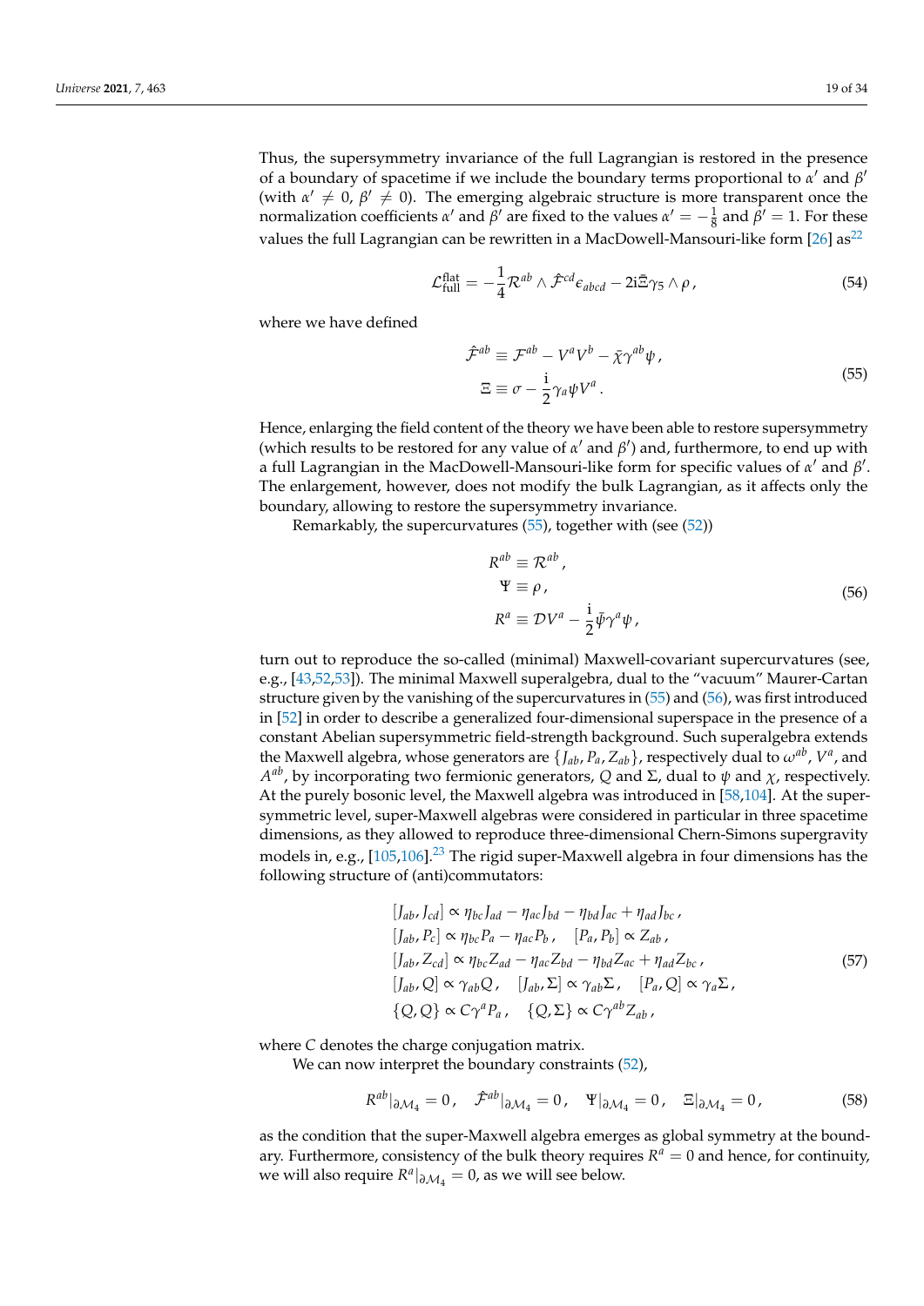Thus, the supersymmetry invariance of the full Lagrangian is restored in the presence of a boundary of spacetime if we include the boundary terms proportional to $\alpha'$ and $\beta'$ (with $\alpha' \neq 0$, $\beta' \neq 0$). The emerging algebraic structure is more transparent once the normalization coefficients $\alpha'$ and $\beta'$ are fixed to the values $\alpha' = -\frac{1}{8}$ and $\beta' = 1$. For these values the full Lagrangian can be rewritten in a MacDowell-Mansouri-like form [26] as[22]

$$\mathcal{L}^{\text{flat}}_{\text{full}} = -\frac{1}{4}\mathcal{R}^{ab} \wedge \hat{\mathcal{F}}^{cd}\epsilon_{abcd} - 2\mathrm{i}\bar{\Xi}\gamma_5 \wedge \rho\,, \tag{54}$$

where we have defined

$$\begin{aligned}
\hat{\mathcal{F}}^{ab} &\equiv \mathcal{F}^{ab} - V^a V^b - \bar{\chi}\gamma^{ab}\psi\,, \\
\Xi &\equiv \sigma - \frac{\mathrm{i}}{2}\gamma_a \psi V^a\,.
\end{aligned} \tag{55}$$

Hence, enlarging the field content of the theory we have been able to restore supersymmetry (which results to be restored for any value of $\alpha'$ and $\beta'$) and, furthermore, to end up with a full Lagrangian in the MacDowell-Mansouri-like form for specific values of $\alpha'$ and $\beta'$. The enlargement, however, does not modify the bulk Lagrangian, as it affects only the boundary, allowing to restore the supersymmetry invariance.

Remarkably, the supercurvatures (55), together with (see (52))

$$\begin{aligned}
R^{ab} &\equiv \mathcal{R}^{ab}\,, \\
\Psi &\equiv \rho\,, \\
R^a &\equiv \mathcal{D}V^a - \frac{\mathrm{i}}{2}\bar{\psi}\gamma^a\psi\,,
\end{aligned} \tag{56}$$

turn out to reproduce the so-called (minimal) Maxwell-covariant supercurvatures (see, e.g., [43,52,53]). The minimal Maxwell superalgebra, dual to the "vacuum" Maurer-Cartan structure given by the vanishing of the supercurvatures in (55) and (56), was first introduced in [52] in order to describe a generalized four-dimensional superspace in the presence of a constant Abelian supersymmetric field-strength background. Such superalgebra extends the Maxwell algebra, whose generators are $\{J_{ab}, P_a, Z_{ab}\}$, respectively dual to $\omega^{ab}$, $V^a$, and $A^{ab}$, by incorporating two fermionic generators, $Q$ and $\Sigma$, dual to $\psi$ and $\chi$, respectively. At the purely bosonic level, the Maxwell algebra was introduced in [58,104]. At the supersymmetric level, super-Maxwell algebras were considered in particular in three spacetime dimensions, as they allowed to reproduce three-dimensional Chern-Simons supergravity models in, e.g., [105,106].[23] The rigid super-Maxwell algebra in four dimensions has the following structure of (anti)commutators:

$$\begin{aligned}
&[J_{ab}, J_{cd}] \propto \eta_{bc}J_{ad} - \eta_{ac}J_{bd} - \eta_{bd}J_{ac} + \eta_{ad}J_{bc}\,, \\
&[J_{ab}, P_c] \propto \eta_{bc}P_a - \eta_{ac}P_b\,, \quad [P_a, P_b] \propto Z_{ab}\,, \\
&[J_{ab}, Z_{cd}] \propto \eta_{bc}Z_{ad} - \eta_{ac}Z_{bd} - \eta_{bd}Z_{ac} + \eta_{ad}Z_{bc}\,, \\
&[J_{ab}, Q] \propto \gamma_{ab}Q\,, \quad [J_{ab}, \Sigma] \propto \gamma_{ab}\Sigma\,, \quad [P_a, Q] \propto \gamma_a\Sigma\,, \\
&\{Q, Q\} \propto C\gamma^a P_a\,, \quad \{Q, \Sigma\} \propto C\gamma^{ab}Z_{ab}\,,
\end{aligned} \tag{57}$$

where $C$ denotes the charge conjugation matrix.

We can now interpret the boundary constraints (52),

$$R^{ab}|_{\partial\mathcal{M}_4} = 0\,, \quad \hat{\mathcal{F}}^{ab}|_{\partial\mathcal{M}_4} = 0\,, \quad \Psi|_{\partial\mathcal{M}_4} = 0\,, \quad \Xi|_{\partial\mathcal{M}_4} = 0\,, \tag{58}$$

as the condition that the super-Maxwell algebra emerges as global symmetry at the boundary. Furthermore, consistency of the bulk theory requires $R^a = 0$ and hence, for continuity, we will also require $R^a|_{\partial\mathcal{M}_4} = 0$, as we will see below.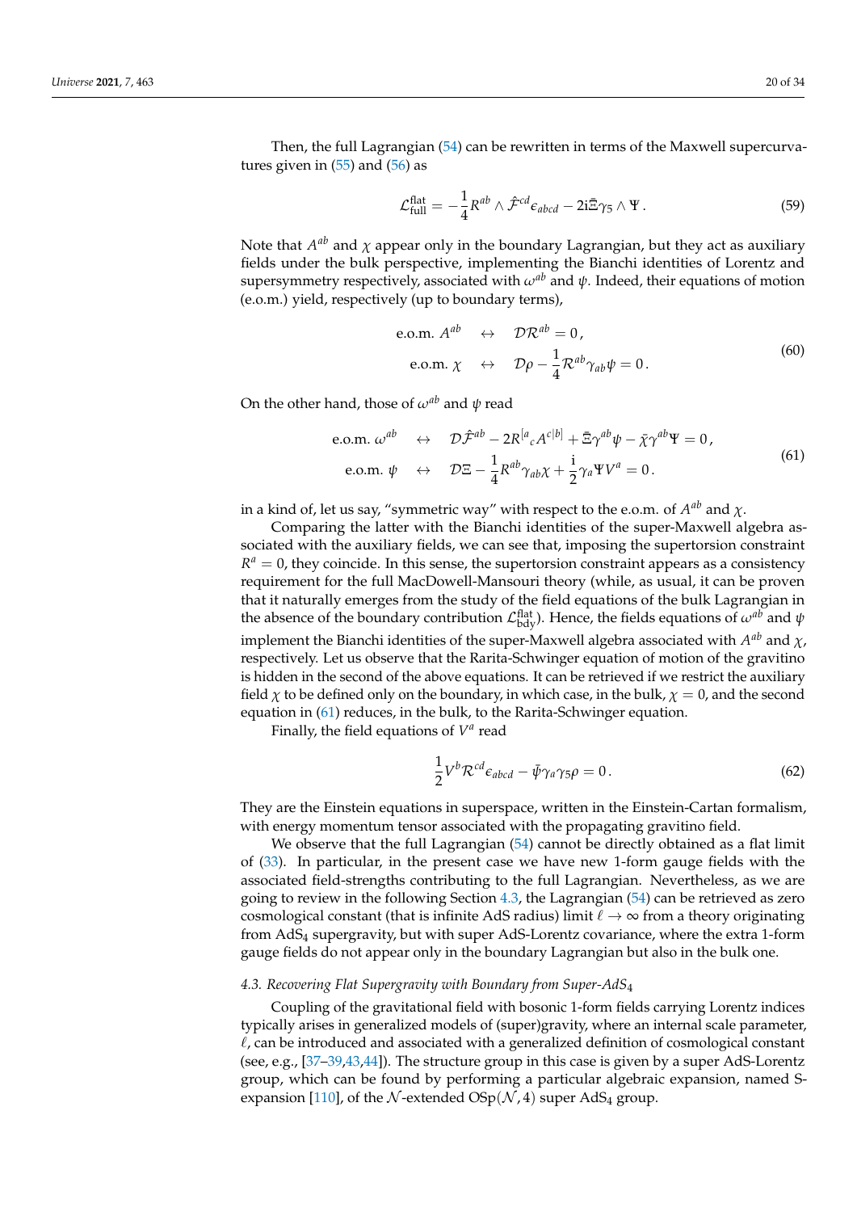Then, the full Lagrangian (54) can be rewritten in terms of the Maxwell supercurvatures given in (55) and (56) as

$$\mathcal{L}^{\text{flat}}_{\text{full}} = -\frac{1}{4} R^{ab} \wedge \hat{\mathcal{F}}^{cd} \epsilon_{abcd} - 2\mathrm{i}\bar{\Xi}\gamma_5 \wedge \Psi \,. \tag{59}$$

Note that $A^{ab}$ and $\chi$ appear only in the boundary Lagrangian, but they act as auxiliary fields under the bulk perspective, implementing the Bianchi identities of Lorentz and supersymmetry respectively, associated with $\omega^{ab}$ and $\psi$. Indeed, their equations of motion (e.o.m.) yield, respectively (up to boundary terms),

$$\begin{aligned}
\text{e.o.m. } A^{ab} \quad &\leftrightarrow \quad \mathcal{D}\mathcal{R}^{ab} = 0 \,, \\
\text{e.o.m. } \chi \quad &\leftrightarrow \quad \mathcal{D}\rho - \frac{1}{4}\mathcal{R}^{ab}\gamma_{ab}\psi = 0 \,.
\end{aligned} \tag{60}$$

On the other hand, those of $\omega^{ab}$ and $\psi$ read

$$\begin{aligned}
\text{e.o.m. } \omega^{ab} \quad &\leftrightarrow \quad \mathcal{D}\hat{\mathcal{F}}^{ab} - 2R^{[a}{}_{c}A^{c|b]} + \bar{\Xi}\gamma^{ab}\psi - \bar{\chi}\gamma^{ab}\Psi = 0 \,, \\
\text{e.o.m. } \psi \quad &\leftrightarrow \quad \mathcal{D}\Xi - \frac{1}{4}R^{ab}\gamma_{ab}\chi + \frac{\mathrm{i}}{2}\gamma_a \Psi V^a = 0 \,.
\end{aligned} \tag{61}$$

in a kind of, let us say, "symmetric way" with respect to the e.o.m. of $A^{ab}$ and $\chi$.

Comparing the latter with the Bianchi identities of the super-Maxwell algebra associated with the auxiliary fields, we can see that, imposing the supertorsion constraint $R^a = 0$, they coincide. In this sense, the supertorsion constraint appears as a consistency requirement for the full MacDowell-Mansouri theory (while, as usual, it can be proven that it naturally emerges from the study of the field equations of the bulk Lagrangian in the absence of the boundary contribution $\mathcal{L}^{\text{flat}}_{\text{bdy}}$). Hence, the fields equations of $\omega^{ab}$ and $\psi$ implement the Bianchi identities of the super-Maxwell algebra associated with $A^{ab}$ and $\chi$, respectively. Let us observe that the Rarita-Schwinger equation of motion of the gravitino is hidden in the second of the above equations. It can be retrieved if we restrict the auxiliary field $\chi$ to be defined only on the boundary, in which case, in the bulk, $\chi = 0$, and the second equation in (61) reduces, in the bulk, to the Rarita-Schwinger equation.

Finally, the field equations of $V^a$ read

$$\frac{1}{2} V^b \mathcal{R}^{cd} \epsilon_{abcd} - \bar{\psi}\gamma_a\gamma_5\rho = 0 \,. \tag{62}$$

They are the Einstein equations in superspace, written in the Einstein-Cartan formalism, with energy momentum tensor associated with the propagating gravitino field.

We observe that the full Lagrangian (54) cannot be directly obtained as a flat limit of (33). In particular, in the present case we have new 1-form gauge fields with the associated field-strengths contributing to the full Lagrangian. Nevertheless, as we are going to review in the following Section 4.3, the Lagrangian (54) can be retrieved as zero cosmological constant (that is infinite AdS radius) limit $\ell \to \infty$ from a theory originating from $\text{AdS}_4$ supergravity, but with super AdS-Lorentz covariance, where the extra 1-form gauge fields do not appear only in the boundary Lagrangian but also in the bulk one.

### *4.3. Recovering Flat Supergravity with Boundary from Super-AdS$_4$*

Coupling of the gravitational field with bosonic 1-form fields carrying Lorentz indices typically arises in generalized models of (super)gravity, where an internal scale parameter, $\ell$, can be introduced and associated with a generalized definition of cosmological constant (see, e.g., [37–39,43,44]). The structure group in this case is given by a super AdS-Lorentz group, which can be found by performing a particular algebraic expansion, named S-expansion [110], of the $\mathcal{N}$-extended $\text{OSp}(\mathcal{N},4)$ super $\text{AdS}_4$ group.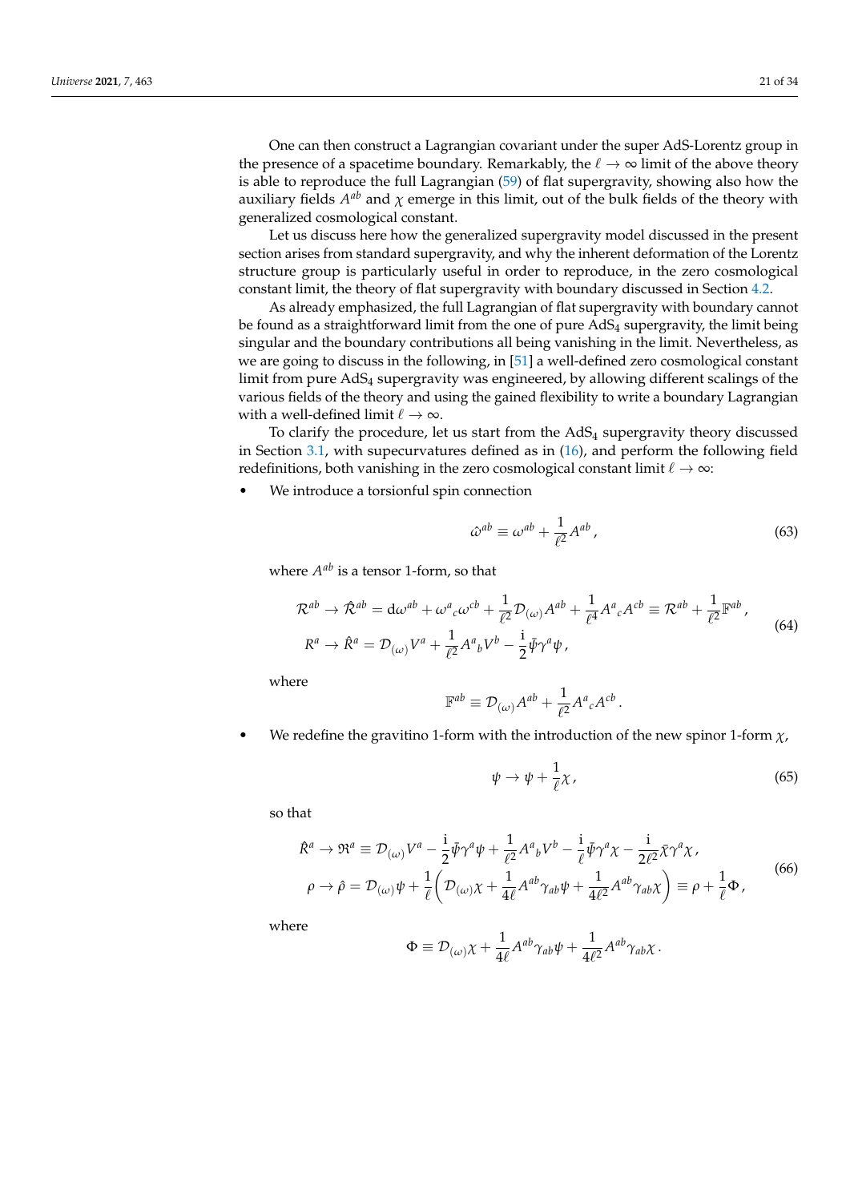One can then construct a Lagrangian covariant under the super AdS-Lorentz group in the presence of a spacetime boundary. Remarkably, the $\ell \to \infty$ limit of the above theory is able to reproduce the full Lagrangian (59) of flat supergravity, showing also how the auxiliary fields $A^{ab}$ and $\chi$ emerge in this limit, out of the bulk fields of the theory with generalized cosmological constant.

Let us discuss here how the generalized supergravity model discussed in the present section arises from standard supergravity, and why the inherent deformation of the Lorentz structure group is particularly useful in order to reproduce, in the zero cosmological constant limit, the theory of flat supergravity with boundary discussed in Section 4.2.

As already emphasized, the full Lagrangian of flat supergravity with boundary cannot be found as a straightforward limit from the one of pure $\mathrm{AdS}_4$ supergravity, the limit being singular and the boundary contributions all being vanishing in the limit. Nevertheless, as we are going to discuss in the following, in [51] a well-defined zero cosmological constant limit from pure $\mathrm{AdS}_4$ supergravity was engineered, by allowing different scalings of the various fields of the theory and using the gained flexibility to write a boundary Lagrangian with a well-defined limit $\ell \to \infty$.

To clarify the procedure, let us start from the $\mathrm{AdS}_4$ supergravity theory discussed in Section 3.1, with supecurvatures defined as in (16), and perform the following field redefinitions, both vanishing in the zero cosmological constant limit $\ell \to \infty$:

- We introduce a torsionful spin connection

$$\hat{\omega}^{ab} \equiv \omega^{ab} + \frac{1}{\ell^2} A^{ab}\,, \tag{63}$$

where $A^{ab}$ is a tensor 1-form, so that

$$\begin{aligned}
\mathcal{R}^{ab} \to \hat{\mathcal{R}}^{ab} &= \mathrm{d}\omega^{ab} + \omega^{a}{}_{c}\omega^{cb} + \frac{1}{\ell^2}\mathcal{D}_{(\omega)}A^{ab} + \frac{1}{\ell^4}A^{a}{}_{c}A^{cb} \equiv \mathcal{R}^{ab} + \frac{1}{\ell^2}\mathbb{F}^{ab}\,, \\
R^{a} \to \hat{R}^{a} &= \mathcal{D}_{(\omega)}V^{a} + \frac{1}{\ell^2}A^{a}{}_{b}V^{b} - \frac{\mathrm{i}}{2}\bar{\psi}\gamma^{a}\psi\,,
\end{aligned} \tag{64}$$

where

$$\mathbb{F}^{ab} \equiv \mathcal{D}_{(\omega)}A^{ab} + \frac{1}{\ell^2}A^{a}{}_{c}A^{cb}\,.$$

- We redefine the gravitino 1-form with the introduction of the new spinor 1-form $\chi$,

$$\psi \to \psi + \frac{1}{\ell}\chi\,, \tag{65}$$

so that

$$\begin{aligned}
\hat{R}^{a} \to \mathfrak{R}^{a} &\equiv \mathcal{D}_{(\omega)}V^{a} - \frac{\mathrm{i}}{2}\bar{\psi}\gamma^{a}\psi + \frac{1}{\ell^2}A^{a}{}_{b}V^{b} - \frac{\mathrm{i}}{\ell}\bar{\psi}\gamma^{a}\chi - \frac{\mathrm{i}}{2\ell^2}\bar{\chi}\gamma^{a}\chi\,, \\
\rho \to \hat{\rho} &= \mathcal{D}_{(\omega)}\psi + \frac{1}{\ell}\left(\mathcal{D}_{(\omega)}\chi + \frac{1}{4\ell}A^{ab}\gamma_{ab}\psi + \frac{1}{4\ell^2}A^{ab}\gamma_{ab}\chi\right) \equiv \rho + \frac{1}{\ell}\Phi\,,
\end{aligned} \tag{66}$$

where

$$\Phi \equiv \mathcal{D}_{(\omega)}\chi + \frac{1}{4\ell}A^{ab}\gamma_{ab}\psi + \frac{1}{4\ell^2}A^{ab}\gamma_{ab}\chi\,.$$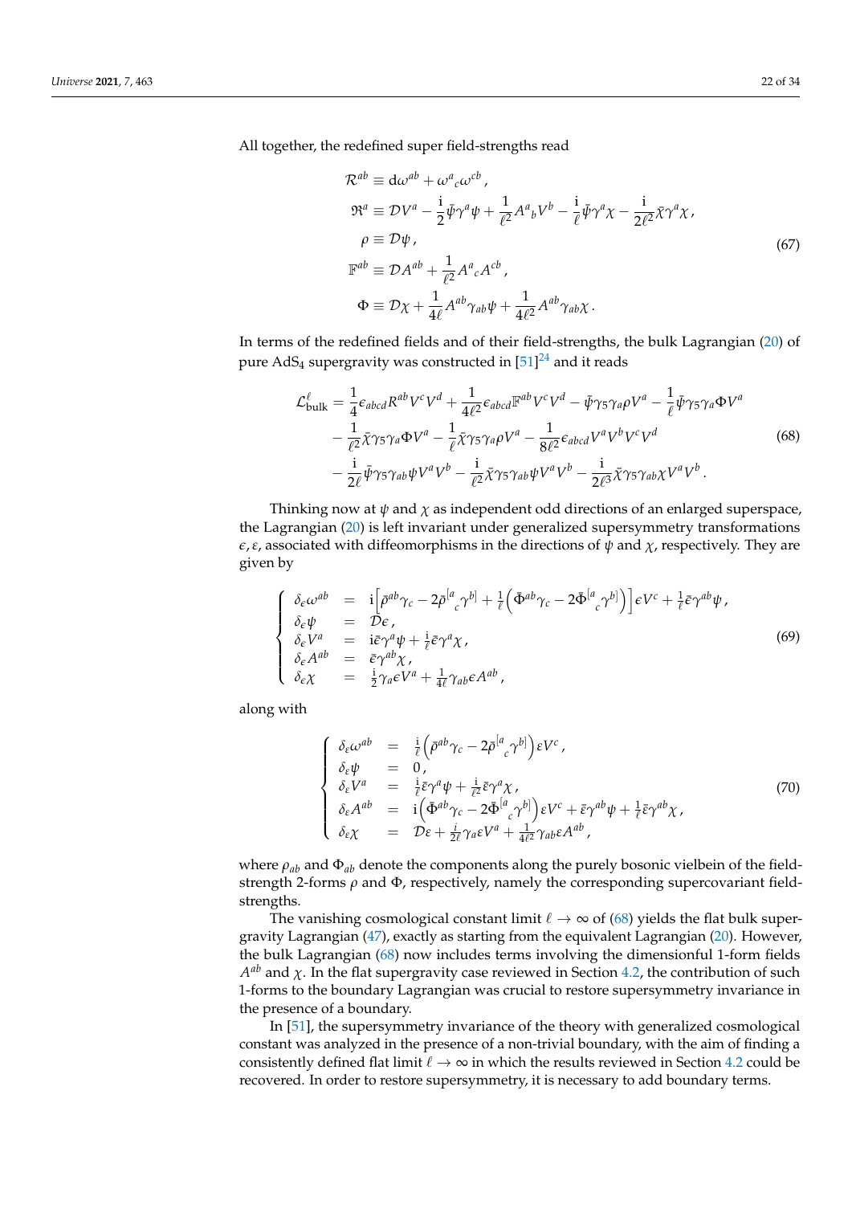All together, the redefined super field-strengths read

$$
\begin{aligned}
\mathcal{R}^{ab} &\equiv \mathrm{d}\omega^{ab} + \omega^{a}{}_{c}\omega^{cb}\,, \\
\mathfrak{R}^{a} &\equiv \mathcal{D}V^{a} - \frac{\mathrm{i}}{2}\bar{\psi}\gamma^{a}\psi + \frac{1}{\ell^{2}}A^{a}{}_{b}V^{b} - \frac{\mathrm{i}}{\ell}\bar{\psi}\gamma^{a}\chi - \frac{\mathrm{i}}{2\ell^{2}}\bar{\chi}\gamma^{a}\chi\,, \\
\rho &\equiv \mathcal{D}\psi\,, \\
\mathbb{F}^{ab} &\equiv \mathcal{D}A^{ab} + \frac{1}{\ell^{2}}A^{a}{}_{c}A^{cb}\,, \\
\Phi &\equiv \mathcal{D}\chi + \frac{1}{4\ell}A^{ab}\gamma_{ab}\psi + \frac{1}{4\ell^{2}}A^{ab}\gamma_{ab}\chi\,.
\end{aligned}
\tag{67}
$$

In terms of the redefined fields and of their field-strengths, the bulk Lagrangian (20) of pure AdS$_4$ supergravity was constructed in [51][24] and it reads

$$
\begin{aligned}
\mathcal{L}^{\ell}_{\text{bulk}} = {} & \frac{1}{4}\epsilon_{abcd}R^{ab}V^{c}V^{d} + \frac{1}{4\ell^{2}}\epsilon_{abcd}\mathbb{F}^{ab}V^{c}V^{d} - \bar{\psi}\gamma_{5}\gamma_{a}\rho V^{a} - \frac{1}{\ell}\bar{\psi}\gamma_{5}\gamma_{a}\Phi V^{a} \\
& - \frac{1}{\ell^{2}}\bar{\chi}\gamma_{5}\gamma_{a}\Phi V^{a} - \frac{1}{\ell}\bar{\chi}\gamma_{5}\gamma_{a}\rho V^{a} - \frac{1}{8\ell^{2}}\epsilon_{abcd}V^{a}V^{b}V^{c}V^{d} \\
& - \frac{\mathrm{i}}{2\ell}\bar{\psi}\gamma_{5}\gamma_{ab}\psi V^{a}V^{b} - \frac{\mathrm{i}}{\ell^{2}}\bar{\chi}\gamma_{5}\gamma_{ab}\psi V^{a}V^{b} - \frac{\mathrm{i}}{2\ell^{3}}\bar{\chi}\gamma_{5}\gamma_{ab}\chi V^{a}V^{b}\,.
\end{aligned}
\tag{68}
$$

Thinking now at $\psi$ and $\chi$ as independent odd directions of an enlarged superspace, the Lagrangian (20) is left invariant under generalized supersymmetry transformations $\epsilon, \varepsilon$, associated with diffeomorphisms in the directions of $\psi$ and $\chi$, respectively. They are given by

$$
\left\{
\begin{array}{lcl}
\delta_{\epsilon}\omega^{ab} &=& \mathrm{i}\Big[\bar{\rho}^{ab}\gamma_{c} - 2\bar{\rho}^{[a}{}_{c}\gamma^{b]} + \frac{1}{\ell}\Big(\bar{\Phi}^{ab}\gamma_{c} - 2\bar{\Phi}^{[a}{}_{c}\gamma^{b]}\Big)\Big]\epsilon V^{c} + \frac{1}{\ell}\bar{\epsilon}\gamma^{ab}\psi\,, \\
\delta_{\epsilon}\psi &=& \mathcal{D}\epsilon\,, \\
\delta_{\epsilon}V^{a} &=& \mathrm{i}\bar{\epsilon}\gamma^{a}\psi + \frac{\mathrm{i}}{\ell}\bar{\epsilon}\gamma^{a}\chi\,, \\
\delta_{\epsilon}A^{ab} &=& \bar{\epsilon}\gamma^{ab}\chi\,, \\
\delta_{\epsilon}\chi &=& \frac{\mathrm{i}}{2}\gamma_{a}\epsilon V^{a} + \frac{1}{4\ell}\gamma_{ab}\epsilon A^{ab}\,,
\end{array}
\right.
\tag{69}
$$

along with

$$
\left\{
\begin{array}{lcl}
\delta_{\varepsilon}\omega^{ab} &=& \frac{\mathrm{i}}{\ell}\Big(\bar{\rho}^{ab}\gamma_{c} - 2\bar{\rho}^{[a}{}_{c}\gamma^{b]}\Big)\varepsilon V^{c}\,, \\
\delta_{\varepsilon}\psi &=& 0\,, \\
\delta_{\varepsilon}V^{a} &=& \frac{\mathrm{i}}{\ell}\bar{\varepsilon}\gamma^{a}\psi + \frac{\mathrm{i}}{\ell^{2}}\bar{\varepsilon}\gamma^{a}\chi\,, \\
\delta_{\varepsilon}A^{ab} &=& \mathrm{i}\Big(\bar{\Phi}^{ab}\gamma_{c} - 2\bar{\Phi}^{[a}{}_{c}\gamma^{b]}\Big)\varepsilon V^{c} + \bar{\varepsilon}\gamma^{ab}\psi + \frac{1}{\ell}\bar{\varepsilon}\gamma^{ab}\chi\,, \\
\delta_{\varepsilon}\chi &=& \mathcal{D}\varepsilon + \frac{i}{2\ell}\gamma_{a}\varepsilon V^{a} + \frac{1}{4\ell^{2}}\gamma_{ab}\varepsilon A^{ab}\,,
\end{array}
\right.
\tag{70}
$$

where $\rho_{ab}$ and $\Phi_{ab}$ denote the components along the purely bosonic vielbein of the field-strength 2-forms $\rho$ and $\Phi$, respectively, namely the corresponding supercovariant field-strengths.

The vanishing cosmological constant limit $\ell \to \infty$ of (68) yields the flat bulk supergravity Lagrangian (47), exactly as starting from the equivalent Lagrangian (20). However, the bulk Lagrangian (68) now includes terms involving the dimensionful 1-form fields $A^{ab}$ and $\chi$. In the flat supergravity case reviewed in Section 4.2, the contribution of such 1-forms to the boundary Lagrangian was crucial to restore supersymmetry invariance in the presence of a boundary.

In [51], the supersymmetry invariance of the theory with generalized cosmological constant was analyzed in the presence of a non-trivial boundary, with the aim of finding a consistently defined flat limit $\ell \to \infty$ in which the results reviewed in Section 4.2 could be recovered. In order to restore supersymmetry, it is necessary to add boundary terms.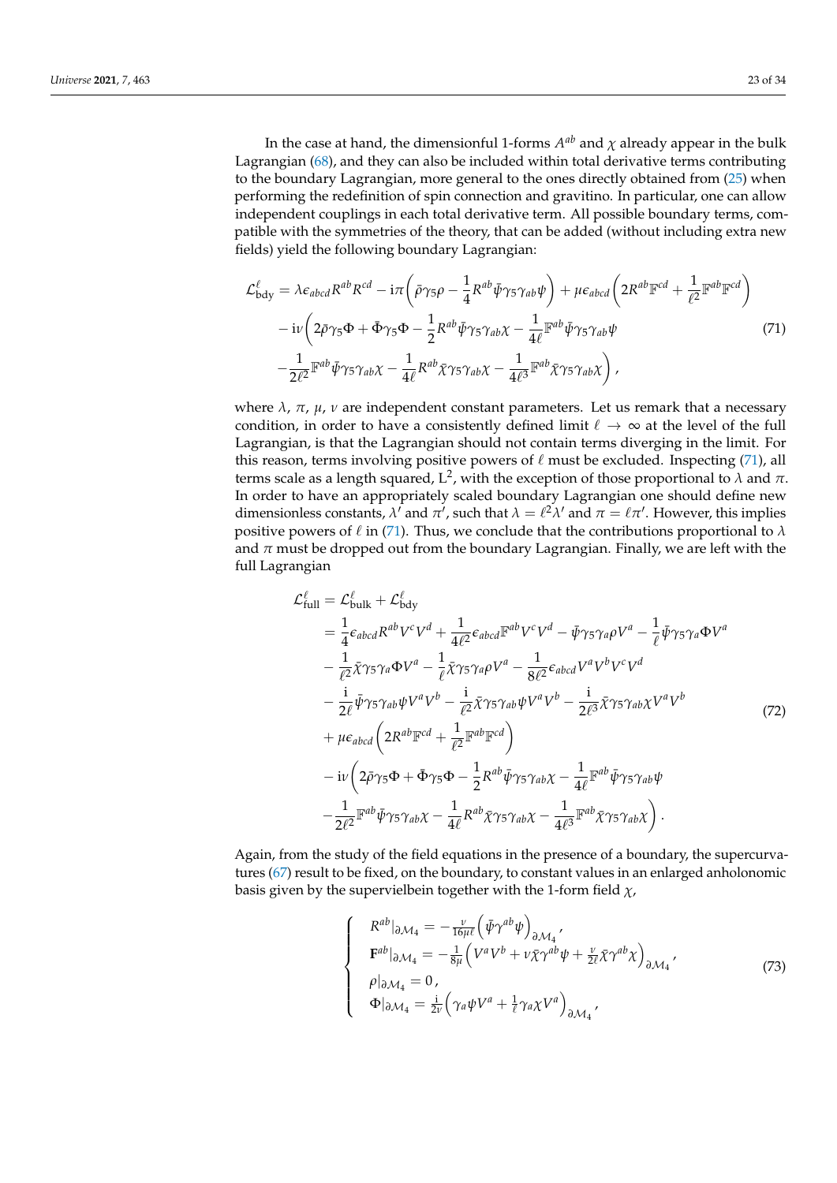In the case at hand, the dimensionful 1-forms $A^{ab}$ and $\chi$ already appear in the bulk Lagrangian (68), and they can also be included within total derivative terms contributing to the boundary Lagrangian, more general to the ones directly obtained from (25) when performing the redefinition of spin connection and gravitino. In particular, one can allow independent couplings in each total derivative term. All possible boundary terms, compatible with the symmetries of the theory, that can be added (without including extra new fields) yield the following boundary Lagrangian:

$$
\begin{aligned}
\mathcal{L}^{\ell}_{\text{bdy}} = {} & \lambda \epsilon_{abcd} R^{ab} R^{cd} - \mathrm{i}\pi \left( \bar{\rho}\gamma_5 \rho - \frac{1}{4} R^{ab} \bar{\psi}\gamma_5 \gamma_{ab} \psi \right) + \mu \epsilon_{abcd} \left( 2 R^{ab} \mathbb{F}^{cd} + \frac{1}{\ell^2} \mathbb{F}^{ab} \mathbb{F}^{cd} \right) \\
& - \mathrm{i}\nu \bigg( 2\bar{\rho}\gamma_5 \Phi + \bar{\Phi}\gamma_5 \Phi - \frac{1}{2} R^{ab} \bar{\psi}\gamma_5 \gamma_{ab} \chi - \frac{1}{4\ell} \mathbb{F}^{ab} \bar{\psi}\gamma_5 \gamma_{ab} \psi \\
& - \frac{1}{2\ell^2} \mathbb{F}^{ab} \bar{\psi}\gamma_5 \gamma_{ab} \chi - \frac{1}{4\ell} R^{ab} \bar{\chi}\gamma_5 \gamma_{ab} \chi - \frac{1}{4\ell^3} \mathbb{F}^{ab} \bar{\chi}\gamma_5 \gamma_{ab} \chi \bigg) ,
\end{aligned}
\tag{71}
$$

where $\lambda$, $\pi$, $\mu$, $\nu$ are independent constant parameters. Let us remark that a necessary condition, in order to have a consistently defined limit $\ell \to \infty$ at the level of the full Lagrangian, is that the Lagrangian should not contain terms diverging in the limit. For this reason, terms involving positive powers of $\ell$ must be excluded. Inspecting (71), all terms scale as a length squared, $L^2$, with the exception of those proportional to $\lambda$ and $\pi$. In order to have an appropriately scaled boundary Lagrangian one should define new dimensionless constants, $\lambda'$ and $\pi'$, such that $\lambda = \ell^2 \lambda'$ and $\pi = \ell \pi'$. However, this implies positive powers of $\ell$ in (71). Thus, we conclude that the contributions proportional to $\lambda$ and $\pi$ must be dropped out from the boundary Lagrangian. Finally, we are left with the full Lagrangian

$$
\begin{aligned}
\mathcal{L}^{\ell}_{\text{full}} = {} & \mathcal{L}^{\ell}_{\text{bulk}} + \mathcal{L}^{\ell}_{\text{bdy}} \\
= {} & \frac{1}{4} \epsilon_{abcd} R^{ab} V^c V^d + \frac{1}{4\ell^2} \epsilon_{abcd} \mathbb{F}^{ab} V^c V^d - \bar{\psi}\gamma_5 \gamma_a \rho V^a - \frac{1}{\ell} \bar{\psi}\gamma_5 \gamma_a \Phi V^a \\
& - \frac{1}{\ell^2} \bar{\chi}\gamma_5 \gamma_a \Phi V^a - \frac{1}{\ell} \bar{\chi}\gamma_5 \gamma_a \rho V^a - \frac{1}{8\ell^2} \epsilon_{abcd} V^a V^b V^c V^d \\
& - \frac{\mathrm{i}}{2\ell} \bar{\psi}\gamma_5 \gamma_{ab} \psi V^a V^b - \frac{\mathrm{i}}{\ell^2} \bar{\chi}\gamma_5 \gamma_{ab} \psi V^a V^b - \frac{\mathrm{i}}{2\ell^3} \bar{\chi}\gamma_5 \gamma_{ab} \chi V^a V^b \\
& + \mu \epsilon_{abcd} \left( 2 R^{ab} \mathbb{F}^{cd} + \frac{1}{\ell^2} \mathbb{F}^{ab} \mathbb{F}^{cd} \right) \\
& - \mathrm{i}\nu \bigg( 2\bar{\rho}\gamma_5 \Phi + \bar{\Phi}\gamma_5 \Phi - \frac{1}{2} R^{ab} \bar{\psi}\gamma_5 \gamma_{ab} \chi - \frac{1}{4\ell} \mathbb{F}^{ab} \bar{\psi}\gamma_5 \gamma_{ab} \psi \\
& - \frac{1}{2\ell^2} \mathbb{F}^{ab} \bar{\psi}\gamma_5 \gamma_{ab} \chi - \frac{1}{4\ell} R^{ab} \bar{\chi}\gamma_5 \gamma_{ab} \chi - \frac{1}{4\ell^3} \mathbb{F}^{ab} \bar{\chi}\gamma_5 \gamma_{ab} \chi \bigg) .
\end{aligned}
\tag{72}
$$

Again, from the study of the field equations in the presence of a boundary, the supercurvatures (67) result to be fixed, on the boundary, to constant values in an enlarged anholonomic basis given by the supervielbein together with the 1-form field $\chi$,

$$
\begin{cases}
R^{ab}|_{\partial \mathcal{M}_4} = -\frac{\nu}{16\mu\ell} \left( \bar{\psi}\gamma^{ab} \psi \right)_{\partial \mathcal{M}_4} , \\
\mathbf{F}^{ab}|_{\partial \mathcal{M}_4} = -\frac{1}{8\mu} \left( V^a V^b + \nu \bar{\chi}\gamma^{ab} \psi + \frac{\nu}{2\ell} \bar{\chi}\gamma^{ab} \chi \right)_{\partial \mathcal{M}_4} , \\
\rho|_{\partial \mathcal{M}_4} = 0 , \\
\Phi|_{\partial \mathcal{M}_4} = \frac{\mathrm{i}}{2\nu} \left( \gamma_a \psi V^a + \frac{1}{\ell} \gamma_a \chi V^a \right)_{\partial \mathcal{M}_4} ,
\end{cases}
\tag{73}
$$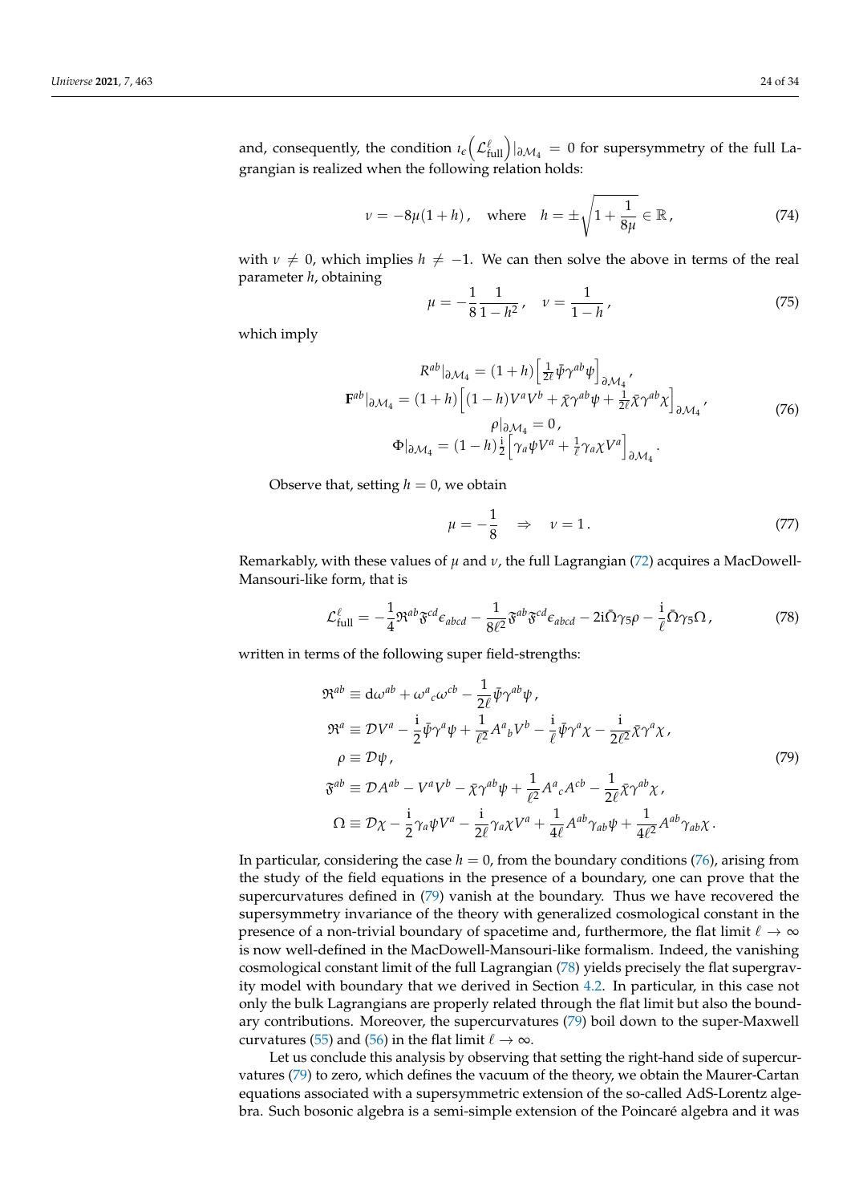and, consequently, the condition $\imath_\epsilon\left(\mathcal{L}^\ell_{\text{full}}\right)|_{\partial\mathcal{M}_4} = 0$ for supersymmetry of the full Lagrangian is realized when the following relation holds:

$$
\nu = -8\mu(1+h)\,, \quad \text{where} \quad h = \pm\sqrt{1+\frac{1}{8\mu}} \in \mathbb{R}\,, \tag{74}
$$

with $\nu \neq 0$, which implies $h \neq -1$. We can then solve the above in terms of the real parameter $h$, obtaining

$$
\mu = -\frac{1}{8}\frac{1}{1-h^2}\,, \quad \nu = \frac{1}{1-h}\,, \tag{75}
$$

which imply

$$
\begin{gathered}
R^{ab}|_{\partial\mathcal{M}_4} = (1+h)\left[\frac{1}{2\ell}\bar{\psi}\gamma^{ab}\psi\right]_{\partial\mathcal{M}_4}, \\
\mathbf{F}^{ab}|_{\partial\mathcal{M}_4} = (1+h)\left[(1-h)V^aV^b + \bar{\chi}\gamma^{ab}\psi + \frac{1}{2\ell}\bar{\chi}\gamma^{ab}\chi\right]_{\partial\mathcal{M}_4}, \\
\rho|_{\partial\mathcal{M}_4} = 0\,, \\
\Phi|_{\partial\mathcal{M}_4} = (1-h)\frac{\mathrm{i}}{2}\left[\gamma_a\psi V^a + \frac{1}{\ell}\gamma_a\chi V^a\right]_{\partial\mathcal{M}_4}.
\end{gathered} \tag{76}
$$

Observe that, setting $h = 0$, we obtain

$$
\mu = -\frac{1}{8} \quad \Rightarrow \quad \nu = 1\,. \tag{77}
$$

Remarkably, with these values of $\mu$ and $\nu$, the full Lagrangian (72) acquires a MacDowell-Mansouri-like form, that is

$$
\mathcal{L}^\ell_{\text{full}} = -\frac{1}{4}\mathfrak{R}^{ab}\mathfrak{F}^{cd}\epsilon_{abcd} - \frac{1}{8\ell^2}\mathfrak{F}^{ab}\mathfrak{F}^{cd}\epsilon_{abcd} - 2\mathrm{i}\bar{\Omega}\gamma_5\rho - \frac{\mathrm{i}}{\ell}\bar{\Omega}\gamma_5\Omega\,, \tag{78}
$$

written in terms of the following super field-strengths:

$$
\begin{aligned}
\mathfrak{R}^{ab} &\equiv \mathrm{d}\omega^{ab} + \omega^a{}_c\omega^{cb} - \frac{1}{2\ell}\bar{\psi}\gamma^{ab}\psi\,, \\
\mathfrak{R}^{a} &\equiv \mathcal{D}V^a - \frac{\mathrm{i}}{2}\bar{\psi}\gamma^a\psi + \frac{1}{\ell^2}A^a{}_bV^b - \frac{\mathrm{i}}{\ell}\bar{\psi}\gamma^a\chi - \frac{\mathrm{i}}{2\ell^2}\bar{\chi}\gamma^a\chi\,, \\
\rho &\equiv \mathcal{D}\psi\,, \\
\mathfrak{F}^{ab} &\equiv \mathcal{D}A^{ab} - V^aV^b - \bar{\chi}\gamma^{ab}\psi + \frac{1}{\ell^2}A^a{}_cA^{cb} - \frac{1}{2\ell}\bar{\chi}\gamma^{ab}\chi\,, \\
\Omega &\equiv \mathcal{D}\chi - \frac{\mathrm{i}}{2}\gamma_a\psi V^a - \frac{\mathrm{i}}{2\ell}\gamma_a\chi V^a + \frac{1}{4\ell}A^{ab}\gamma_{ab}\psi + \frac{1}{4\ell^2}A^{ab}\gamma_{ab}\chi\,.
\end{aligned} \tag{79}
$$

In particular, considering the case $h = 0$, from the boundary conditions (76), arising from the study of the field equations in the presence of a boundary, one can prove that the supercurvatures defined in (79) vanish at the boundary. Thus we have recovered the supersymmetry invariance of the theory with generalized cosmological constant in the presence of a non-trivial boundary of spacetime and, furthermore, the flat limit $\ell \to \infty$ is now well-defined in the MacDowell-Mansouri-like formalism. Indeed, the vanishing cosmological constant limit of the full Lagrangian (78) yields precisely the flat supergravity model with boundary that we derived in Section 4.2. In particular, in this case not only the bulk Lagrangians are properly related through the flat limit but also the boundary contributions. Moreover, the supercurvatures (79) boil down to the super-Maxwell curvatures (55) and (56) in the flat limit $\ell \to \infty$.

Let us conclude this analysis by observing that setting the right-hand side of supercurvatures (79) to zero, which defines the vacuum of the theory, we obtain the Maurer-Cartan equations associated with a supersymmetric extension of the so-called AdS-Lorentz algebra. Such bosonic algebra is a semi-simple extension of the Poincaré algebra and it was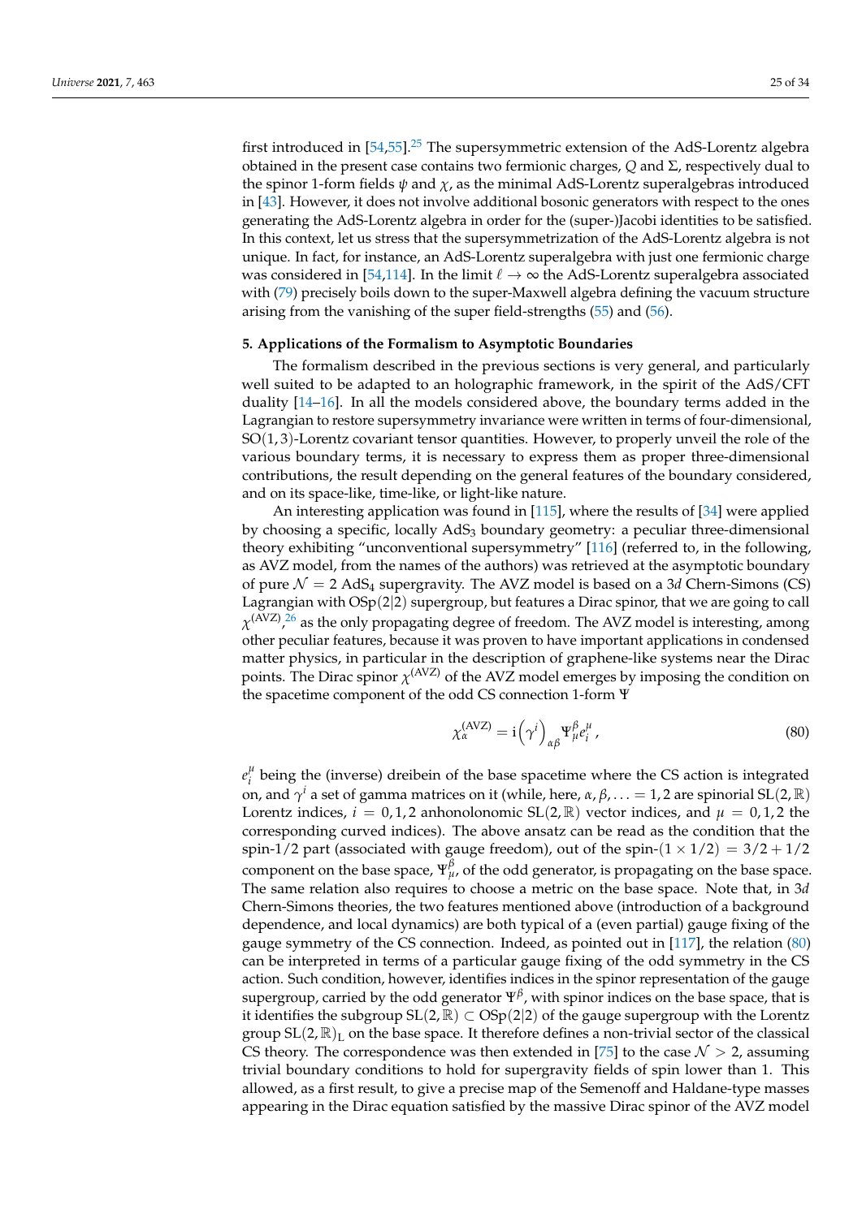first introduced in [54,55].[25] The supersymmetric extension of the AdS-Lorentz algebra obtained in the present case contains two fermionic charges, $Q$ and $\Sigma$, respectively dual to the spinor 1-form fields $\psi$ and $\chi$, as the minimal AdS-Lorentz superalgebras introduced in [43]. However, it does not involve additional bosonic generators with respect to the ones generating the AdS-Lorentz algebra in order for the (super-)Jacobi identities to be satisfied. In this context, let us stress that the supersymmetrization of the AdS-Lorentz algebra is not unique. In fact, for instance, an AdS-Lorentz superalgebra with just one fermionic charge was considered in [54,114]. In the limit $\ell \to \infty$ the AdS-Lorentz superalgebra associated with (79) precisely boils down to the super-Maxwell algebra defining the vacuum structure arising from the vanishing of the super field-strengths (55) and (56).

## 5. Applications of the Formalism to Asymptotic Boundaries

The formalism described in the previous sections is very general, and particularly well suited to be adapted to an holographic framework, in the spirit of the AdS/CFT duality [14–16]. In all the models considered above, the boundary terms added in the Lagrangian to restore supersymmetry invariance were written in terms of four-dimensional, $\mathrm{SO}(1,3)$-Lorentz covariant tensor quantities. However, to properly unveil the role of the various boundary terms, it is necessary to express them as proper three-dimensional contributions, the result depending on the general features of the boundary considered, and on its space-like, time-like, or light-like nature.

An interesting application was found in [115], where the results of [34] were applied by choosing a specific, locally $\mathrm{AdS}_3$ boundary geometry: a peculiar three-dimensional theory exhibiting "unconventional supersymmetry" [116] (referred to, in the following, as AVZ model, from the names of the authors) was retrieved at the asymptotic boundary of pure $\mathcal{N}=2$ $\mathrm{AdS}_4$ supergravity. The AVZ model is based on a $3d$ Chern-Simons (CS) Lagrangian with $\mathrm{OSp}(2|2)$ supergroup, but features a Dirac spinor, that we are going to call $\chi^{(\mathrm{AVZ})}$,[26] as the only propagating degree of freedom. The AVZ model is interesting, among other peculiar features, because it was proven to have important applications in condensed matter physics, in particular in the description of graphene-like systems near the Dirac points. The Dirac spinor $\chi^{(\mathrm{AVZ})}$ of the AVZ model emerges by imposing the condition on the spacetime component of the odd CS connection 1-form $\Psi$

$$
\chi^{(\mathrm{AVZ})}_{\alpha} = \mathrm{i}\left(\gamma^{i}\right)_{\alpha\beta} \Psi^{\beta}_{\mu} e^{\mu}_{i} \,, \tag{80}
$$

$e^{\mu}_{i}$ being the (inverse) dreibein of the base spacetime where the CS action is integrated on, and $\gamma^{i}$ a set of gamma matrices on it (while, here, $\alpha, \beta, \ldots = 1,2$ are spinorial $\mathrm{SL}(2,\mathbb{R})$ Lorentz indices, $i = 0,1,2$ anhonolonomic $\mathrm{SL}(2,\mathbb{R})$ vector indices, and $\mu = 0,1,2$ the corresponding curved indices). The above ansatz can be read as the condition that the spin-1/2 part (associated with gauge freedom), out of the spin-$(1 \times 1/2) = 3/2 + 1/2$ component on the base space, $\Psi^{\beta}_{\mu}$, of the odd generator, is propagating on the base space. The same relation also requires to choose a metric on the base space. Note that, in $3d$ Chern-Simons theories, the two features mentioned above (introduction of a background dependence, and local dynamics) are both typical of a (even partial) gauge fixing of the gauge symmetry of the CS connection. Indeed, as pointed out in [117], the relation (80) can be interpreted in terms of a particular gauge fixing of the odd symmetry in the CS action. Such condition, however, identifies indices in the spinor representation of the gauge supergroup, carried by the odd generator $\Psi^{\beta}$, with spinor indices on the base space, that is it identifies the subgroup $\mathrm{SL}(2,\mathbb{R}) \subset \mathrm{OSp}(2|2)$ of the gauge supergroup with the Lorentz group $\mathrm{SL}(2,\mathbb{R})_{\mathrm{L}}$ on the base space. It therefore defines a non-trivial sector of the classical CS theory. The correspondence was then extended in [75] to the case $\mathcal{N} > 2$, assuming trivial boundary conditions to hold for supergravity fields of spin lower than 1. This allowed, as a first result, to give a precise map of the Semenoff and Haldane-type masses appearing in the Dirac equation satisfied by the massive Dirac spinor of the AVZ model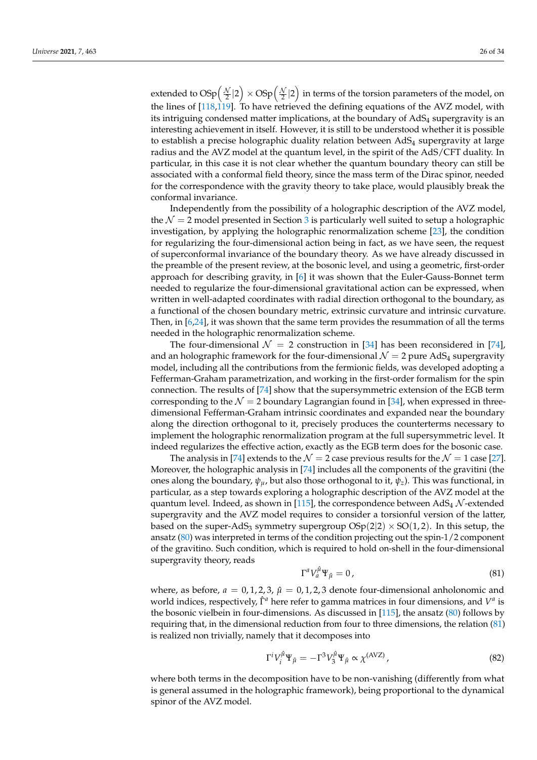extended to $\mathrm{OSp}\left(\frac{\mathcal{N}}{2}|2\right) \times \mathrm{OSp}\left(\frac{\mathcal{N}}{2}|2\right)$ in terms of the torsion parameters of the model, on the lines of [118,119]. To have retrieved the defining equations of the AVZ model, with its intriguing condensed matter implications, at the boundary of $\mathrm{AdS}_4$ supergravity is an interesting achievement in itself. However, it is still to be understood whether it is possible to establish a precise holographic duality relation between $\mathrm{AdS}_4$ supergravity at large radius and the AVZ model at the quantum level, in the spirit of the AdS/CFT duality. In particular, in this case it is not clear whether the quantum boundary theory can still be associated with a conformal field theory, since the mass term of the Dirac spinor, needed for the correspondence with the gravity theory to take place, would plausibly break the conformal invariance.

Independently from the possibility of a holographic description of the AVZ model, the $\mathcal{N}=2$ model presented in Section 3 is particularly well suited to setup a holographic investigation, by applying the holographic renormalization scheme [23], the condition for regularizing the four-dimensional action being in fact, as we have seen, the request of superconformal invariance of the boundary theory. As we have already discussed in the preamble of the present review, at the bosonic level, and using a geometric, first-order approach for describing gravity, in [6] it was shown that the Euler-Gauss-Bonnet term needed to regularize the four-dimensional gravitational action can be expressed, when written in well-adapted coordinates with radial direction orthogonal to the boundary, as a functional of the chosen boundary metric, extrinsic curvature and intrinsic curvature. Then, in [6,24], it was shown that the same term provides the resummation of all the terms needed in the holographic renormalization scheme.

The four-dimensional $\mathcal{N}=2$ construction in [34] has been reconsidered in [74], and an holographic framework for the four-dimensional $\mathcal{N}=2$ pure $\mathrm{AdS}_4$ supergravity model, including all the contributions from the fermionic fields, was developed adopting a Fefferman-Graham parametrization, and working in the first-order formalism for the spin connection. The results of [74] show that the supersymmetric extension of the EGB term corresponding to the $\mathcal{N}=2$ boundary Lagrangian found in [34], when expressed in three-dimensional Fefferman-Graham intrinsic coordinates and expanded near the boundary along the direction orthogonal to it, precisely produces the counterterms necessary to implement the holographic renormalization program at the full supersymmetric level. It indeed regularizes the effective action, exactly as the EGB term does for the bosonic case.

The analysis in [74] extends to the $\mathcal{N}=2$ case previous results for the $\mathcal{N}=1$ case [27]. Moreover, the holographic analysis in [74] includes all the components of the gravitini (the ones along the boundary, $\psi_\mu$, but also those orthogonal to it, $\psi_z$). This was functional, in particular, as a step towards exploring a holographic description of the AVZ model at the quantum level. Indeed, as shown in [115], the correspondence between $\mathrm{AdS}_4$ $\mathcal{N}$-extended supergravity and the AVZ model requires to consider a torsional version of the latter, based on the super-$\mathrm{AdS}_3$ symmetry supergroup $\mathrm{OSp}(2|2) \times \mathrm{SO}(1,2)$. In this setup, the ansatz (80) was interpreted in terms of the condition projecting out the spin-1/2 component of the gravitino. Such condition, which is required to hold on-shell in the four-dimensional supergravity theory, reads

$$\Gamma^a V_a^{\hat{\mu}} \Psi_{\hat{\mu}} = 0\,, \tag{81}$$

where, as before, $a = 0,1,2,3$, $\hat{\mu} = 0,1,2,3$ denote four-dimensional anholonomic and world indices, respectively, $\Gamma^a$ here refer to gamma matrices in four dimensions, and $V^a$ is the bosonic vielbein in four-dimensions. As discussed in [115], the ansatz (80) follows by requiring that, in the dimensional reduction from four to three dimensions, the relation (81) is realized non trivially, namely that it decomposes into

$$\Gamma^i V_i^{\hat{\mu}} \Psi_{\hat{\mu}} = -\Gamma^3 V_3^{\hat{\mu}} \Psi_{\hat{\mu}} \propto \chi^{(\mathrm{AVZ})}\,, \tag{82}$$

where both terms in the decomposition have to be non-vanishing (differently from what is general assumed in the holographic framework), being proportional to the dynamical spinor of the AVZ model.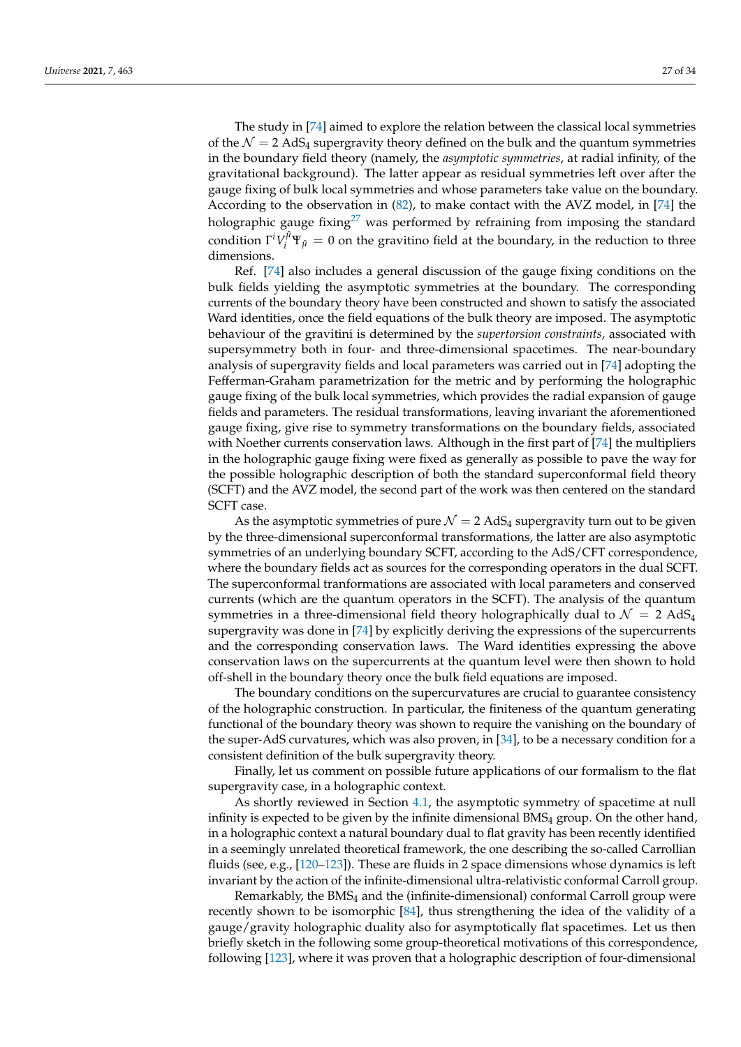The study in [74] aimed to explore the relation between the classical local symmetries of the $\mathcal{N}=2$ AdS$_4$ supergravity theory defined on the bulk and the quantum symmetries in the boundary field theory (namely, the *asymptotic symmetries*, at radial infinity, of the gravitational background). The latter appear as residual symmetries left over after the gauge fixing of bulk local symmetries and whose parameters take value on the boundary. According to the observation in (82), to make contact with the AVZ model, in [74] the holographic gauge fixing[27] was performed by refraining from imposing the standard condition $\Gamma^i V_i^{\hat{\mu}} \Psi_{\hat{\mu}} = 0$ on the gravitino field at the boundary, in the reduction to three dimensions.

Ref. [74] also includes a general discussion of the gauge fixing conditions on the bulk fields yielding the asymptotic symmetries at the boundary. The corresponding currents of the boundary theory have been constructed and shown to satisfy the associated Ward identities, once the field equations of the bulk theory are imposed. The asymptotic behaviour of the gravitini is determined by the *supertorsion constraints*, associated with supersymmetry both in four- and three-dimensional spacetimes. The near-boundary analysis of supergravity fields and local parameters was carried out in [74] adopting the Fefferman-Graham parametrization for the metric and by performing the holographic gauge fixing of the bulk local symmetries, which provides the radial expansion of gauge fields and parameters. The residual transformations, leaving invariant the aforementioned gauge fixing, give rise to symmetry transformations on the boundary fields, associated with Noether currents conservation laws. Although in the first part of [74] the multipliers in the holographic gauge fixing were fixed as generally as possible to pave the way for the possible holographic description of both the standard superconformal field theory (SCFT) and the AVZ model, the second part of the work was then centered on the standard SCFT case.

As the asymptotic symmetries of pure $\mathcal{N}=2$ AdS$_4$ supergravity turn out to be given by the three-dimensional superconformal transformations, the latter are also asymptotic symmetries of an underlying boundary SCFT, according to the AdS/CFT correspondence, where the boundary fields act as sources for the corresponding operators in the dual SCFT. The superconformal tranformations are associated with local parameters and conserved currents (which are the quantum operators in the SCFT). The analysis of the quantum symmetries in a three-dimensional field theory holographically dual to $\mathcal{N}=2$ AdS$_4$ supergravity was done in [74] by explicitly deriving the expressions of the supercurrents and the corresponding conservation laws. The Ward identities expressing the above conservation laws on the supercurrents at the quantum level were then shown to hold off-shell in the boundary theory once the bulk field equations are imposed.

The boundary conditions on the supercurvatures are crucial to guarantee consistency of the holographic construction. In particular, the finiteness of the quantum generating functional of the boundary theory was shown to require the vanishing on the boundary of the super-AdS curvatures, which was also proven, in [34], to be a necessary condition for a consistent definition of the bulk supergravity theory.

Finally, let us comment on possible future applications of our formalism to the flat supergravity case, in a holographic context.

As shortly reviewed in Section 4.1, the asymptotic symmetry of spacetime at null infinity is expected to be given by the infinite dimensional BMS$_4$ group. On the other hand, in a holographic context a natural boundary dual to flat gravity has been recently identified in a seemingly unrelated theoretical framework, the one describing the so-called Carrollian fluids (see, e.g., [120–123]). These are fluids in 2 space dimensions whose dynamics is left invariant by the action of the infinite-dimensional ultra-relativistic conformal Carroll group.

Remarkably, the BMS$_4$ and the (infinite-dimensional) conformal Carroll group were recently shown to be isomorphic [84], thus strengthening the idea of the validity of a gauge/gravity holographic duality also for asymptotically flat spacetimes. Let us then briefly sketch in the following some group-theoretical motivations of this correspondence, following [123], where it was proven that a holographic description of four-dimensional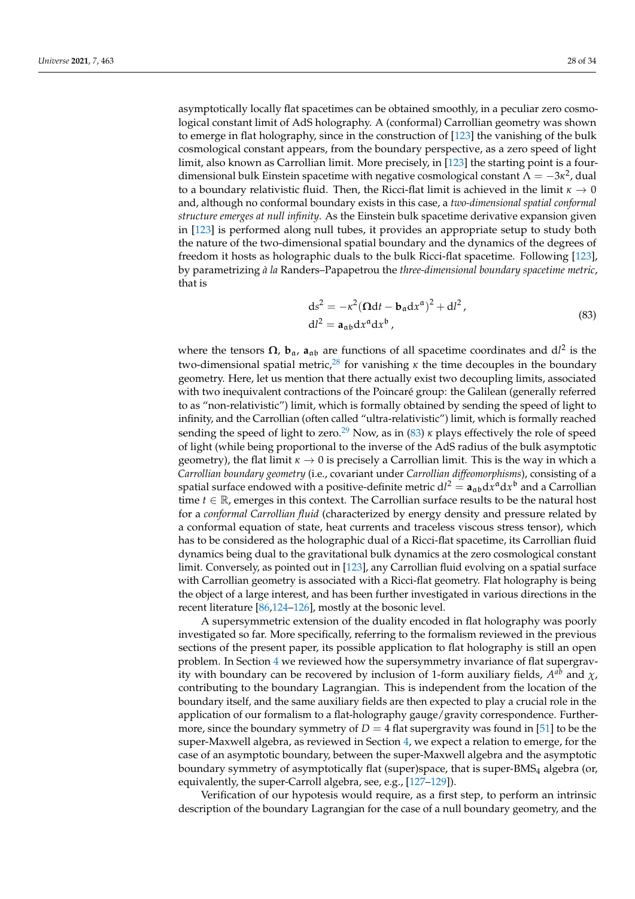asymptotically locally flat spacetimes can be obtained smoothly, in a peculiar zero cosmological constant limit of AdS holography. A (conformal) Carrollian geometry was shown to emerge in flat holography, since in the construction of [123] the vanishing of the bulk cosmological constant appears, from the boundary perspective, as a zero speed of light limit, also known as Carrollian limit. More precisely, in [123] the starting point is a four-dimensional bulk Einstein spacetime with negative cosmological constant $\Lambda = -3\kappa^2$, dual to a boundary relativistic fluid. Then, the Ricci-flat limit is achieved in the limit $\kappa \to 0$ and, although no conformal boundary exists in this case, a *two-dimensional spatial conformal structure emerges at null infinity*. As the Einstein bulk spacetime derivative expansion given in [123] is performed along null tubes, it provides an appropriate setup to study both the nature of the two-dimensional spatial boundary and the dynamics of the degrees of freedom it hosts as holographic duals to the bulk Ricci-flat spacetime. Following [123], by parametrizing *à la* Randers–Papapetrou the *three-dimensional boundary spacetime metric*, that is

$$
\begin{aligned}
\mathrm{d}s^2 &= -\kappa^2 \left(\boldsymbol{\Omega}\mathrm{d}t - \mathbf{b}_{\mathfrak{a}}\mathrm{d}x^{\mathfrak{a}}\right)^2 + \mathrm{d}l^2\,, \\
\mathrm{d}l^2 &= \mathbf{a}_{\mathfrak{a}\mathfrak{b}}\mathrm{d}x^{\mathfrak{a}}\mathrm{d}x^{\mathfrak{b}}\,,
\end{aligned}
\tag{83}
$$

where the tensors $\boldsymbol{\Omega}$, $\mathbf{b}_{\mathfrak{a}}$, $\mathbf{a}_{\mathfrak{a}\mathfrak{b}}$ are functions of all spacetime coordinates and $\mathrm{d}l^2$ is the two-dimensional spatial metric,[28] for vanishing $\kappa$ the time decouples in the boundary geometry. Here, let us mention that there actually exist two decoupling limits, associated with two inequivalent contractions of the Poincaré group: the Galilean (generally referred to as "non-relativistic") limit, which is formally obtained by sending the speed of light to infinity, and the Carrollian (often called "ultra-relativistic") limit, which is formally reached sending the speed of light to zero.[29] Now, as in (83) $\kappa$ plays effectively the role of speed of light (while being proportional to the inverse of the AdS radius of the bulk asymptotic geometry), the flat limit $\kappa \to 0$ is precisely a Carrollian limit. This is the way in which a *Carrollian boundary geometry* (i.e., covariant under *Carrollian diffeomorphisms*), consisting of a spatial surface endowed with a positive-definite metric $\mathrm{d}l^2 = \mathbf{a}_{\mathfrak{a}\mathfrak{b}}\mathrm{d}x^{\mathfrak{a}}\mathrm{d}x^{\mathfrak{b}}$ and a Carrollian time $t \in \mathbb{R}$, emerges in this context. The Carrollian surface results to be the natural host for a *conformal Carrollian fluid* (characterized by energy density and pressure related by a conformal equation of state, heat currents and traceless viscous stress tensor), which has to be considered as the holographic dual of a Ricci-flat spacetime, its Carrollian fluid dynamics being dual to the gravitational bulk dynamics at the zero cosmological constant limit. Conversely, as pointed out in [123], any Carrollian fluid evolving on a spatial surface with Carrollian geometry is associated with a Ricci-flat geometry. Flat holography is being the object of a large interest, and has been further investigated in various directions in the recent literature [86,124–126], mostly at the bosonic level.

A supersymmetric extension of the duality encoded in flat holography was poorly investigated so far. More specifically, referring to the formalism reviewed in the previous sections of the present paper, its possible application to flat holography is still an open problem. In Section 4 we reviewed how the supersymmetry invariance of flat supergravity with boundary can be recovered by inclusion of 1-form auxiliary fields, $A^{ab}$ and $\chi$, contributing to the boundary Lagrangian. This is independent from the location of the boundary itself, and the same auxiliary fields are then expected to play a crucial role in the application of our formalism to a flat-holography gauge/gravity correspondence. Furthermore, since the boundary symmetry of $D = 4$ flat supergravity was found in [51] to be the super-Maxwell algebra, as reviewed in Section 4, we expect a relation to emerge, for the case of an asymptotic boundary, between the super-Maxwell algebra and the asymptotic boundary symmetry of asymptotically flat (super)space, that is super-BMS$_4$ algebra (or, equivalently, the super-Carroll algebra, see, e.g., [127–129]).

Verification of our hypotesis would require, as a first step, to perform an intrinsic description of the boundary Lagrangian for the case of a null boundary geometry, and the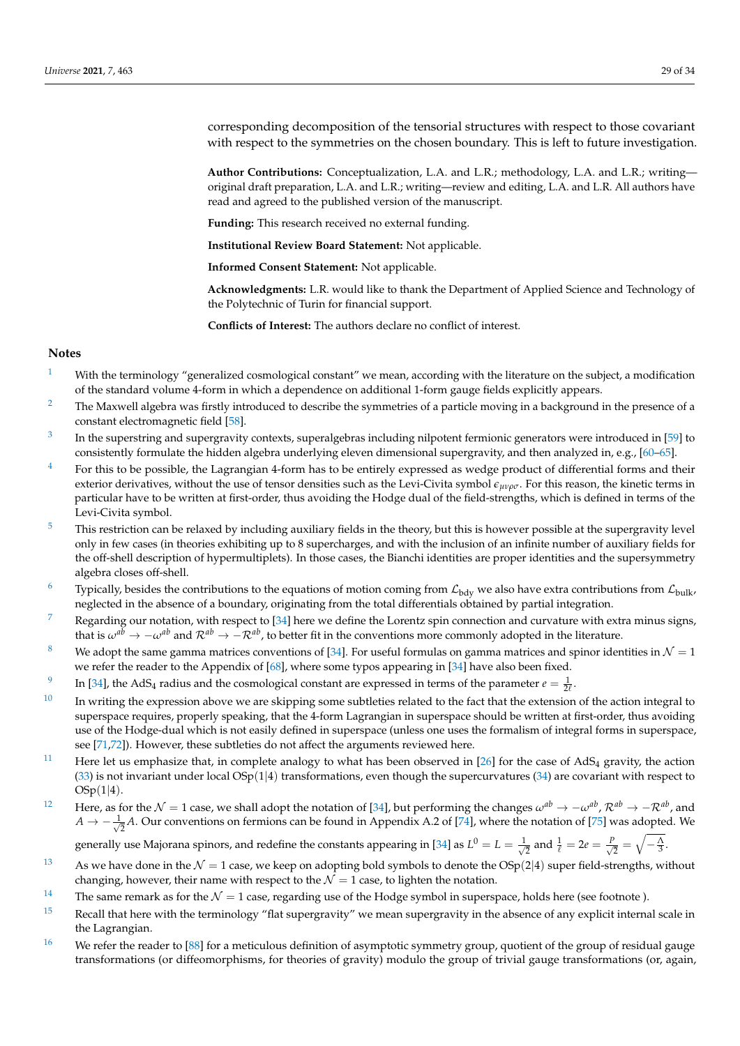corresponding decomposition of the tensorial structures with respect to those covariant with respect to the symmetries on the chosen boundary. This is left to future investigation.

**Author Contributions:** Conceptualization, L.A. and L.R.; methodology, L.A. and L.R.; writing—original draft preparation, L.A. and L.R.; writing—review and editing, L.A. and L.R. All authors have read and agreed to the published version of the manuscript.

**Funding:** This research received no external funding.

**Institutional Review Board Statement:** Not applicable.

**Informed Consent Statement:** Not applicable.

**Acknowledgments:** L.R. would like to thank the Department of Applied Science and Technology of the Polytechnic of Turin for financial support.

**Conflicts of Interest:** The authors declare no conflict of interest.

## Notes

1. With the terminology "generalized cosmological constant" we mean, according with the literature on the subject, a modification of the standard volume 4-form in which a dependence on additional 1-form gauge fields explicitly appears.
2. The Maxwell algebra was firstly introduced to describe the symmetries of a particle moving in a background in the presence of a constant electromagnetic field [58].
3. In the superstring and supergravity contexts, superalgebras including nilpotent fermionic generators were introduced in [59] to consistently formulate the hidden algebra underlying eleven dimensional supergravity, and then analyzed in, e.g., [60–65].
4. For this to be possible, the Lagrangian 4-form has to be entirely expressed as wedge product of differential forms and their exterior derivatives, without the use of tensor densities such as the Levi-Civita symbol $\epsilon_{\mu\nu\rho\sigma}$. For this reason, the kinetic terms in particular have to be written at first-order, thus avoiding the Hodge dual of the field-strengths, which is defined in terms of the Levi-Civita symbol.
5. This restriction can be relaxed by including auxiliary fields in the theory, but this is however possible at the supergravity level only in few cases (in theories exhibiting up to 8 supercharges, and with the inclusion of an infinite number of auxiliary fields for the off-shell description of hypermultiplets). In those cases, the Bianchi identities are proper identities and the supersymmetry algebra closes off-shell.
6. Typically, besides the contributions to the equations of motion coming from $\mathcal{L}_{\text{bdy}}$ we also have extra contributions from $\mathcal{L}_{\text{bulk}}$, neglected in the absence of a boundary, originating from the total differentials obtained by partial integration.
7. Regarding our notation, with respect to [34] here we define the Lorentz spin connection and curvature with extra minus signs, that is $\omega^{ab} \to -\omega^{ab}$ and $\mathcal{R}^{ab} \to -\mathcal{R}^{ab}$, to better fit in the conventions more commonly adopted in the literature.
8. We adopt the same gamma matrices conventions of [34]. For useful formulas on gamma matrices and spinor identities in $\mathcal{N} = 1$ we refer the reader to the Appendix of [68], where some typos appearing in [34] have also been fixed.
9. In [34], the AdS$_4$ radius and the cosmological constant are expressed in terms of the parameter $e = \frac{1}{2\ell}$.
10. In writing the expression above we are skipping some subtleties related to the fact that the extension of the action integral to superspace requires, properly speaking, that the 4-form Lagrangian in superspace should be written at first-order, thus avoiding use of the Hodge-dual which is not easily defined in superspace (unless one uses the formalism of integral forms in superspace, see [71,72]). However, these subtleties do not affect the arguments reviewed here.
11. Here let us emphasize that, in complete analogy to what has been observed in [26] for the case of AdS$_4$ gravity, the action (33) is not invariant under local OSp(1|4) transformations, even though the supercurvatures (34) are covariant with respect to OSp(1|4).
12. Here, as for the $\mathcal{N} = 1$ case, we shall adopt the notation of [34], but performing the changes $\omega^{ab} \to -\omega^{ab}$, $\mathcal{R}^{ab} \to -\mathcal{R}^{ab}$, and $A \to -\frac{1}{\sqrt{2}}A$. Our conventions on fermions can be found in Appendix A.2 of [74], where the notation of [75] was adopted. We generally use Majorana spinors, and redefine the constants appearing in [34] as $L^0 = L = \frac{1}{\sqrt{2}}$ and $\frac{1}{\ell} = 2e = \frac{P}{\sqrt{2}} = \sqrt{-\frac{\Lambda}{3}}$.
13. As we have done in the $\mathcal{N} = 1$ case, we keep on adopting bold symbols to denote the OSp(2|4) super field-strengths, without changing, however, their name with respect to the $\mathcal{N} = 1$ case, to lighten the notation.
14. The same remark as for the $\mathcal{N} = 1$ case, regarding use of the Hodge symbol in superspace, holds here (see footnote ).
15. Recall that here with the terminology "flat supergravity" we mean supergravity in the absence of any explicit internal scale in the Lagrangian.
16. We refer the reader to [88] for a meticulous definition of asymptotic symmetry group, quotient of the group of residual gauge transformations (or diffeomorphisms, for theories of gravity) modulo the group of trivial gauge transformations (or, again,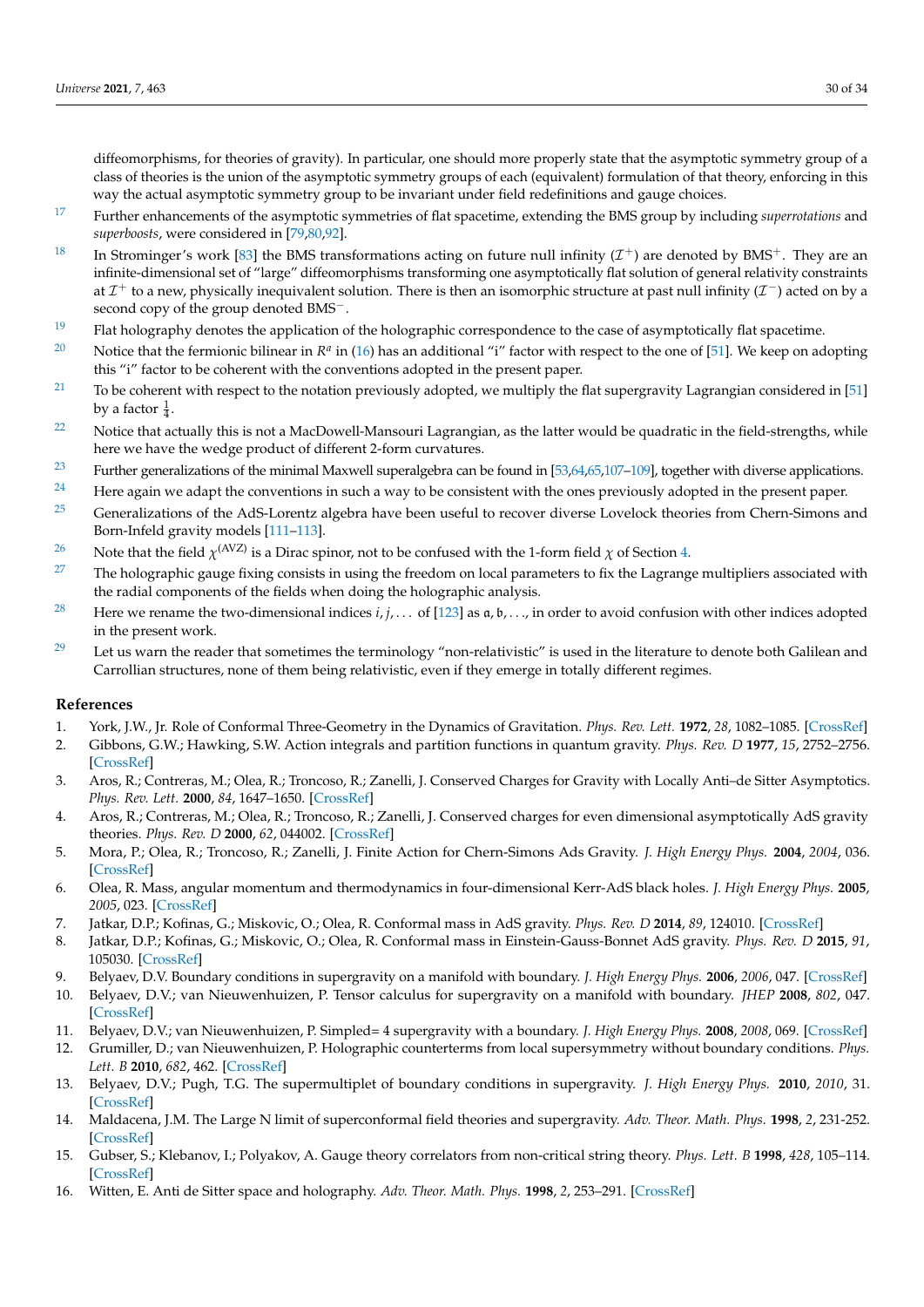diffeomorphisms, for theories of gravity). In particular, one should more properly state that the asymptotic symmetry group of a class of theories is the union of the asymptotic symmetry groups of each (equivalent) formulation of that theory, enforcing in this way the actual asymptotic symmetry group to be invariant under field redefinitions and gauge choices.

[17] Further enhancements of the asymptotic symmetries of flat spacetime, extending the BMS group by including *superrotations* and *superboosts*, were considered in [79,80,92].

[18] In Strominger's work [83] the BMS transformations acting on future null infinity ($\mathcal{I}^+$) are denoted by $\text{BMS}^+$. They are an infinite-dimensional set of "large" diffeomorphisms transforming one asymptotically flat solution of general relativity constraints at $\mathcal{I}^+$ to a new, physically inequivalent solution. There is then an isomorphic structure at past null infinity ($\mathcal{I}^-$) acted on by a second copy of the group denoted $\text{BMS}^-$.

[19] Flat holography denotes the application of the holographic correspondence to the case of asymptotically flat spacetime.

[20] Notice that the fermionic bilinear in $R^a$ in (16) has an additional "i" factor with respect to the one of [51]. We keep on adopting this "i" factor to be coherent with the conventions adopted in the present paper.

[21] To be coherent with respect to the notation previously adopted, we multiply the flat supergravity Lagrangian considered in [51] by a factor $\frac{1}{4}$.

[22] Notice that actually this is not a MacDowell-Mansouri Lagrangian, as the latter would be quadratic in the field-strengths, while here we have the wedge product of different 2-form curvatures.

[23] Further generalizations of the minimal Maxwell superalgebra can be found in [53,64,65,107–109], together with diverse applications.

[24] Here again we adapt the conventions in such a way to be consistent with the ones previously adopted in the present paper.

[25] Generalizations of the AdS-Lorentz algebra have been useful to recover diverse Lovelock theories from Chern-Simons and Born-Infeld gravity models [111–113].

[26] Note that the field $\chi^{(\text{AVZ})}$ is a Dirac spinor, not to be confused with the 1-form field $\chi$ of Section 4.

[27] The holographic gauge fixing consists in using the freedom on local parameters to fix the Lagrange multipliers associated with the radial components of the fields when doing the holographic analysis.

[28] Here we rename the two-dimensional indices $i, j, \ldots$ of [123] as $\mathfrak{a}, \mathfrak{b}, \ldots$, in order to avoid confusion with other indices adopted in the present work.

[29] Let us warn the reader that sometimes the terminology "non-relativistic" is used in the literature to denote both Galilean and Carrollian structures, none of them being relativistic, even if they emerge in totally different regimes.

## References

1. York, J.W., Jr. Role of Conformal Three-Geometry in the Dynamics of Gravitation. *Phys. Rev. Lett.* **1972**, *28*, 1082–1085. [CrossRef]
2. Gibbons, G.W.; Hawking, S.W. Action integrals and partition functions in quantum gravity. *Phys. Rev. D* **1977**, *15*, 2752–2756. [CrossRef]
3. Aros, R.; Contreras, M.; Olea, R.; Troncoso, R.; Zanelli, J. Conserved Charges for Gravity with Locally Anti–de Sitter Asymptotics. *Phys. Rev. Lett.* **2000**, *84*, 1647–1650. [CrossRef]
4. Aros, R.; Contreras, M.; Olea, R.; Troncoso, R.; Zanelli, J. Conserved charges for even dimensional asymptotically AdS gravity theories. *Phys. Rev. D* **2000**, *62*, 044002. [CrossRef]
5. Mora, P.; Olea, R.; Troncoso, R.; Zanelli, J. Finite Action for Chern-Simons Ads Gravity. *J. High Energy Phys.* **2004**, *2004*, 036. [CrossRef]
6. Olea, R. Mass, angular momentum and thermodynamics in four-dimensional Kerr-AdS black holes. *J. High Energy Phys.* **2005**, *2005*, 023. [CrossRef]
7. Jatkar, D.P.; Kofinas, G.; Miskovic, O.; Olea, R. Conformal mass in AdS gravity. *Phys. Rev. D* **2014**, *89*, 124010. [CrossRef]
8. Jatkar, D.P.; Kofinas, G.; Miskovic, O.; Olea, R. Conformal mass in Einstein-Gauss-Bonnet AdS gravity. *Phys. Rev. D* **2015**, *91*, 105030. [CrossRef]
9. Belyaev, D.V. Boundary conditions in supergravity on a manifold with boundary. *J. High Energy Phys.* **2006**, *2006*, 047. [CrossRef]
10. Belyaev, D.V.; van Nieuwenhuizen, P. Tensor calculus for supergravity on a manifold with boundary. *JHEP* **2008**, *802*, 047. [CrossRef]
11. Belyaev, D.V.; van Nieuwenhuizen, P. Simpled= 4 supergravity with a boundary. *J. High Energy Phys.* **2008**, *2008*, 069. [CrossRef]
12. Grumiller, D.; van Nieuwenhuizen, P. Holographic counterterms from local supersymmetry without boundary conditions. *Phys. Lett. B* **2010**, *682*, 462. [CrossRef]
13. Belyaev, D.V.; Pugh, T.G. The supermultiplet of boundary conditions in supergravity. *J. High Energy Phys.* **2010**, *2010*, 31. [CrossRef]
14. Maldacena, J.M. The Large N limit of superconformal field theories and supergravity. *Adv. Theor. Math. Phys.* **1998**, *2*, 231-252. [CrossRef]
15. Gubser, S.; Klebanov, I.; Polyakov, A. Gauge theory correlators from non-critical string theory. *Phys. Lett. B* **1998**, *428*, 105–114. [CrossRef]
16. Witten, E. Anti de Sitter space and holography. *Adv. Theor. Math. Phys.* **1998**, *2*, 253–291. [CrossRef]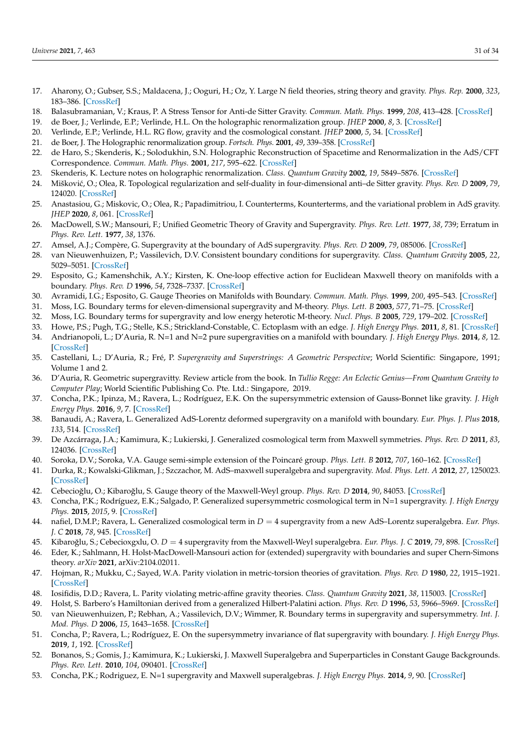17. Aharony, O.; Gubser, S.S.; Maldacena, J.; Ooguri, H.; Oz, Y. Large N field theories, string theory and gravity. *Phys. Rep.* **2000**, *323*, 183–386. [CrossRef]
18. Balasubramanian, V.; Kraus, P. A Stress Tensor for Anti-de Sitter Gravity. *Commun. Math. Phys.* **1999**, *208*, 413–428. [CrossRef]
19. de Boer, J.; Verlinde, E.P.; Verlinde, H.L. On the holographic renormalization group. *JHEP* **2000**, *8*, 3. [CrossRef]
20. Verlinde, E.P.; Verlinde, H.L. RG flow, gravity and the cosmological constant. *JHEP* **2000**, *5*, 34. [CrossRef]
21. de Boer, J. The Holographic renormalization group. *Fortsch. Phys.* **2001**, *49*, 339–358. [CrossRef]
22. de Haro, S.; Skenderis, K.; Solodukhin, S.N. Holographic Reconstruction of Spacetime and Renormalization in the AdS/CFT Correspondence. *Commun. Math. Phys.* **2001**, *217*, 595–622. [CrossRef]
23. Skenderis, K. Lecture notes on holographic renormalization. *Class. Quantum Gravity* **2002**, *19*, 5849–5876. [CrossRef]
24. Mišković, O.; Olea, R. Topological regularization and self-duality in four-dimensional anti–de Sitter gravity. *Phys. Rev. D* **2009**, *79*, 124020. [CrossRef]
25. Anastasiou, G.; Miskovic, O.; Olea, R.; Papadimitriou, I. Counterterms, Kounterterms, and the variational problem in AdS gravity. *JHEP* **2020**, *8*, 061. [CrossRef]
26. MacDowell, S.W.; Mansouri, F.; Unified Geometric Theory of Gravity and Supergravity. *Phys. Rev. Lett.* **1977**, *38*, 739; Erratum in *Phys. Rev. Lett.* **1977**, *38*, 1376.
27. Amsel, A.J.; Compère, G. Supergravity at the boundary of AdS supergravity. *Phys. Rev. D* **2009**, *79*, 085006. [CrossRef]
28. van Nieuwenhuizen, P.; Vassilevich, D.V. Consistent boundary conditions for supergravity. *Class. Quantum Gravity* **2005**, *22*, 5029–5051. [CrossRef]
29. Esposito, G.; Kamenshchik, A.Y.; Kirsten, K. One-loop effective action for Euclidean Maxwell theory on manifolds with a boundary. *Phys. Rev. D* **1996**, *54*, 7328–7337. [CrossRef]
30. Avramidi, I.G.; Esposito, G. Gauge Theories on Manifolds with Boundary. *Commun. Math. Phys.* **1999**, *200*, 495–543. [CrossRef]
31. Moss, I.G. Boundary terms for eleven-dimensional supergravity and M-theory. *Phys. Lett. B* **2003**, *577*, 71–75. [CrossRef]
32. Moss, I.G. Boundary terms for supergravity and low energy heterotic M-theory. *Nucl. Phys. B* **2005**, *729*, 179–202. [CrossRef]
33. Howe, P.S.; Pugh, T.G.; Stelle, K.S.; Strickland-Constable, C. Ectoplasm with an edge. *J. High Energy Phys.* **2011**, *8*, 81. [CrossRef]
34. Andrianopoli, L.; D'Auria, R. N=1 and N=2 pure supergravities on a manifold with boundary. *J. High Energy Phys.* **2014**, *8*, 12. [CrossRef]
35. Castellani, L.; D'Auria, R.; Fré, P. *Supergravity and Superstrings: A Geometric Perspective*; World Scientific: Singapore, 1991; Volume 1 and 2.
36. D'Auria, R. Geometric supergravitty. Review article from the book. In *Tullio Regge: An Eclectic Genius—From Quantum Gravity to Computer Play*; World Scientific Publishing Co. Pte. Ltd.: Singapore, 2019.
37. Concha, P.K.; Ipinza, M.; Ravera, L.; Rodríguez, E.K. On the supersymmetric extension of Gauss-Bonnet like gravity. *J. High Energy Phys.* **2016**, *9*, 7. [CrossRef]
38. Banaudi, A.; Ravera, L. Generalized AdS-Lorentz deformed supergravity on a manifold with boundary. *Eur. Phys. J. Plus* **2018**, *133*, 514. [CrossRef]
39. De Azcárraga, J.A.; Kamimura, K.; Lukierski, J. Generalized cosmological term from Maxwell symmetries. *Phys. Rev. D* **2011**, *83*, 124036. [CrossRef]
40. Soroka, D.V.; Soroka, V.A. Gauge semi-simple extension of the Poincaré group. *Phys. Lett. B* **2012**, *707*, 160–162. [CrossRef]
41. Durka, R.; Kowalski-Glikman, J.; Szczachor, M. AdS–maxwell superalgebra and supergravity. *Mod. Phys. Lett. A* **2012**, *27*, 1250023. [CrossRef]
42. Cebecioğlu, O.; Kibaroğlu, S. Gauge theory of the Maxwell-Weyl group. *Phys. Rev. D* **2014**, *90*, 84053. [CrossRef]
43. Concha, P.K.; Rodríguez, E.K.; Salgado, P. Generalized supersymmetric cosmological term in N=1 supergravity. *J. High Energy Phys.* **2015**, *2015*, 9. [CrossRef]
44. nafiel, D.M.P.; Ravera, L. Generalized cosmological term in $D = 4$ supergravity from a new AdS–Lorentz superalgebra. *Eur. Phys. J. C* **2018**, *78*, 945. [CrossRef]
45. Kibaroğlu, S.; Cebecioxglu, O. $D = 4$ supergravity from the Maxwell-Weyl superalgebra. *Eur. Phys. J. C* **2019**, *79*, 898. [CrossRef]
46. Eder, K.; Sahlmann, H. Holst-MacDowell-Mansouri action for (extended) supergravity with boundaries and super Chern-Simons theory. *arXiv* **2021**, arXiv:2104.02011.
47. Hojman, R.; Mukku, C.; Sayed, W.A. Parity violation in metric-torsion theories of gravitation. *Phys. Rev. D* **1980**, *22*, 1915–1921. [CrossRef]
48. Iosifidis, D.D.; Ravera, L. Parity violating metric-affine gravity theories. *Class. Quantum Gravity* **2021**, *38*, 115003. [CrossRef]
49. Holst, S. Barbero's Hamiltonian derived from a generalized Hilbert-Palatini action. *Phys. Rev. D* **1996**, *53*, 5966–5969. [CrossRef]
50. van Nieuwenhuizen, P.; Rebhan, A.; Vassilevich, D.V.; Wimmer, R. Boundary terms in supergravity and supersymmetry. *Int. J. Mod. Phys. D* **2006**, *15*, 1643–1658. [CrossRef]
51. Concha, P.; Ravera, L.; Rodríguez, E. On the supersymmetry invariance of flat supergravity with boundary. *J. High Energy Phys.* **2019**, *1*, 192. [CrossRef]
52. Bonanos, S.; Gomis, J.; Kamimura, K.; Lukierski, J. Maxwell Superalgebra and Superparticles in Constant Gauge Backgrounds. *Phys. Rev. Lett.* **2010**, *104*, 090401. [CrossRef]
53. Concha, P.K.; Rodriguez, E. N=1 supergravity and Maxwell superalgebras. *J. High Energy Phys.* **2014**, *9*, 90. [CrossRef]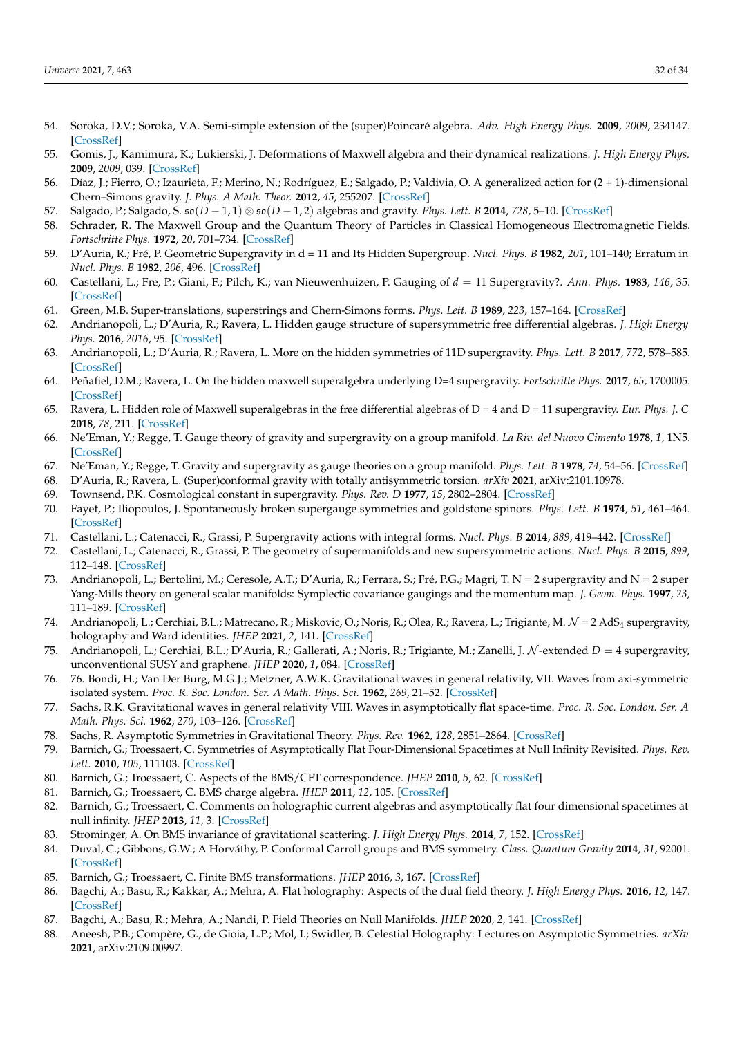54. Soroka, D.V.; Soroka, V.A. Semi-simple extension of the (super)Poincaré algebra. *Adv. High Energy Phys.* **2009**, *2009*, 234147. [CrossRef]
55. Gomis, J.; Kamimura, K.; Lukierski, J. Deformations of Maxwell algebra and their dynamical realizations. *J. High Energy Phys.* **2009**, *2009*, 039. [CrossRef]
56. Díaz, J.; Fierro, O.; Izaurieta, F.; Merino, N.; Rodríguez, E.; Salgado, P.; Valdivia, O. A generalized action for (2 + 1)-dimensional Chern–Simons gravity. *J. Phys. A Math. Theor.* **2012**, *45*, 255207. [CrossRef]
57. Salgado, P.; Salgado, S. $\mathfrak{so}(D-1,1) \otimes \mathfrak{so}(D-1,2)$ algebras and gravity. *Phys. Lett. B* **2014**, *728*, 5–10. [CrossRef]
58. Schrader, R. The Maxwell Group and the Quantum Theory of Particles in Classical Homogeneous Electromagnetic Fields. *Fortschritte Phys.* **1972**, *20*, 701–734. [CrossRef]
59. D'Auria, R.; Fré, P. Geometric Supergravity in d = 11 and Its Hidden Supergroup. *Nucl. Phys. B* **1982**, *201*, 101–140; Erratum in *Nucl. Phys. B* **1982**, *206*, 496. [CrossRef]
60. Castellani, L.; Fre, P.; Giani, F.; Pilch, K.; van Nieuwenhuizen, P. Gauging of $d = 11$ Supergravity?. *Ann. Phys.* **1983**, *146*, 35. [CrossRef]
61. Green, M.B. Super-translations, superstrings and Chern-Simons forms. *Phys. Lett. B* **1989**, *223*, 157–164. [CrossRef]
62. Andrianopoli, L.; D'Auria, R.; Ravera, L. Hidden gauge structure of supersymmetric free differential algebras. *J. High Energy Phys.* **2016**, *2016*, 95. [CrossRef]
63. Andrianopoli, L.; D'Auria, R.; Ravera, L. More on the hidden symmetries of 11D supergravity. *Phys. Lett. B* **2017**, *772*, 578–585. [CrossRef]
64. Peñafiel, D.M.; Ravera, L. On the hidden maxwell superalgebra underlying D=4 supergravity. *Fortschritte Phys.* **2017**, *65*, 1700005. [CrossRef]
65. Ravera, L. Hidden role of Maxwell superalgebras in the free differential algebras of D = 4 and D = 11 supergravity. *Eur. Phys. J. C* **2018**, *78*, 211. [CrossRef]
66. Ne'Eman, Y.; Regge, T. Gauge theory of gravity and supergravity on a group manifold. *La Riv. del Nuovo Cimento* **1978**, *1*, 1N5. [CrossRef]
67. Ne'Eman, Y.; Regge, T. Gravity and supergravity as gauge theories on a group manifold. *Phys. Lett. B* **1978**, *74*, 54–56. [CrossRef]
68. D'Auria, R.; Ravera, L. (Super)conformal gravity with totally antisymmetric torsion. *arXiv* **2021**, arXiv:2101.10978.
69. Townsend, P.K. Cosmological constant in supergravity. *Phys. Rev. D* **1977**, *15*, 2802–2804. [CrossRef]
70. Fayet, P.; Iliopoulos, J. Spontaneously broken supergauge symmetries and goldstone spinors. *Phys. Lett. B* **1974**, *51*, 461–464. [CrossRef]
71. Castellani, L.; Catenacci, R.; Grassi, P. Supergravity actions with integral forms. *Nucl. Phys. B* **2014**, *889*, 419–442. [CrossRef]
72. Castellani, L.; Catenacci, R.; Grassi, P. The geometry of supermanifolds and new supersymmetric actions. *Nucl. Phys. B* **2015**, *899*, 112–148. [CrossRef]
73. Andrianopoli, L.; Bertolini, M.; Ceresole, A.T.; D'Auria, R.; Ferrara, S.; Fré, P.G.; Magri, T. N = 2 supergravity and N = 2 super Yang-Mills theory on general scalar manifolds: Symplectic covariance gaugings and the momentum map. *J. Geom. Phys.* **1997**, *23*, 111–189. [CrossRef]
74. Andrianopoli, L.; Cerchiai, B.L.; Matrecano, R.; Miskovic, O.; Noris, R.; Olea, R.; Ravera, L.; Trigiante, M. $\mathcal{N}$ = 2 AdS$_4$ supergravity, holography and Ward identities. *JHEP* **2021**, *2*, 141. [CrossRef]
75. Andrianopoli, L.; Cerchiai, B.L.; D'Auria, R.; Gallerati, A.; Noris, R.; Trigiante, M.; Zanelli, J. $\mathcal{N}$-extended $D = 4$ supergravity, unconventional SUSY and graphene. *JHEP* **2020**, *1*, 084. [CrossRef]
76. 76. Bondi, H.; Van Der Burg, M.G.J.; Metzner, A.W.K. Gravitational waves in general relativity, VII. Waves from axi-symmetric isolated system. *Proc. R. Soc. London. Ser. A Math. Phys. Sci.* **1962**, *269*, 21–52. [CrossRef]
77. Sachs, R.K. Gravitational waves in general relativity VIII. Waves in asymptotically flat space-time. *Proc. R. Soc. London. Ser. A Math. Phys. Sci.* **1962**, *270*, 103–126. [CrossRef]
78. Sachs, R. Asymptotic Symmetries in Gravitational Theory. *Phys. Rev.* **1962**, *128*, 2851–2864. [CrossRef]
79. Barnich, G.; Troessaert, C. Symmetries of Asymptotically Flat Four-Dimensional Spacetimes at Null Infinity Revisited. *Phys. Rev. Lett.* **2010**, *105*, 111103. [CrossRef]
80. Barnich, G.; Troessaert, C. Aspects of the BMS/CFT correspondence. *JHEP* **2010**, *5*, 62. [CrossRef]
81. Barnich, G.; Troessaert, C. BMS charge algebra. *JHEP* **2011**, *12*, 105. [CrossRef]
82. Barnich, G.; Troessaert, C. Comments on holographic current algebras and asymptotically flat four dimensional spacetimes at null infinity. *JHEP* **2013**, *11*, 3. [CrossRef]
83. Strominger, A. On BMS invariance of gravitational scattering. *J. High Energy Phys.* **2014**, *7*, 152. [CrossRef]
84. Duval, C.; Gibbons, G.W.; A Horváthy, P. Conformal Carroll groups and BMS symmetry. *Class. Quantum Gravity* **2014**, *31*, 92001. [CrossRef]
85. Barnich, G.; Troessaert, C. Finite BMS transformations. *JHEP* **2016**, *3*, 167. [CrossRef]
86. Bagchi, A.; Basu, R.; Kakkar, A.; Mehra, A. Flat holography: Aspects of the dual field theory. *J. High Energy Phys.* **2016**, *12*, 147. [CrossRef]
87. Bagchi, A.; Basu, R.; Mehra, A.; Nandi, P. Field Theories on Null Manifolds. *JHEP* **2020**, *2*, 141. [CrossRef]
88. Aneesh, P.B.; Compère, G.; de Gioia, L.P.; Mol, I.; Swidler, B. Celestial Holography: Lectures on Asymptotic Symmetries. *arXiv* **2021**, arXiv:2109.00997.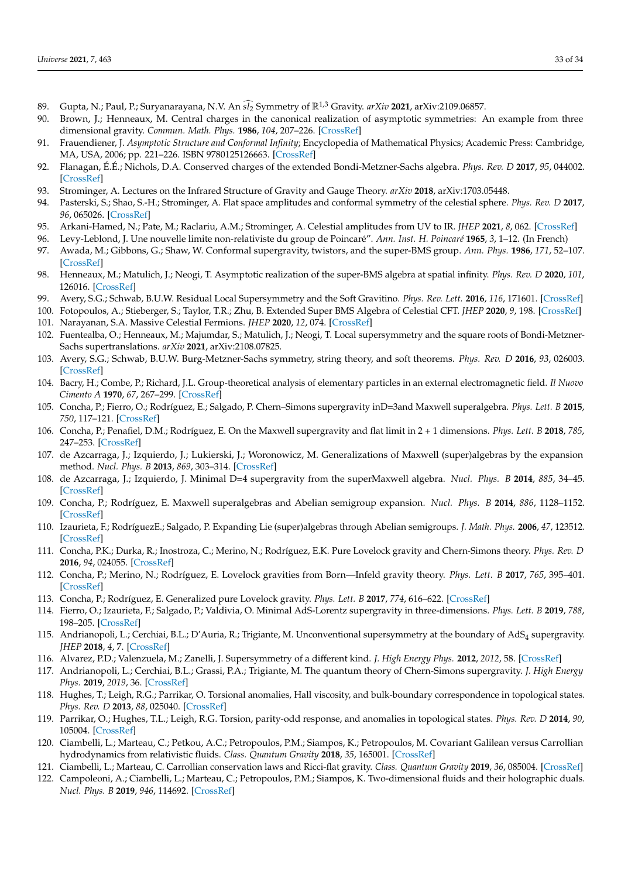89. Gupta, N.; Paul, P.; Suryanarayana, N.V. An $\widehat{sl_2}$ Symmetry of $\mathbb{R}^{1,3}$ Gravity. *arXiv* **2021**, arXiv:2109.06857.
90. Brown, J.; Henneaux, M. Central charges in the canonical realization of asymptotic symmetries: An example from three dimensional gravity. *Commun. Math. Phys.* **1986**, *104*, 207–226. [CrossRef]
91. Frauendiener, J. *Asymptotic Structure and Conformal Infinity*; Encyclopedia of Mathematical Physics; Academic Press: Cambridge, MA, USA, 2006; pp. 221–226. ISBN 9780125126663. [CrossRef]
92. Flanagan, É.É.; Nichols, D.A. Conserved charges of the extended Bondi-Metzner-Sachs algebra. *Phys. Rev. D* **2017**, *95*, 044002. [CrossRef]
93. Strominger, A. Lectures on the Infrared Structure of Gravity and Gauge Theory. *arXiv* **2018**, arXiv:1703.05448.
94. Pasterski, S.; Shao, S.-H.; Strominger, A. Flat space amplitudes and conformal symmetry of the celestial sphere. *Phys. Rev. D* **2017**, *96*, 065026. [CrossRef]
95. Arkani-Hamed, N.; Pate, M.; Raclariu, A.M.; Strominger, A. Celestial amplitudes from UV to IR. *JHEP* **2021**, *8*, 062. [CrossRef]
96. Levy-Leblond, J. Une nouvelle limite non-relativiste du group de Poincaré". *Ann. Inst. H. Poincaré* **1965**, *3*, 1–12. (In French)
97. Awada, M.; Gibbons, G.; Shaw, W. Conformal supergravity, twistors, and the super-BMS group. *Ann. Phys.* **1986**, *171*, 52–107. [CrossRef]
98. Henneaux, M.; Matulich, J.; Neogi, T. Asymptotic realization of the super-BMS algebra at spatial infinity. *Phys. Rev. D* **2020**, *101*, 126016. [CrossRef]
99. Avery, S.G.; Schwab, B.U.W. Residual Local Supersymmetry and the Soft Gravitino. *Phys. Rev. Lett.* **2016**, *116*, 171601. [CrossRef]
100. Fotopoulos, A.; Stieberger, S.; Taylor, T.R.; Zhu, B. Extended Super BMS Algebra of Celestial CFT. *JHEP* **2020**, *9*, 198. [CrossRef]
101. Narayanan, S.A. Massive Celestial Fermions. *JHEP* **2020**, *12*, 074. [CrossRef]
102. Fuentealba, O.; Henneaux, M.; Majumdar, S.; Matulich, J.; Neogi, T. Local supersymmetry and the square roots of Bondi-Metzner-Sachs supertranslations. *arXiv* **2021**, arXiv:2108.07825.
103. Avery, S.G.; Schwab, B.U.W. Burg-Metzner-Sachs symmetry, string theory, and soft theorems. *Phys. Rev. D* **2016**, *93*, 026003. [CrossRef]
104. Bacry, H.; Combe, P.; Richard, J.L. Group-theoretical analysis of elementary particles in an external electromagnetic field. *Il Nuovo Cimento A* **1970**, *67*, 267–299. [CrossRef]
105. Concha, P.; Fierro, O.; Rodríguez, E.; Salgado, P. Chern–Simons supergravity inD=3and Maxwell superalgebra. *Phys. Lett. B* **2015**, *750*, 117–121. [CrossRef]
106. Concha, P.; Penafiel, D.M.; Rodríguez, E. On the Maxwell supergravity and flat limit in 2 + 1 dimensions. *Phys. Lett. B* **2018**, *785*, 247–253. [CrossRef]
107. de Azcarraga, J.; Izquierdo, J.; Lukierski, J.; Woronowicz, M. Generalizations of Maxwell (super)algebras by the expansion method. *Nucl. Phys. B* **2013**, *869*, 303–314. [CrossRef]
108. de Azcarraga, J.; Izquierdo, J. Minimal D=4 supergravity from the superMaxwell algebra. *Nucl. Phys. B* **2014**, *885*, 34–45. [CrossRef]
109. Concha, P.; Rodríguez, E. Maxwell superalgebras and Abelian semigroup expansion. *Nucl. Phys. B* **2014**, *886*, 1128–1152. [CrossRef]
110. Izaurieta, F.; RodríguezE.; Salgado, P. Expanding Lie (super)algebras through Abelian semigroups. *J. Math. Phys.* **2006**, *47*, 123512. [CrossRef]
111. Concha, P.K.; Durka, R.; Inostroza, C.; Merino, N.; Rodríguez, E.K. Pure Lovelock gravity and Chern-Simons theory. *Phys. Rev. D* **2016**, *94*, 024055. [CrossRef]
112. Concha, P.; Merino, N.; Rodríguez, E. Lovelock gravities from Born—Infeld gravity theory. *Phys. Lett. B* **2017**, *765*, 395–401. [CrossRef]
113. Concha, P.; Rodríguez, E. Generalized pure Lovelock gravity. *Phys. Lett. B* **2017**, *774*, 616–622. [CrossRef]
114. Fierro, O.; Izaurieta, F.; Salgado, P.; Valdivia, O. Minimal AdS-Lorentz supergravity in three-dimensions. *Phys. Lett. B* **2019**, *788*, 198–205. [CrossRef]
115. Andrianopoli, L.; Cerchiai, B.L.; D'Auria, R.; Trigiante, M. Unconventional supersymmetry at the boundary of $\mathrm{AdS}_4$ supergravity. *JHEP* **2018**, *4*, 7. [CrossRef]
116. Alvarez, P.D.; Valenzuela, M.; Zanelli, J. Supersymmetry of a different kind. *J. High Energy Phys.* **2012**, *2012*, 58. [CrossRef]
117. Andrianopoli, L.; Cerchiai, B.L.; Grassi, P.A.; Trigiante, M. The quantum theory of Chern-Simons supergravity. *J. High Energy Phys.* **2019**, *2019*, 36. [CrossRef]
118. Hughes, T.; Leigh, R.G.; Parrikar, O. Torsional anomalies, Hall viscosity, and bulk-boundary correspondence in topological states. *Phys. Rev. D* **2013**, *88*, 025040. [CrossRef]
119. Parrikar, O.; Hughes, T.L.; Leigh, R.G. Torsion, parity-odd response, and anomalies in topological states. *Phys. Rev. D* **2014**, *90*, 105004. [CrossRef]
120. Ciambelli, L.; Marteau, C.; Petkou, A.C.; Petropoulos, P.M.; Siampos, K.; Petropoulos, M. Covariant Galilean versus Carrollian hydrodynamics from relativistic fluids. *Class. Quantum Gravity* **2018**, *35*, 165001. [CrossRef]
121. Ciambelli, L.; Marteau, C. Carrollian conservation laws and Ricci-flat gravity. *Class. Quantum Gravity* **2019**, *36*, 085004. [CrossRef]
122. Campoleoni, A.; Ciambelli, L.; Marteau, C.; Petropoulos, P.M.; Siampos, K. Two-dimensional fluids and their holographic duals. *Nucl. Phys. B* **2019**, *946*, 114692. [CrossRef]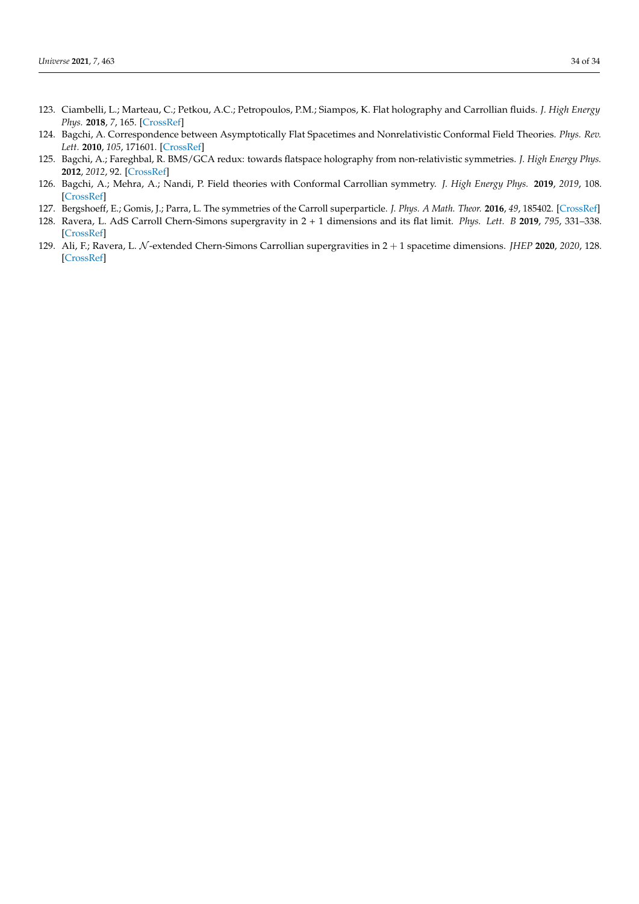123. Ciambelli, L.; Marteau, C.; Petkou, A.C.; Petropoulos, P.M.; Siampos, K. Flat holography and Carrollian fluids. *J. High Energy Phys.* **2018**, *7*, 165. [CrossRef]
124. Bagchi, A. Correspondence between Asymptotically Flat Spacetimes and Nonrelativistic Conformal Field Theories. *Phys. Rev. Lett.* **2010**, *105*, 171601. [CrossRef]
125. Bagchi, A.; Fareghbal, R. BMS/GCA redux: towards flatspace holography from non-relativistic symmetries. *J. High Energy Phys.* **2012**, *2012*, 92. [CrossRef]
126. Bagchi, A.; Mehra, A.; Nandi, P. Field theories with Conformal Carrollian symmetry. *J. High Energy Phys.* **2019**, *2019*, 108. [CrossRef]
127. Bergshoeff, E.; Gomis, J.; Parra, L. The symmetries of the Carroll superparticle. *J. Phys. A Math. Theor.* **2016**, *49*, 185402. [CrossRef]
128. Ravera, L. AdS Carroll Chern-Simons supergravity in 2 + 1 dimensions and its flat limit. *Phys. Lett. B* **2019**, *795*, 331–338. [CrossRef]
129. Ali, F.; Ravera, L. $\mathcal{N}$-extended Chern-Simons Carrollian supergravities in $2+1$ spacetime dimensions. *JHEP* **2020**, *2020*, 128. [CrossRef]